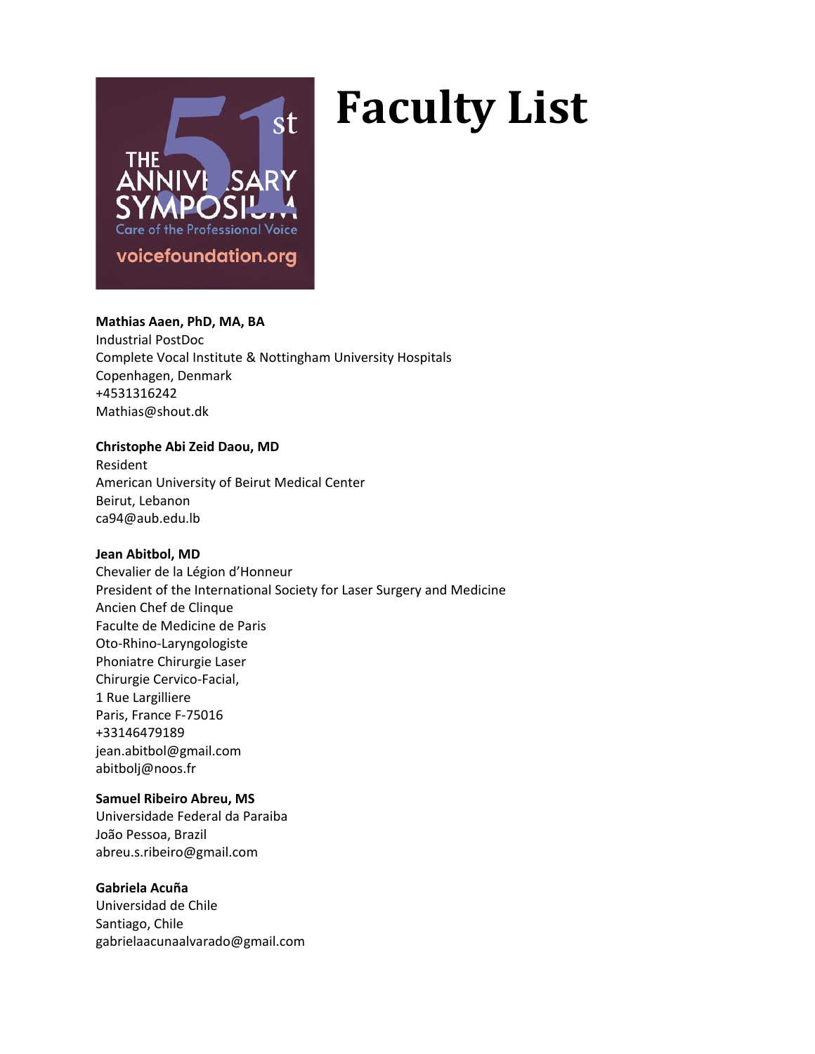# Faculty List

**Mathias Aaen, PhD, MA, BA**
Industrial PostDoc
Complete Vocal Institute & Nottingham University Hospitals
Copenhagen, Denmark
+4531316242
Mathias@shout.dk

**Christophe Abi Zeid Daou, MD**
Resident
American University of Beirut Medical Center
Beirut, Lebanon
ca94@aub.edu.lb

**Jean Abitbol, MD**
Chevalier de la Légion d'Honneur
President of the International Society for Laser Surgery and Medicine
Ancien Chef de Clinque
Faculte de Medicine de Paris
Oto-Rhino-Laryngologiste
Phoniatre Chirurgie Laser
Chirurgie Cervico-Facial,
1 Rue Largilliere
Paris, France F-75016
+33146479189
jean.abitbol@gmail.com
abitbolj@noos.fr

**Samuel Ribeiro Abreu, MS**
Universidade Federal da Paraiba
João Pessoa, Brazil
abreu.s.ribeiro@gmail.com

**Gabriela Acuña**
Universidad de Chile
Santiago, Chile
gabrielaacunaalvarado@gmail.com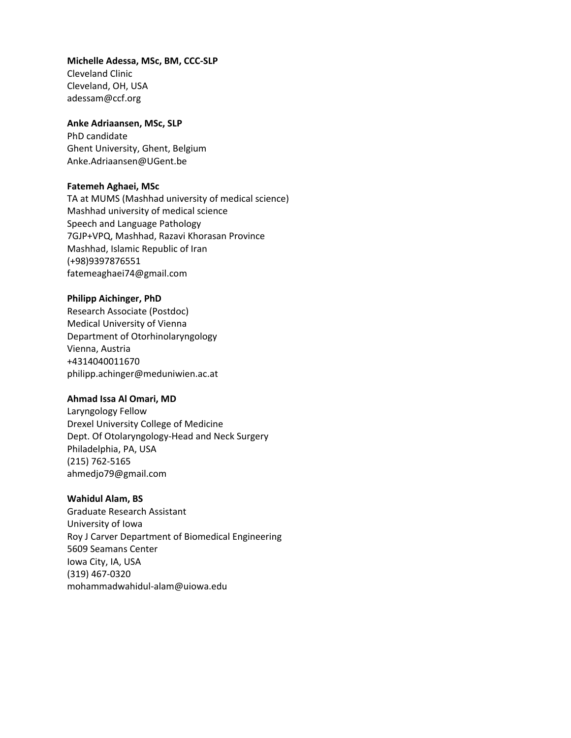**Michelle Adessa, MSc, BM, CCC-SLP**
Cleveland Clinic
Cleveland, OH, USA
adessam@ccf.org

**Anke Adriaansen, MSc, SLP**
PhD candidate
Ghent University, Ghent, Belgium
Anke.Adriaansen@UGent.be

**Fatemeh Aghaei, MSc**
TA at MUMS (Mashhad university of medical science)
Mashhad university of medical science
Speech and Language Pathology
7GJP+VPQ, Mashhad, Razavi Khorasan Province
Mashhad, Islamic Republic of Iran
(+98)9397876551
fatemeaghaei74@gmail.com

**Philipp Aichinger, PhD**
Research Associate (Postdoc)
Medical University of Vienna
Department of Otorhinolaryngology
Vienna, Austria
+4314040011670
philipp.achinger@meduniwien.ac.at

**Ahmad Issa Al Omari, MD**
Laryngology Fellow
Drexel University College of Medicine
Dept. Of Otolaryngology-Head and Neck Surgery
Philadelphia, PA, USA
(215) 762-5165
ahmedjo79@gmail.com

**Wahidul Alam, BS**
Graduate Research Assistant
University of Iowa
Roy J Carver Department of Biomedical Engineering
5609 Seamans Center
Iowa City, IA, USA
(319) 467-0320
mohammadwahidul-alam@uiowa.edu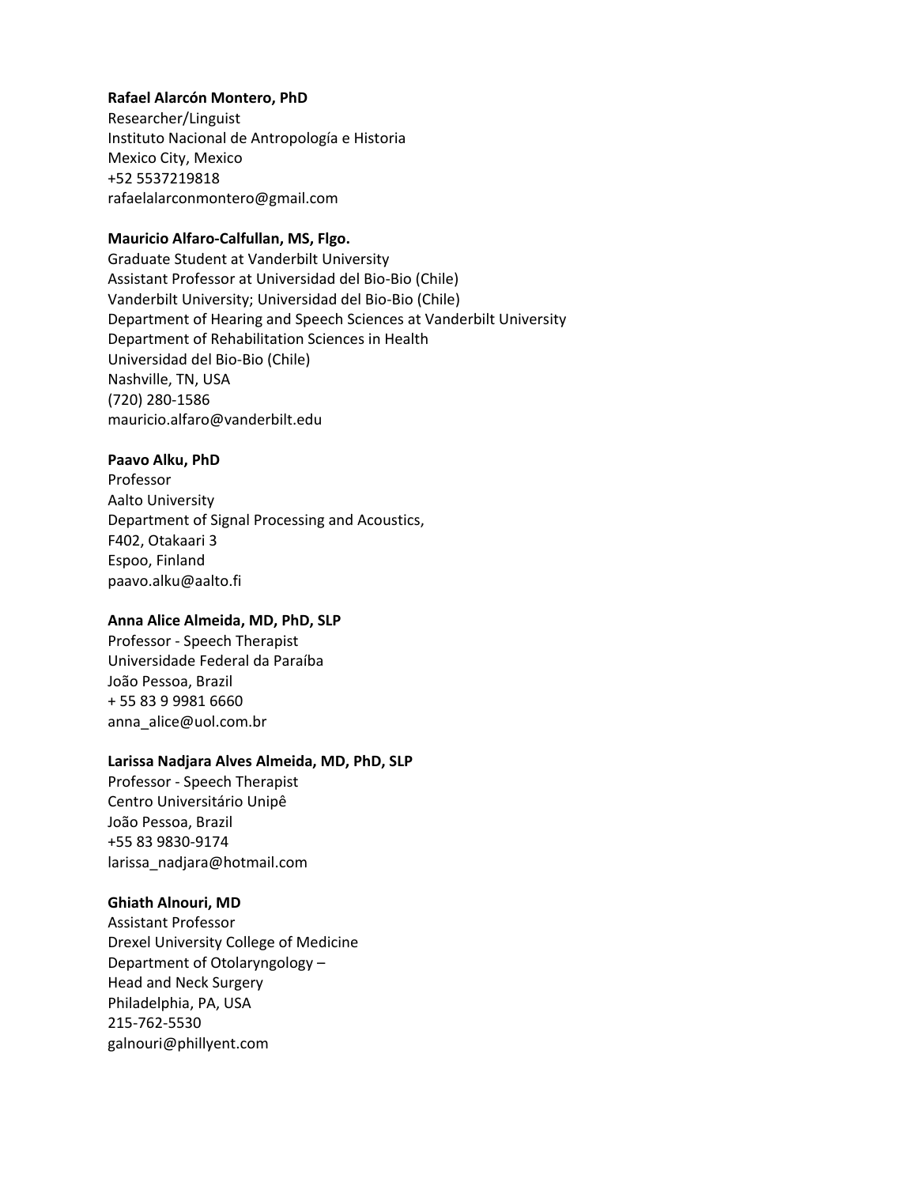**Rafael Alarcón Montero, PhD**
Researcher/Linguist
Instituto Nacional de Antropología e Historia
Mexico City, Mexico
+52 5537219818
rafaelalarconmontero@gmail.com

**Mauricio Alfaro-Calfullan, MS, Flgo.**
Graduate Student at Vanderbilt University
Assistant Professor at Universidad del Bio-Bio (Chile)
Vanderbilt University; Universidad del Bio-Bio (Chile)
Department of Hearing and Speech Sciences at Vanderbilt University
Department of Rehabilitation Sciences in Health
Universidad del Bio-Bio (Chile)
Nashville, TN, USA
(720) 280-1586
mauricio.alfaro@vanderbilt.edu

**Paavo Alku, PhD**
Professor
Aalto University
Department of Signal Processing and Acoustics,
F402, Otakaari 3
Espoo, Finland
paavo.alku@aalto.fi

**Anna Alice Almeida, MD, PhD, SLP**
Professor - Speech Therapist
Universidade Federal da Paraíba
João Pessoa, Brazil
+ 55 83 9 9981 6660
anna_alice@uol.com.br

**Larissa Nadjara Alves Almeida, MD, PhD, SLP**
Professor - Speech Therapist
Centro Universitário Unipê
João Pessoa, Brazil
+55 83 9830-9174
larissa_nadjara@hotmail.com

**Ghiath Alnouri, MD**
Assistant Professor
Drexel University College of Medicine
Department of Otolaryngology –
Head and Neck Surgery
Philadelphia, PA, USA
215-762-5530
galnouri@phillyent.com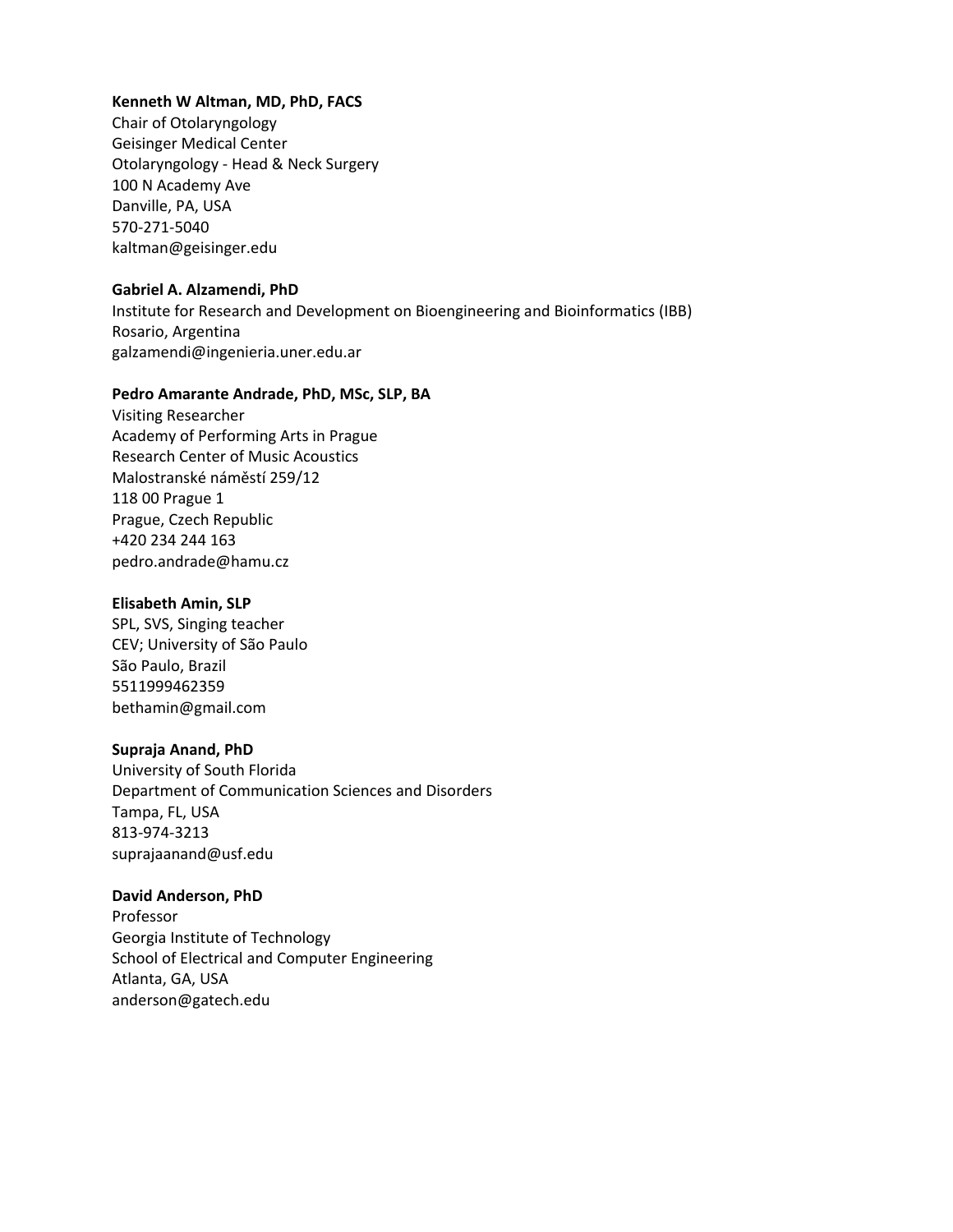**Kenneth W Altman, MD, PhD, FACS**
Chair of Otolaryngology
Geisinger Medical Center
Otolaryngology - Head & Neck Surgery
100 N Academy Ave
Danville, PA, USA
570-271-5040
kaltman@geisinger.edu

**Gabriel A. Alzamendi, PhD**
Institute for Research and Development on Bioengineering and Bioinformatics (IBB)
Rosario, Argentina
galzamendi@ingenieria.uner.edu.ar

**Pedro Amarante Andrade, PhD, MSc, SLP, BA**
Visiting Researcher
Academy of Performing Arts in Prague
Research Center of Music Acoustics
Malostranské náměstí 259/12
118 00 Prague 1
Prague, Czech Republic
+420 234 244 163
pedro.andrade@hamu.cz

**Elisabeth Amin, SLP**
SPL, SVS, Singing teacher
CEV; University of São Paulo
São Paulo, Brazil
5511999462359
bethamin@gmail.com

**Supraja Anand, PhD**
University of South Florida
Department of Communication Sciences and Disorders
Tampa, FL, USA
813-974-3213
suprajaanand@usf.edu

**David Anderson, PhD**
Professor
Georgia Institute of Technology
School of Electrical and Computer Engineering
Atlanta, GA, USA
anderson@gatech.edu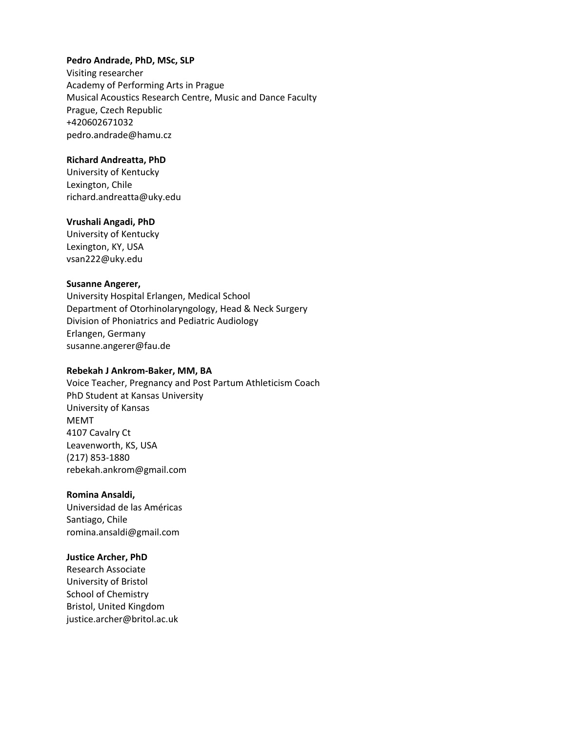**Pedro Andrade, PhD, MSc, SLP**
Visiting researcher
Academy of Performing Arts in Prague
Musical Acoustics Research Centre, Music and Dance Faculty
Prague, Czech Republic
+420602671032
pedro.andrade@hamu.cz

**Richard Andreatta, PhD**
University of Kentucky
Lexington, Chile
richard.andreatta@uky.edu

**Vrushali Angadi, PhD**
University of Kentucky
Lexington, KY, USA
vsan222@uky.edu

**Susanne Angerer,**
University Hospital Erlangen, Medical School
Department of Otorhinolaryngology, Head & Neck Surgery
Division of Phoniatrics and Pediatric Audiology
Erlangen, Germany
susanne.angerer@fau.de

**Rebekah J Ankrom-Baker, MM, BA**
Voice Teacher, Pregnancy and Post Partum Athleticism Coach
PhD Student at Kansas University
University of Kansas
MEMT
4107 Cavalry Ct
Leavenworth, KS, USA
(217) 853-1880
rebekah.ankrom@gmail.com

**Romina Ansaldi,**
Universidad de las Américas
Santiago, Chile
romina.ansaldi@gmail.com

**Justice Archer, PhD**
Research Associate
University of Bristol
School of Chemistry
Bristol, United Kingdom
justice.archer@britol.ac.uk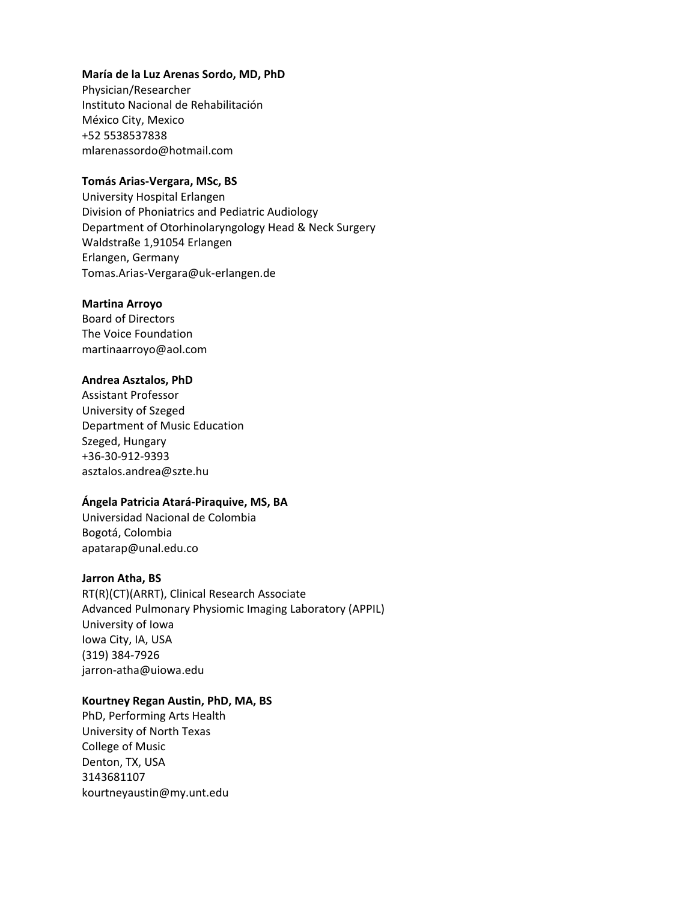**María de la Luz Arenas Sordo, MD, PhD**
Physician/Researcher
Instituto Nacional de Rehabilitación
México City, Mexico
+52 5538537838
mlarenassordo@hotmail.com

**Tomás Arias-Vergara, MSc, BS**
University Hospital Erlangen
Division of Phoniatrics and Pediatric Audiology
Department of Otorhinolaryngology Head & Neck Surgery
Waldstraße 1,91054 Erlangen
Erlangen, Germany
Tomas.Arias-Vergara@uk-erlangen.de

**Martina Arroyo**
Board of Directors
The Voice Foundation
martinaarroyo@aol.com

**Andrea Asztalos, PhD**
Assistant Professor
University of Szeged
Department of Music Education
Szeged, Hungary
+36-30-912-9393
asztalos.andrea@szte.hu

**Ángela Patricia Atará-Piraquive, MS, BA**
Universidad Nacional de Colombia
Bogotá, Colombia
apatarap@unal.edu.co

**Jarron Atha, BS**
RT(R)(CT)(ARRT), Clinical Research Associate
Advanced Pulmonary Physiomic Imaging Laboratory (APPIL)
University of Iowa
Iowa City, IA, USA
(319) 384-7926
jarron-atha@uiowa.edu

**Kourtney Regan Austin, PhD, MA, BS**
PhD, Performing Arts Health
University of North Texas
College of Music
Denton, TX, USA
3143681107
kourtneyaustin@my.unt.edu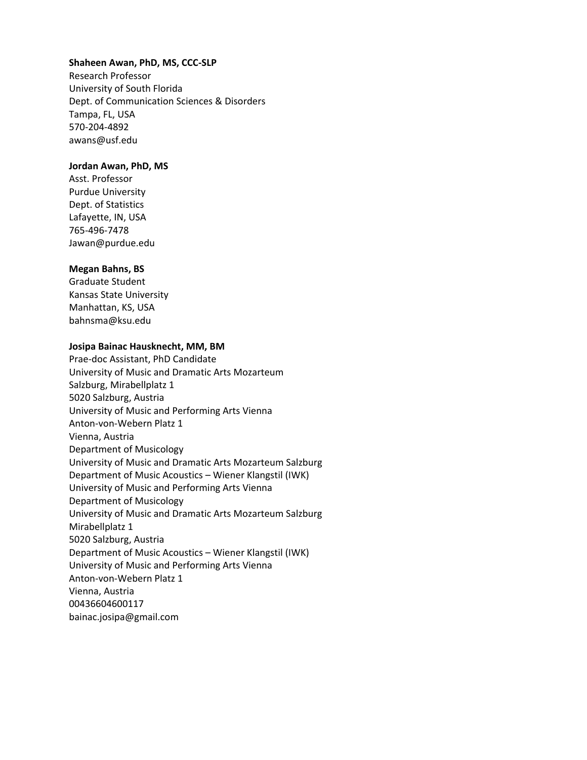**Shaheen Awan, PhD, MS, CCC-SLP**
Research Professor
University of South Florida
Dept. of Communication Sciences & Disorders
Tampa, FL, USA
570-204-4892
awans@usf.edu

**Jordan Awan, PhD, MS**
Asst. Professor
Purdue University
Dept. of Statistics
Lafayette, IN, USA
765-496-7478
Jawan@purdue.edu

**Megan Bahns, BS**
Graduate Student
Kansas State University
Manhattan, KS, USA
bahnsma@ksu.edu

**Josipa Bainac Hausknecht, MM, BM**
Prae-doc Assistant, PhD Candidate
University of Music and Dramatic Arts Mozarteum
Salzburg, Mirabellplatz 1
5020 Salzburg, Austria
University of Music and Performing Arts Vienna
Anton-von-Webern Platz 1
Vienna, Austria
Department of Musicology
University of Music and Dramatic Arts Mozarteum Salzburg
Department of Music Acoustics – Wiener Klangstil (IWK)
University of Music and Performing Arts Vienna
Department of Musicology
University of Music and Dramatic Arts Mozarteum Salzburg
Mirabellplatz 1
5020 Salzburg, Austria
Department of Music Acoustics – Wiener Klangstil (IWK)
University of Music and Performing Arts Vienna
Anton-von-Webern Platz 1
Vienna, Austria
00436604600117
bainac.josipa@gmail.com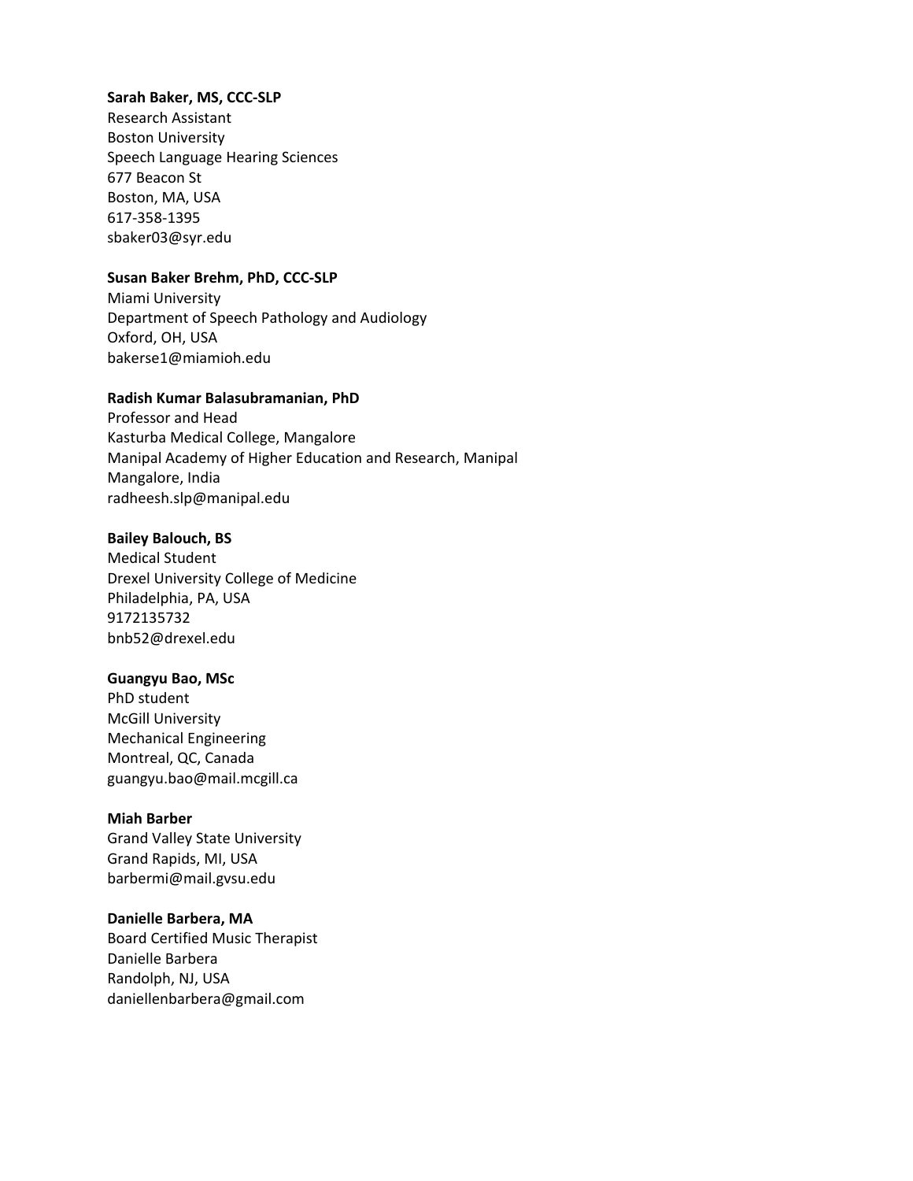**Sarah Baker, MS, CCC-SLP**
Research Assistant
Boston University
Speech Language Hearing Sciences
677 Beacon St
Boston, MA, USA
617-358-1395
sbaker03@syr.edu

**Susan Baker Brehm, PhD, CCC-SLP**
Miami University
Department of Speech Pathology and Audiology
Oxford, OH, USA
bakerse1@miamioh.edu

**Radish Kumar Balasubramanian, PhD**
Professor and Head
Kasturba Medical College, Mangalore
Manipal Academy of Higher Education and Research, Manipal
Mangalore, India
radheesh.slp@manipal.edu

**Bailey Balouch, BS**
Medical Student
Drexel University College of Medicine
Philadelphia, PA, USA
9172135732
bnb52@drexel.edu

**Guangyu Bao, MSc**
PhD student
McGill University
Mechanical Engineering
Montreal, QC, Canada
guangyu.bao@mail.mcgill.ca

**Miah Barber**
Grand Valley State University
Grand Rapids, MI, USA
barbermi@mail.gvsu.edu

**Danielle Barbera, MA**
Board Certified Music Therapist
Danielle Barbera
Randolph, NJ, USA
daniellenbarbera@gmail.com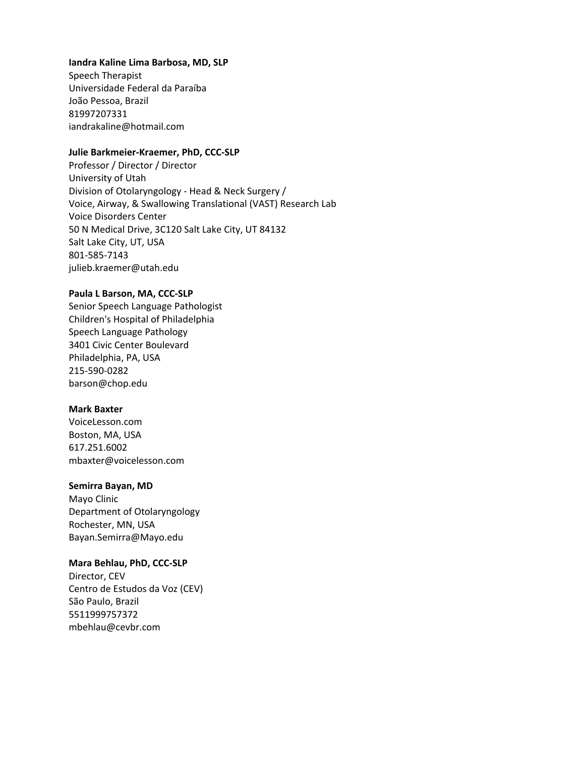**Iandra Kaline Lima Barbosa, MD, SLP**
Speech Therapist
Universidade Federal da Paraíba
João Pessoa, Brazil
81997207331
iandrakaline@hotmail.com

**Julie Barkmeier-Kraemer, PhD, CCC-SLP**
Professor / Director / Director
University of Utah
Division of Otolaryngology - Head & Neck Surgery /
Voice, Airway, & Swallowing Translational (VAST) Research Lab
Voice Disorders Center
50 N Medical Drive, 3C120 Salt Lake City, UT 84132
Salt Lake City, UT, USA
801-585-7143
julieb.kraemer@utah.edu

**Paula L Barson, MA, CCC-SLP**
Senior Speech Language Pathologist
Children's Hospital of Philadelphia
Speech Language Pathology
3401 Civic Center Boulevard
Philadelphia, PA, USA
215-590-0282
barson@chop.edu

**Mark Baxter**
VoiceLesson.com
Boston, MA, USA
617.251.6002
mbaxter@voicelesson.com

**Semirra Bayan, MD**
Mayo Clinic
Department of Otolaryngology
Rochester, MN, USA
Bayan.Semirra@Mayo.edu

**Mara Behlau, PhD, CCC-SLP**
Director, CEV
Centro de Estudos da Voz (CEV)
São Paulo, Brazil
5511999757372
mbehlau@cevbr.com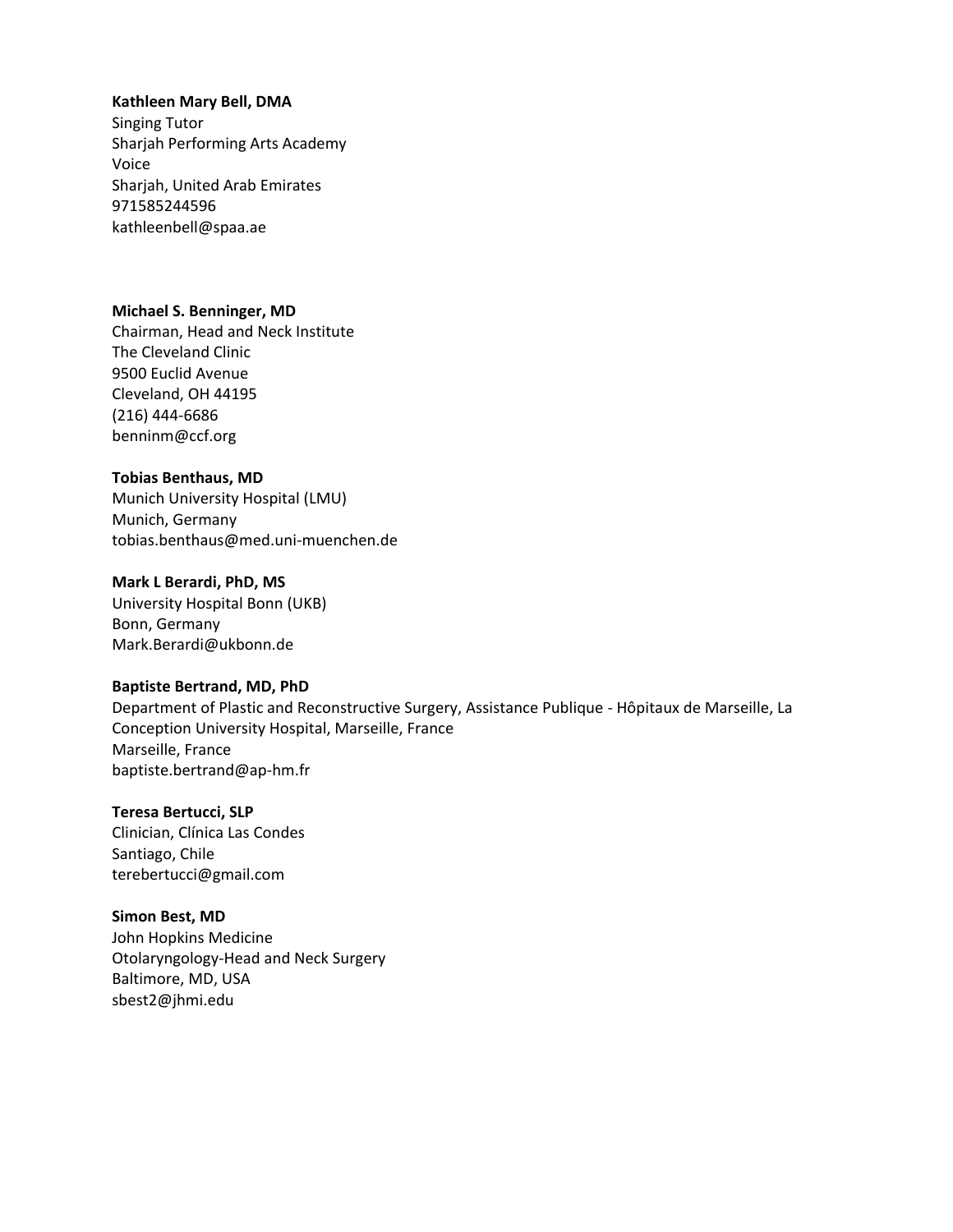**Kathleen Mary Bell, DMA**
Singing Tutor
Sharjah Performing Arts Academy
Voice
Sharjah, United Arab Emirates
971585244596
kathleenbell@spaa.ae

**Michael S. Benninger, MD**
Chairman, Head and Neck Institute
The Cleveland Clinic
9500 Euclid Avenue
Cleveland, OH 44195
(216) 444-6686
benninm@ccf.org

**Tobias Benthaus, MD**
Munich University Hospital (LMU)
Munich, Germany
tobias.benthaus@med.uni-muenchen.de

**Mark L Berardi, PhD, MS**
University Hospital Bonn (UKB)
Bonn, Germany
Mark.Berardi@ukbonn.de

**Baptiste Bertrand, MD, PhD**
Department of Plastic and Reconstructive Surgery, Assistance Publique - Hôpitaux de Marseille, La Conception University Hospital, Marseille, France
Marseille, France
baptiste.bertrand@ap-hm.fr

**Teresa Bertucci, SLP**
Clinician, Clínica Las Condes
Santiago, Chile
terebertucci@gmail.com

**Simon Best, MD**
John Hopkins Medicine
Otolaryngology-Head and Neck Surgery
Baltimore, MD, USA
sbest2@jhmi.edu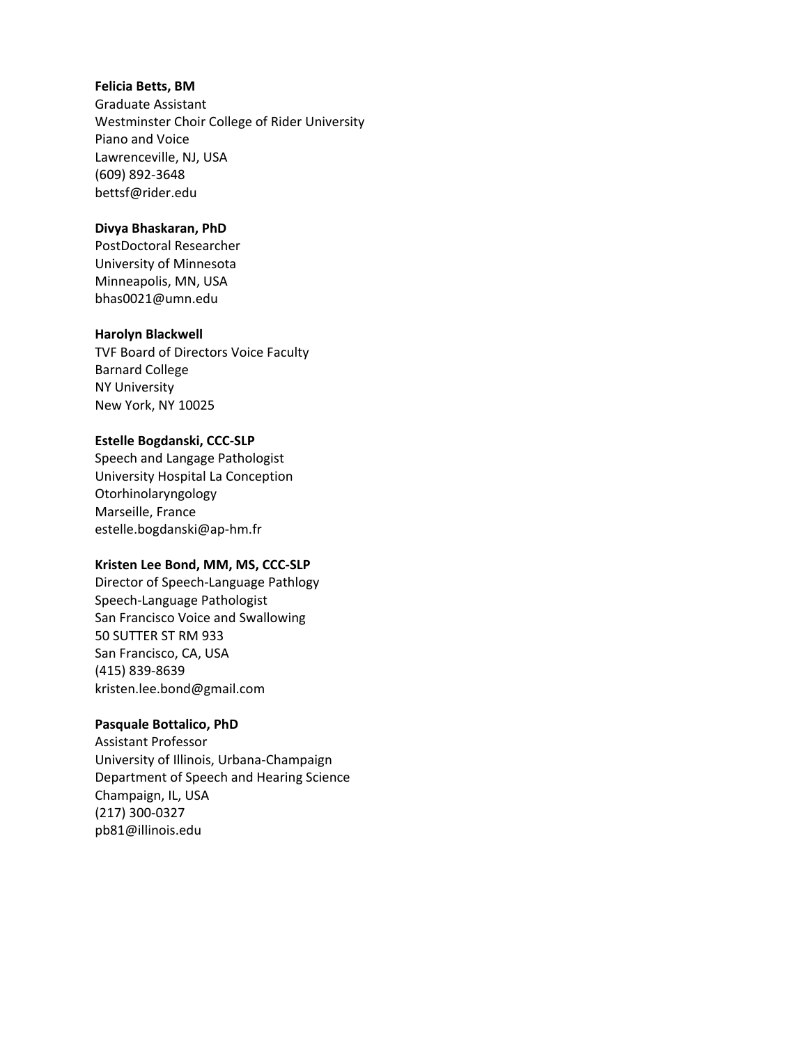**Felicia Betts, BM**
Graduate Assistant
Westminster Choir College of Rider University
Piano and Voice
Lawrenceville, NJ, USA
(609) 892-3648
bettsf@rider.edu

**Divya Bhaskaran, PhD**
PostDoctoral Researcher
University of Minnesota
Minneapolis, MN, USA
bhas0021@umn.edu

**Harolyn Blackwell**
TVF Board of Directors Voice Faculty
Barnard College
NY University
New York, NY 10025

**Estelle Bogdanski, CCC-SLP**
Speech and Langage Pathologist
University Hospital La Conception
Otorhinolaryngology
Marseille, France
estelle.bogdanski@ap-hm.fr

**Kristen Lee Bond, MM, MS, CCC-SLP**
Director of Speech-Language Pathlogy
Speech-Language Pathologist
San Francisco Voice and Swallowing
50 SUTTER ST RM 933
San Francisco, CA, USA
(415) 839-8639
kristen.lee.bond@gmail.com

**Pasquale Bottalico, PhD**
Assistant Professor
University of Illinois, Urbana-Champaign
Department of Speech and Hearing Science
Champaign, IL, USA
(217) 300-0327
pb81@illinois.edu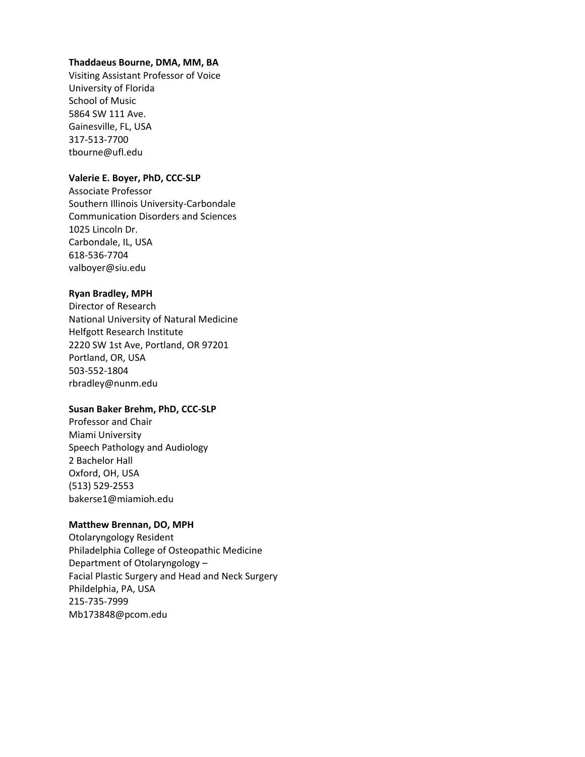**Thaddaeus Bourne, DMA, MM, BA**
Visiting Assistant Professor of Voice
University of Florida
School of Music
5864 SW 111 Ave.
Gainesville, FL, USA
317-513-7700
tbourne@ufl.edu

**Valerie E. Boyer, PhD, CCC-SLP**
Associate Professor
Southern Illinois University-Carbondale
Communication Disorders and Sciences
1025 Lincoln Dr.
Carbondale, IL, USA
618-536-7704
valboyer@siu.edu

**Ryan Bradley, MPH**
Director of Research
National University of Natural Medicine
Helfgott Research Institute
2220 SW 1st Ave, Portland, OR 97201
Portland, OR, USA
503-552-1804
rbradley@nunm.edu

**Susan Baker Brehm, PhD, CCC-SLP**
Professor and Chair
Miami University
Speech Pathology and Audiology
2 Bachelor Hall
Oxford, OH, USA
(513) 529-2553
bakerse1@miamioh.edu

**Matthew Brennan, DO, MPH**
Otolaryngology Resident
Philadelphia College of Osteopathic Medicine
Department of Otolaryngology –
Facial Plastic Surgery and Head and Neck Surgery
Phildelphia, PA, USA
215-735-7999
Mb173848@pcom.edu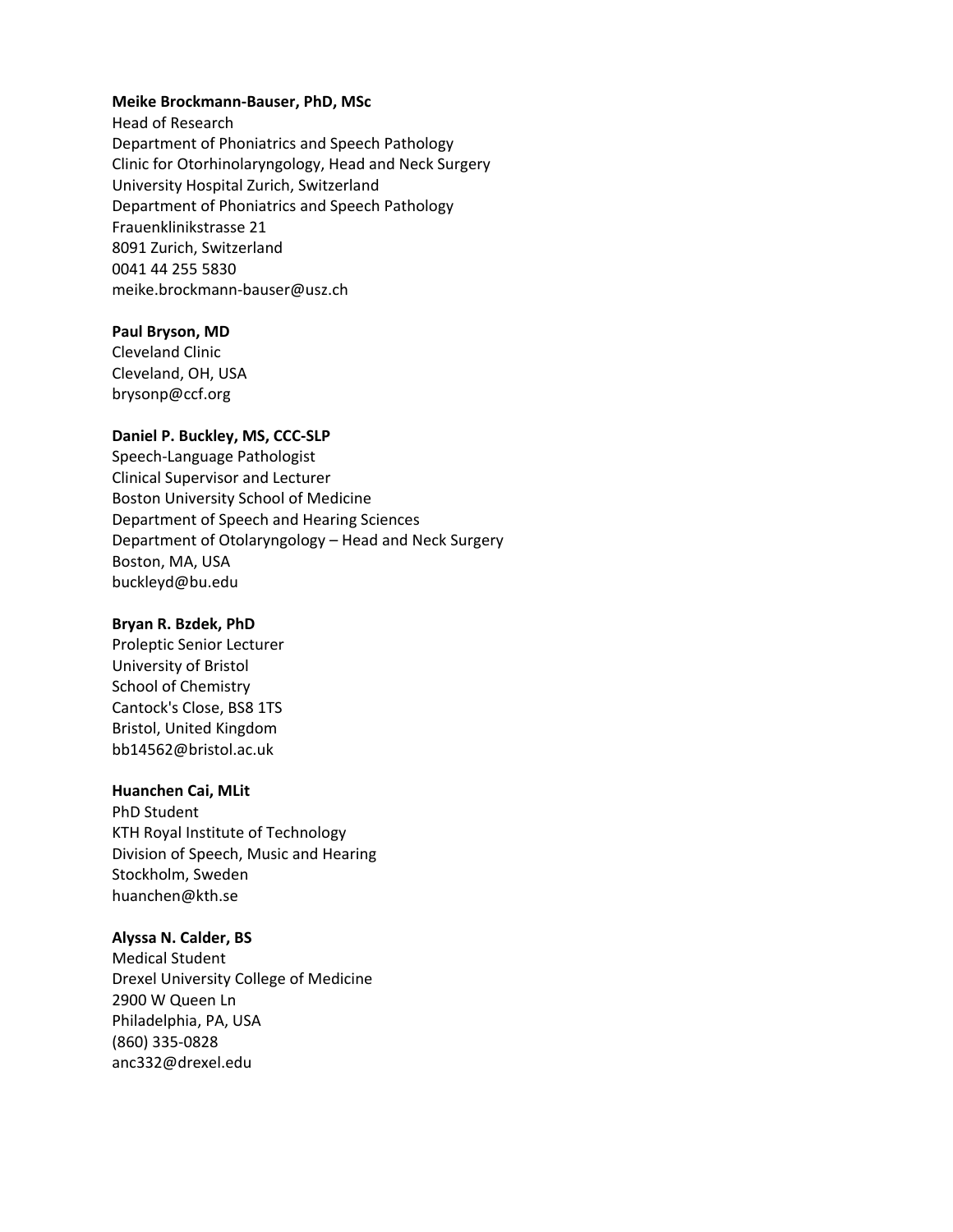**Meike Brockmann-Bauser, PhD, MSc**
Head of Research
Department of Phoniatrics and Speech Pathology
Clinic for Otorhinolaryngology, Head and Neck Surgery
University Hospital Zurich, Switzerland
Department of Phoniatrics and Speech Pathology
Frauenklinikstrasse 21
8091 Zurich, Switzerland
0041 44 255 5830
meike.brockmann-bauser@usz.ch

**Paul Bryson, MD**
Cleveland Clinic
Cleveland, OH, USA
brysonp@ccf.org

**Daniel P. Buckley, MS, CCC-SLP**
Speech-Language Pathologist
Clinical Supervisor and Lecturer
Boston University School of Medicine
Department of Speech and Hearing Sciences
Department of Otolaryngology – Head and Neck Surgery
Boston, MA, USA
buckleyd@bu.edu

**Bryan R. Bzdek, PhD**
Proleptic Senior Lecturer
University of Bristol
School of Chemistry
Cantock's Close, BS8 1TS
Bristol, United Kingdom
bb14562@bristol.ac.uk

**Huanchen Cai, MLit**
PhD Student
KTH Royal Institute of Technology
Division of Speech, Music and Hearing
Stockholm, Sweden
huanchen@kth.se

**Alyssa N. Calder, BS**
Medical Student
Drexel University College of Medicine
2900 W Queen Ln
Philadelphia, PA, USA
(860) 335-0828
anc332@drexel.edu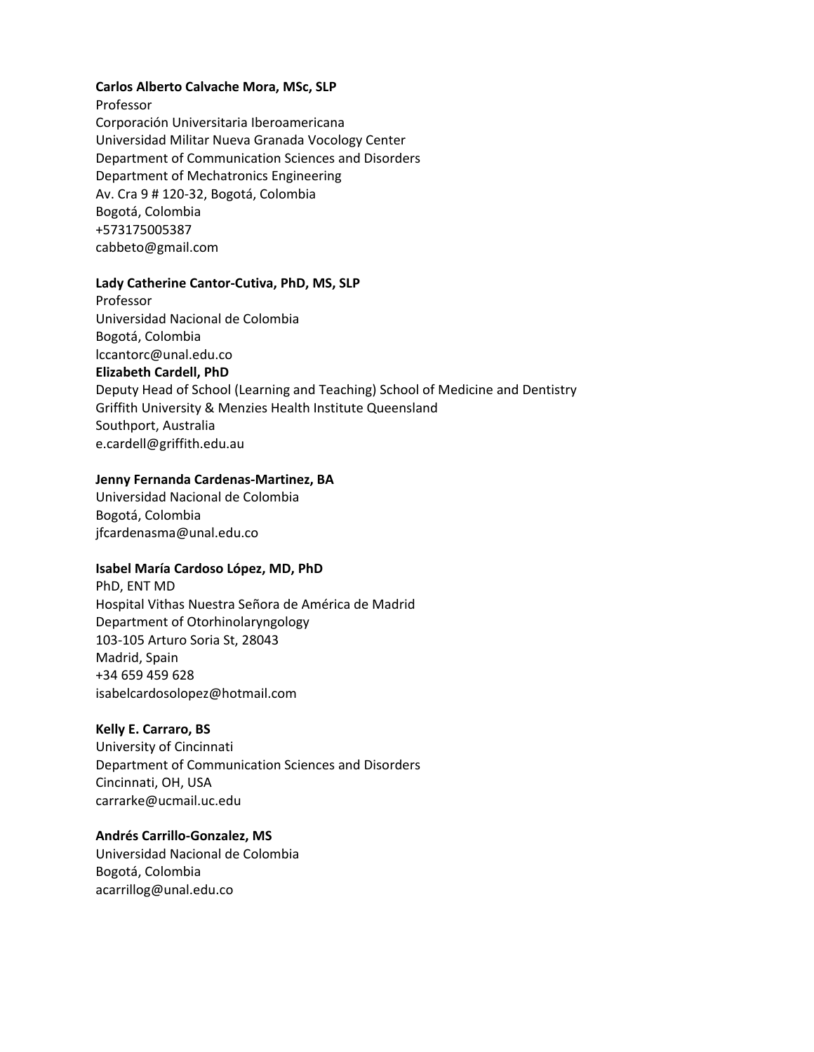**Carlos Alberto Calvache Mora, MSc, SLP**
Professor
Corporación Universitaria Iberoamericana
Universidad Militar Nueva Granada Vocology Center
Department of Communication Sciences and Disorders
Department of Mechatronics Engineering
Av. Cra 9 # 120-32, Bogotá, Colombia
Bogotá, Colombia
+573175005387
cabbeto@gmail.com

**Lady Catherine Cantor-Cutiva, PhD, MS, SLP**
Professor
Universidad Nacional de Colombia
Bogotá, Colombia
lccantorc@unal.edu.co

**Elizabeth Cardell, PhD**
Deputy Head of School (Learning and Teaching) School of Medicine and Dentistry
Griffith University & Menzies Health Institute Queensland
Southport, Australia
e.cardell@griffith.edu.au

**Jenny Fernanda Cardenas-Martinez, BA**
Universidad Nacional de Colombia
Bogotá, Colombia
jfcardenasma@unal.edu.co

**Isabel María Cardoso López, MD, PhD**
PhD, ENT MD
Hospital Vithas Nuestra Señora de América de Madrid
Department of Otorhinolaryngology
103-105 Arturo Soria St, 28043
Madrid, Spain
+34 659 459 628
isabelcardosolopez@hotmail.com

**Kelly E. Carraro, BS**
University of Cincinnati
Department of Communication Sciences and Disorders
Cincinnati, OH, USA
carrarke@ucmail.uc.edu

**Andrés Carrillo-Gonzalez, MS**
Universidad Nacional de Colombia
Bogotá, Colombia
acarrillog@unal.edu.co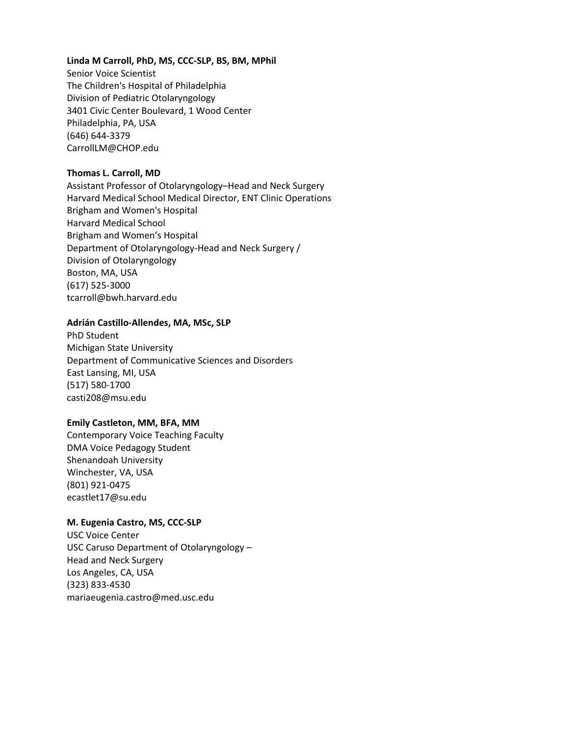**Linda M Carroll, PhD, MS, CCC-SLP, BS, BM, MPhil**
Senior Voice Scientist
The Children's Hospital of Philadelphia
Division of Pediatric Otolaryngology
3401 Civic Center Boulevard, 1 Wood Center
Philadelphia, PA, USA
(646) 644-3379
CarrollLM@CHOP.edu

**Thomas L. Carroll, MD**
Assistant Professor of Otolaryngology–Head and Neck Surgery
Harvard Medical School Medical Director, ENT Clinic Operations
Brigham and Women's Hospital
Harvard Medical School
Brigham and Women's Hospital
Department of Otolaryngology-Head and Neck Surgery /
Division of Otolaryngology
Boston, MA, USA
(617) 525-3000
tcarroll@bwh.harvard.edu

**Adrián Castillo-Allendes, MA, MSc, SLP**
PhD Student
Michigan State University
Department of Communicative Sciences and Disorders
East Lansing, MI, USA
(517) 580-1700
casti208@msu.edu

**Emily Castleton, MM, BFA, MM**
Contemporary Voice Teaching Faculty
DMA Voice Pedagogy Student
Shenandoah University
Winchester, VA, USA
(801) 921-0475
ecastlet17@su.edu

**M. Eugenia Castro, MS, CCC-SLP**
USC Voice Center
USC Caruso Department of Otolaryngology –
Head and Neck Surgery
Los Angeles, CA, USA
(323) 833-4530
mariaeugenia.castro@med.usc.edu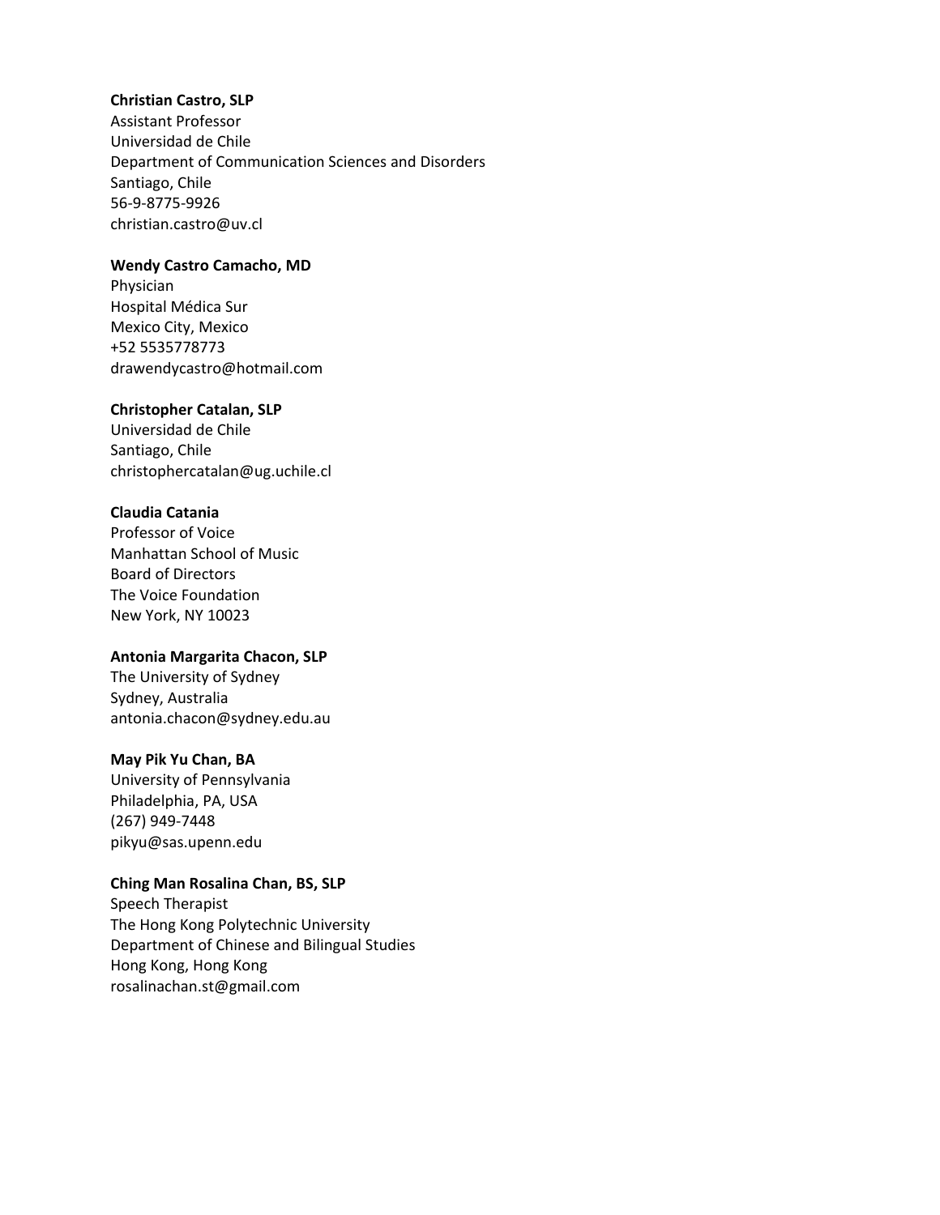**Christian Castro, SLP**
Assistant Professor
Universidad de Chile
Department of Communication Sciences and Disorders
Santiago, Chile
56-9-8775-9926
christian.castro@uv.cl

**Wendy Castro Camacho, MD**
Physician
Hospital Médica Sur
Mexico City, Mexico
+52 5535778773
drawendycastro@hotmail.com

**Christopher Catalan, SLP**
Universidad de Chile
Santiago, Chile
christophercatalan@ug.uchile.cl

**Claudia Catania**
Professor of Voice
Manhattan School of Music
Board of Directors
The Voice Foundation
New York, NY 10023

**Antonia Margarita Chacon, SLP**
The University of Sydney
Sydney, Australia
antonia.chacon@sydney.edu.au

**May Pik Yu Chan, BA**
University of Pennsylvania
Philadelphia, PA, USA
(267) 949-7448
pikyu@sas.upenn.edu

**Ching Man Rosalina Chan, BS, SLP**
Speech Therapist
The Hong Kong Polytechnic University
Department of Chinese and Bilingual Studies
Hong Kong, Hong Kong
rosalinachan.st@gmail.com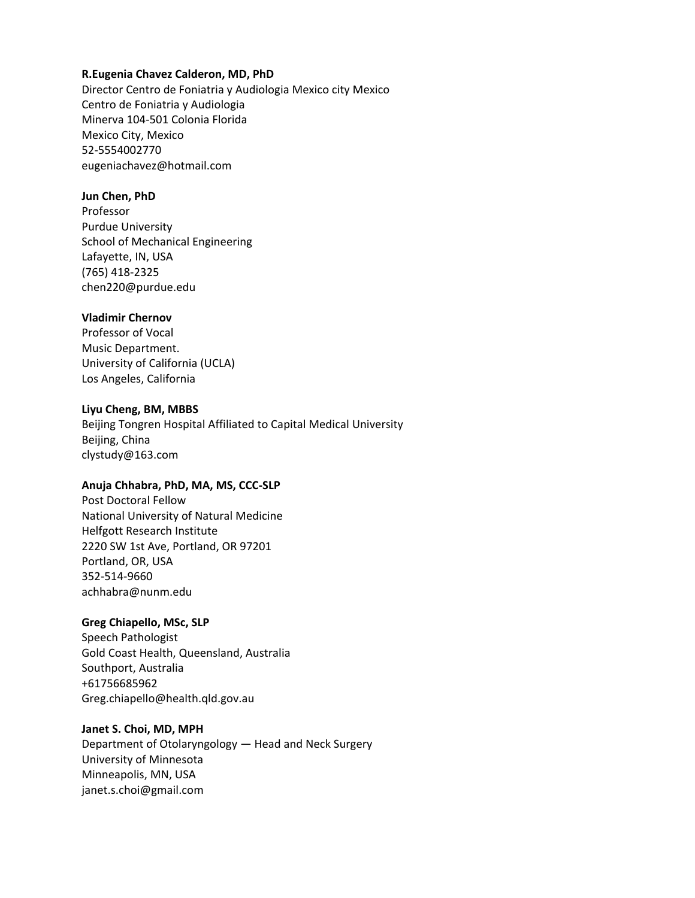**R.Eugenia Chavez Calderon, MD, PhD**
Director Centro de Foniatria y Audiologia Mexico city Mexico
Centro de Foniatria y Audiologia
Minerva 104-501 Colonia Florida
Mexico City, Mexico
52-5554002770
eugeniachavez@hotmail.com

**Jun Chen, PhD**
Professor
Purdue University
School of Mechanical Engineering
Lafayette, IN, USA
(765) 418-2325
chen220@purdue.edu

**Vladimir Chernov**
Professor of Vocal
Music Department.
University of California (UCLA)
Los Angeles, California

**Liyu Cheng, BM, MBBS**
Beijing Tongren Hospital Affiliated to Capital Medical University
Beijing, China
clystudy@163.com

**Anuja Chhabra, PhD, MA, MS, CCC-SLP**
Post Doctoral Fellow
National University of Natural Medicine
Helfgott Research Institute
2220 SW 1st Ave, Portland, OR 97201
Portland, OR, USA
352-514-9660
achhabra@nunm.edu

**Greg Chiapello, MSc, SLP**
Speech Pathologist
Gold Coast Health, Queensland, Australia
Southport, Australia
+61756685962
Greg.chiapello@health.qld.gov.au

**Janet S. Choi, MD, MPH**
Department of Otolaryngology — Head and Neck Surgery
University of Minnesota
Minneapolis, MN, USA
janet.s.choi@gmail.com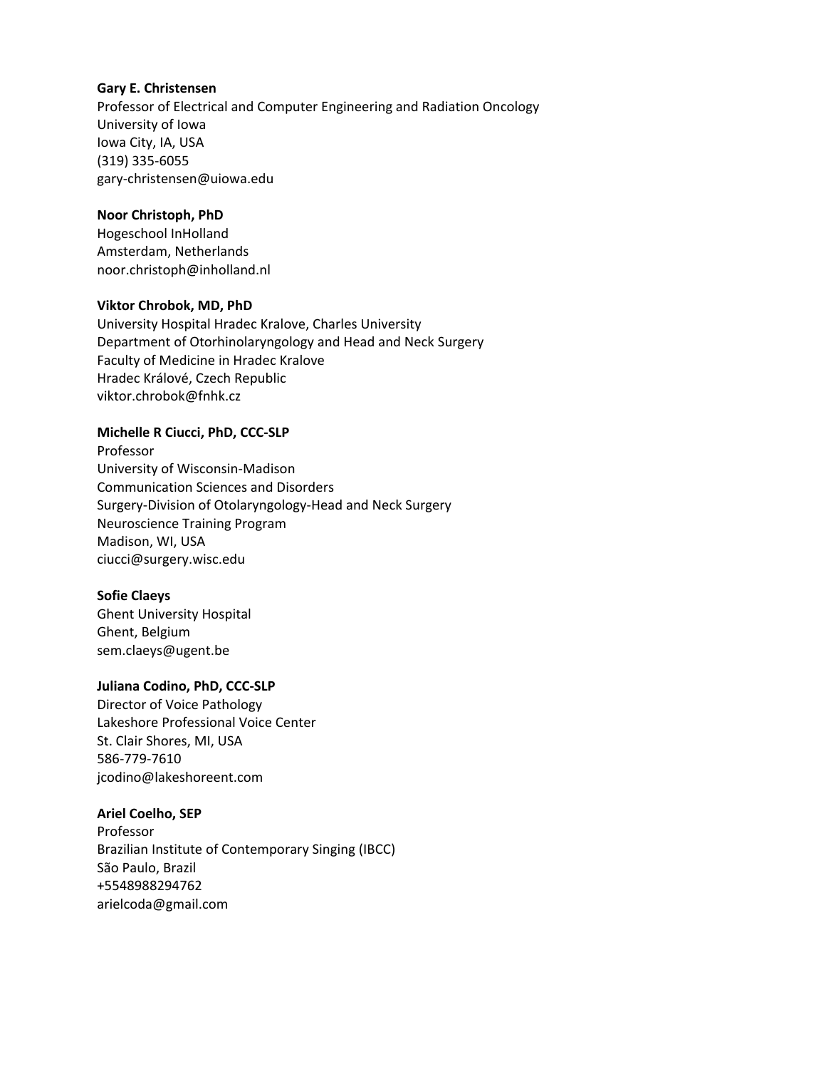**Gary E. Christensen**
Professor of Electrical and Computer Engineering and Radiation Oncology
University of Iowa
Iowa City, IA, USA
(319) 335-6055
gary-christensen@uiowa.edu

**Noor Christoph, PhD**
Hogeschool InHolland
Amsterdam, Netherlands
noor.christoph@inholland.nl

**Viktor Chrobok, MD, PhD**
University Hospital Hradec Kralove, Charles University
Department of Otorhinolaryngology and Head and Neck Surgery
Faculty of Medicine in Hradec Kralove
Hradec Králové, Czech Republic
viktor.chrobok@fnhk.cz

**Michelle R Ciucci, PhD, CCC-SLP**
Professor
University of Wisconsin-Madison
Communication Sciences and Disorders
Surgery-Division of Otolaryngology-Head and Neck Surgery
Neuroscience Training Program
Madison, WI, USA
ciucci@surgery.wisc.edu

**Sofie Claeys**
Ghent University Hospital
Ghent, Belgium
sem.claeys@ugent.be

**Juliana Codino, PhD, CCC-SLP**
Director of Voice Pathology
Lakeshore Professional Voice Center
St. Clair Shores, MI, USA
586-779-7610
jcodino@lakeshoreent.com

**Ariel Coelho, SEP**
Professor
Brazilian Institute of Contemporary Singing (IBCC)
São Paulo, Brazil
+5548988294762
arielcoda@gmail.com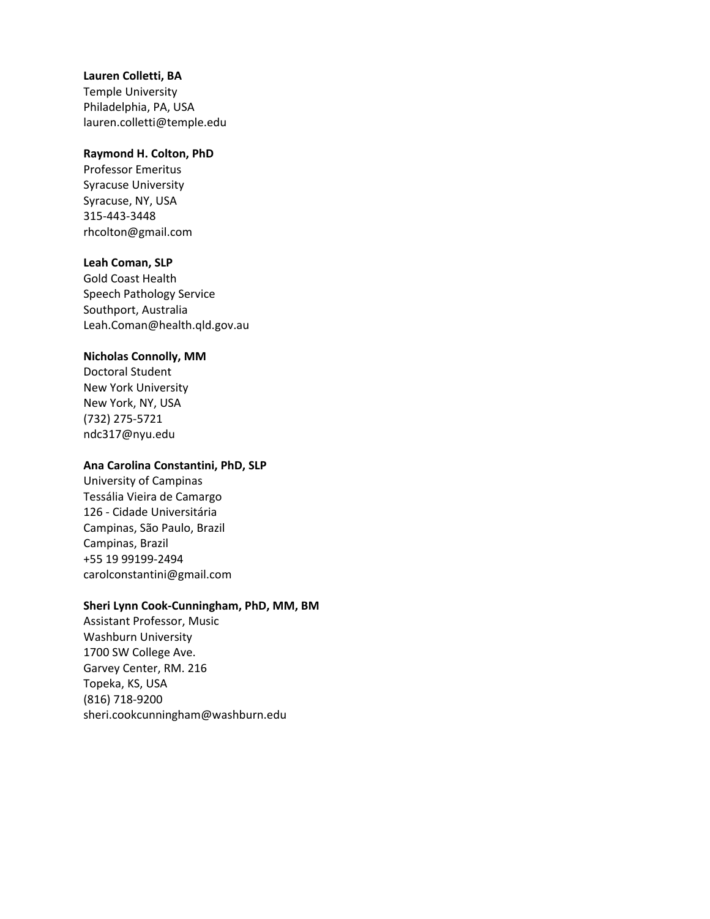**Lauren Colletti, BA**
Temple University
Philadelphia, PA, USA
lauren.colletti@temple.edu

**Raymond H. Colton, PhD**
Professor Emeritus
Syracuse University
Syracuse, NY, USA
315-443-3448
rhcolton@gmail.com

**Leah Coman, SLP**
Gold Coast Health
Speech Pathology Service
Southport, Australia
Leah.Coman@health.qld.gov.au

**Nicholas Connolly, MM**
Doctoral Student
New York University
New York, NY, USA
(732) 275-5721
ndc317@nyu.edu

**Ana Carolina Constantini, PhD, SLP**
University of Campinas
Tessália Vieira de Camargo
126 - Cidade Universitária
Campinas, São Paulo, Brazil
Campinas, Brazil
+55 19 99199-2494
carolconstantini@gmail.com

**Sheri Lynn Cook-Cunningham, PhD, MM, BM**
Assistant Professor, Music
Washburn University
1700 SW College Ave.
Garvey Center, RM. 216
Topeka, KS, USA
(816) 718-9200
sheri.cookcunningham@washburn.edu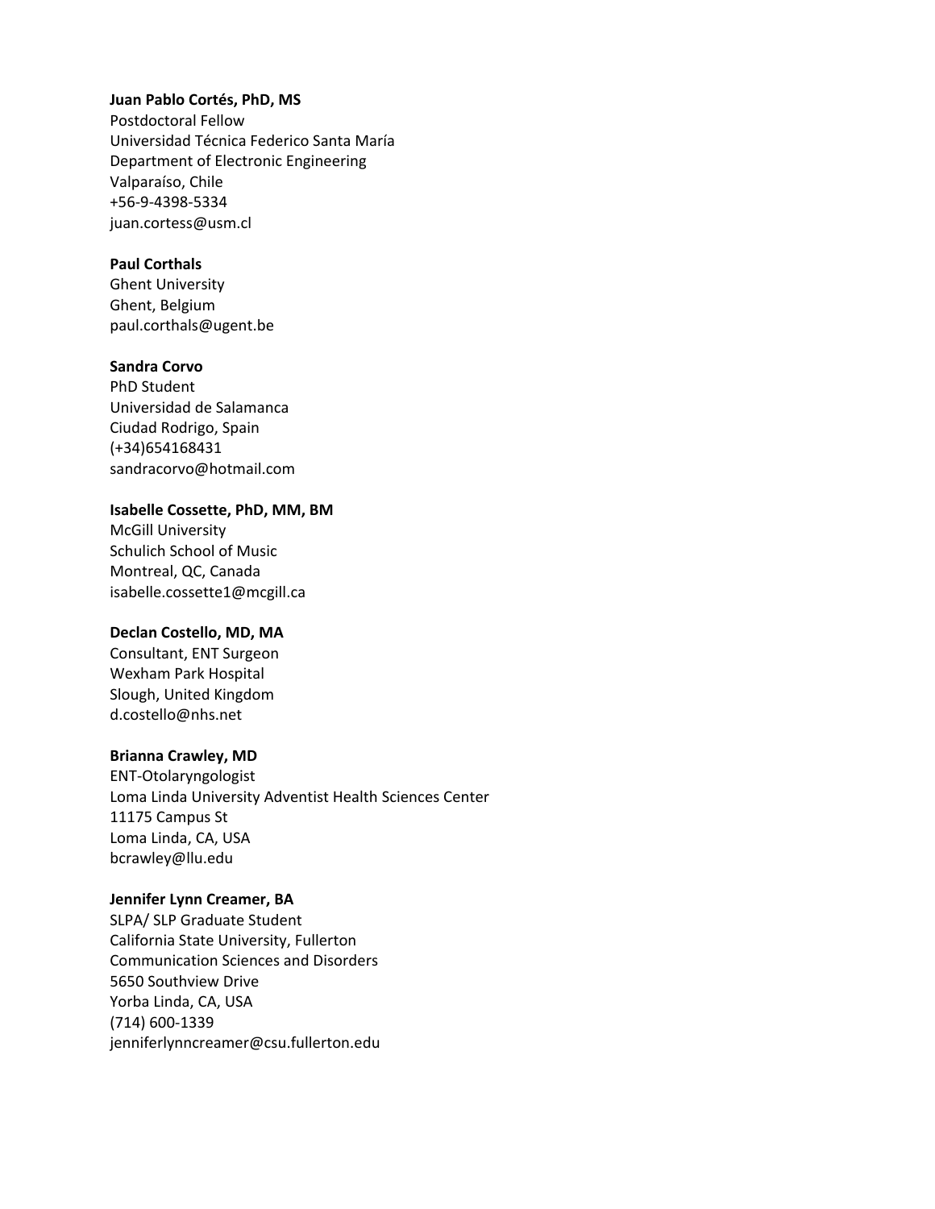**Juan Pablo Cortés, PhD, MS**
Postdoctoral Fellow
Universidad Técnica Federico Santa María
Department of Electronic Engineering
Valparaíso, Chile
+56-9-4398-5334
juan.cortess@usm.cl

**Paul Corthals**
Ghent University
Ghent, Belgium
paul.corthals@ugent.be

**Sandra Corvo**
PhD Student
Universidad de Salamanca
Ciudad Rodrigo, Spain
(+34)654168431
sandracorvo@hotmail.com

**Isabelle Cossette, PhD, MM, BM**
McGill University
Schulich School of Music
Montreal, QC, Canada
isabelle.cossette1@mcgill.ca

**Declan Costello, MD, MA**
Consultant, ENT Surgeon
Wexham Park Hospital
Slough, United Kingdom
d.costello@nhs.net

**Brianna Crawley, MD**
ENT-Otolaryngologist
Loma Linda University Adventist Health Sciences Center
11175 Campus St
Loma Linda, CA, USA
bcrawley@llu.edu

**Jennifer Lynn Creamer, BA**
SLPA/ SLP Graduate Student
California State University, Fullerton
Communication Sciences and Disorders
5650 Southview Drive
Yorba Linda, CA, USA
(714) 600-1339
jenniferlynncreamer@csu.fullerton.edu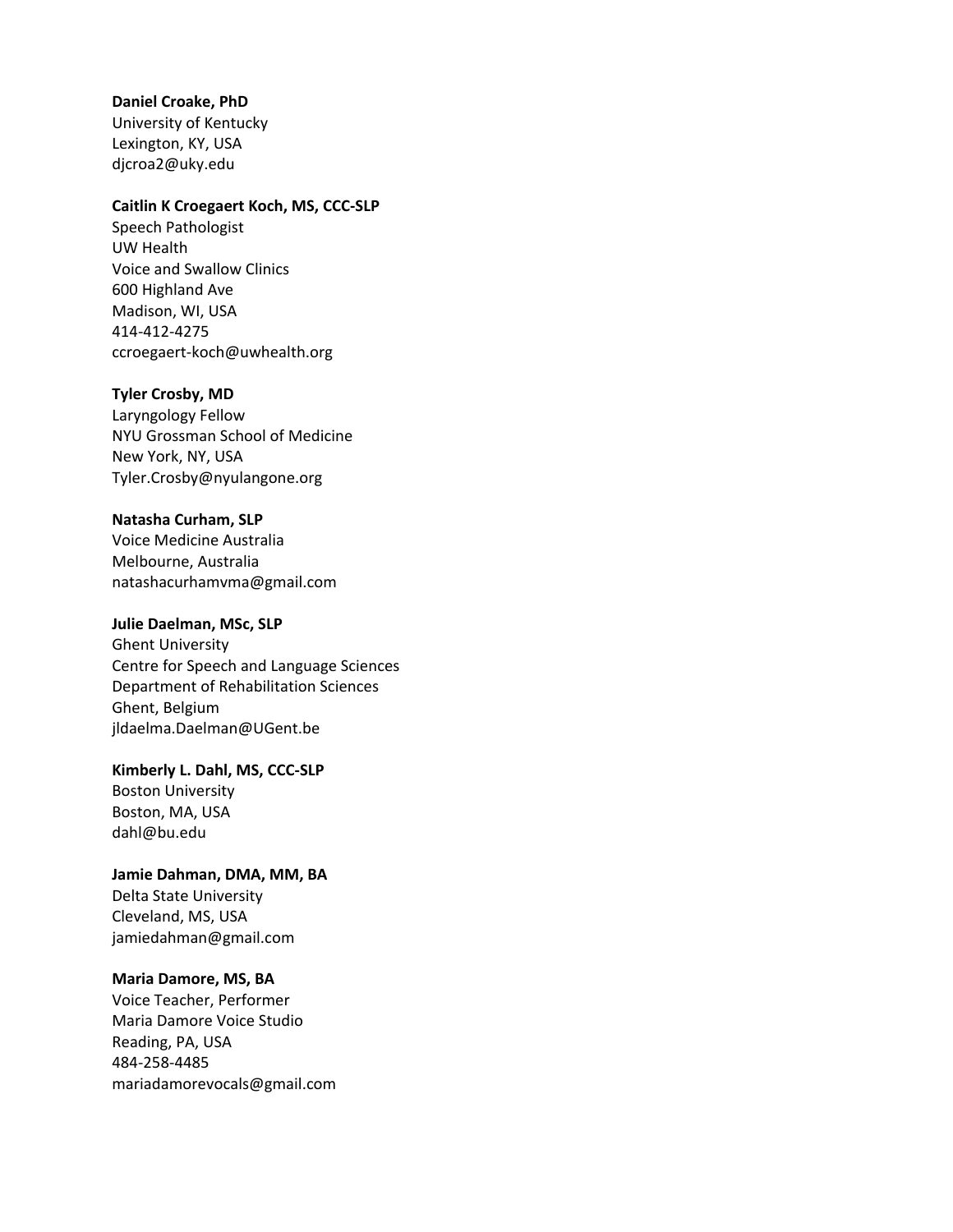**Daniel Croake, PhD**
University of Kentucky
Lexington, KY, USA
djcroa2@uky.edu

**Caitlin K Croegaert Koch, MS, CCC-SLP**
Speech Pathologist
UW Health
Voice and Swallow Clinics
600 Highland Ave
Madison, WI, USA
414-412-4275
ccroegaert-koch@uwhealth.org

**Tyler Crosby, MD**
Laryngology Fellow
NYU Grossman School of Medicine
New York, NY, USA
Tyler.Crosby@nyulangone.org

**Natasha Curham, SLP**
Voice Medicine Australia
Melbourne, Australia
natashacurhamvma@gmail.com

**Julie Daelman, MSc, SLP**
Ghent University
Centre for Speech and Language Sciences
Department of Rehabilitation Sciences
Ghent, Belgium
jldaelma.Daelman@UGent.be

**Kimberly L. Dahl, MS, CCC-SLP**
Boston University
Boston, MA, USA
dahl@bu.edu

**Jamie Dahman, DMA, MM, BA**
Delta State University
Cleveland, MS, USA
jamiedahman@gmail.com

**Maria Damore, MS, BA**
Voice Teacher, Performer
Maria Damore Voice Studio
Reading, PA, USA
484-258-4485
mariadamorevocals@gmail.com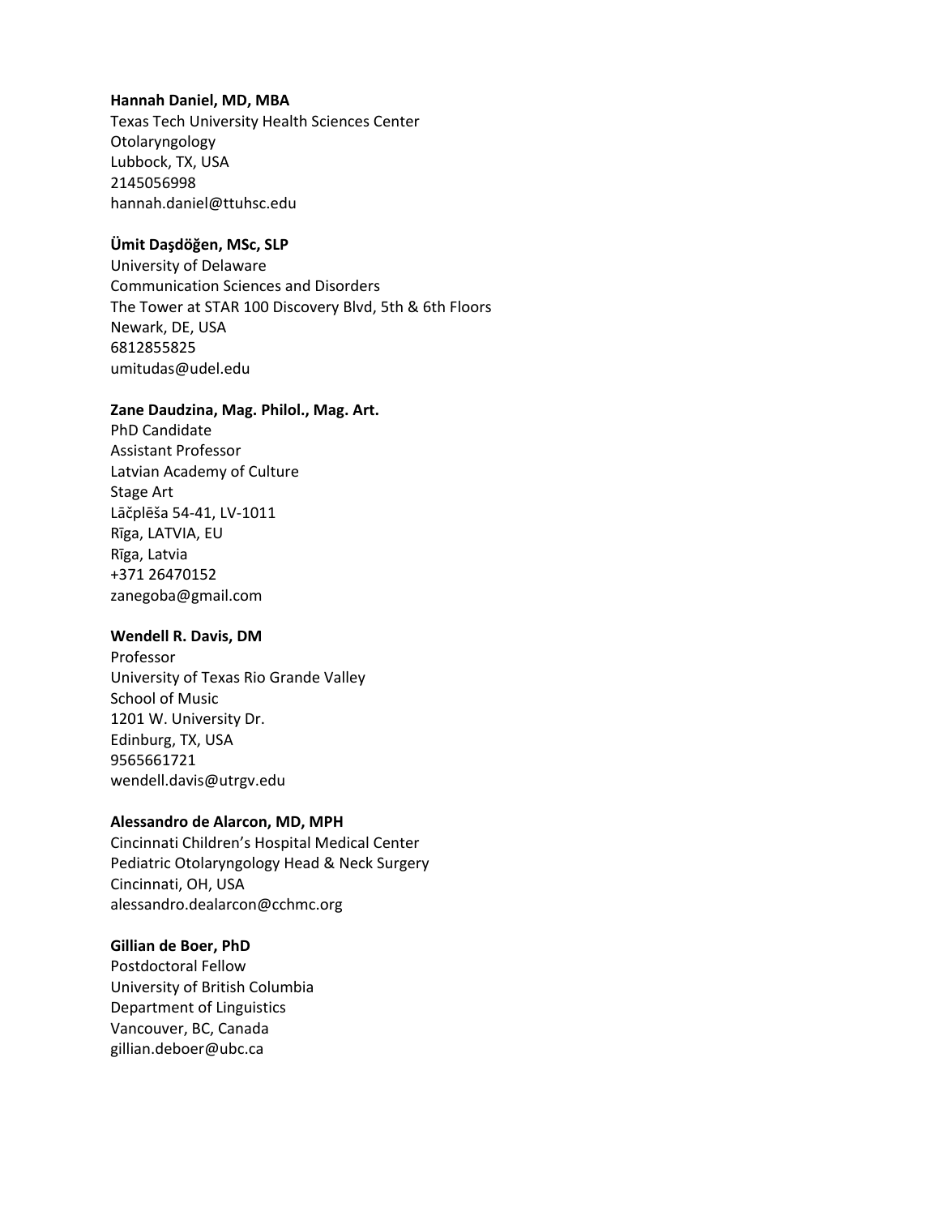**Hannah Daniel, MD, MBA**
Texas Tech University Health Sciences Center
Otolaryngology
Lubbock, TX, USA
2145056998
hannah.daniel@ttuhsc.edu

**Ümit Daşdöğen, MSc, SLP**
University of Delaware
Communication Sciences and Disorders
The Tower at STAR 100 Discovery Blvd, 5th & 6th Floors
Newark, DE, USA
6812855825
umitudas@udel.edu

**Zane Daudzina, Mag. Philol., Mag. Art.**
PhD Candidate
Assistant Professor
Latvian Academy of Culture
Stage Art
Lāčplēša 54-41, LV-1011
Rīga, LATVIA, EU
Rīga, Latvia
+371 26470152
zanegoba@gmail.com

**Wendell R. Davis, DM**
Professor
University of Texas Rio Grande Valley
School of Music
1201 W. University Dr.
Edinburg, TX, USA
9565661721
wendell.davis@utrgv.edu

**Alessandro de Alarcon, MD, MPH**
Cincinnati Children's Hospital Medical Center
Pediatric Otolaryngology Head & Neck Surgery
Cincinnati, OH, USA
alessandro.dealarcon@cchmc.org

**Gillian de Boer, PhD**
Postdoctoral Fellow
University of British Columbia
Department of Linguistics
Vancouver, BC, Canada
gillian.deboer@ubc.ca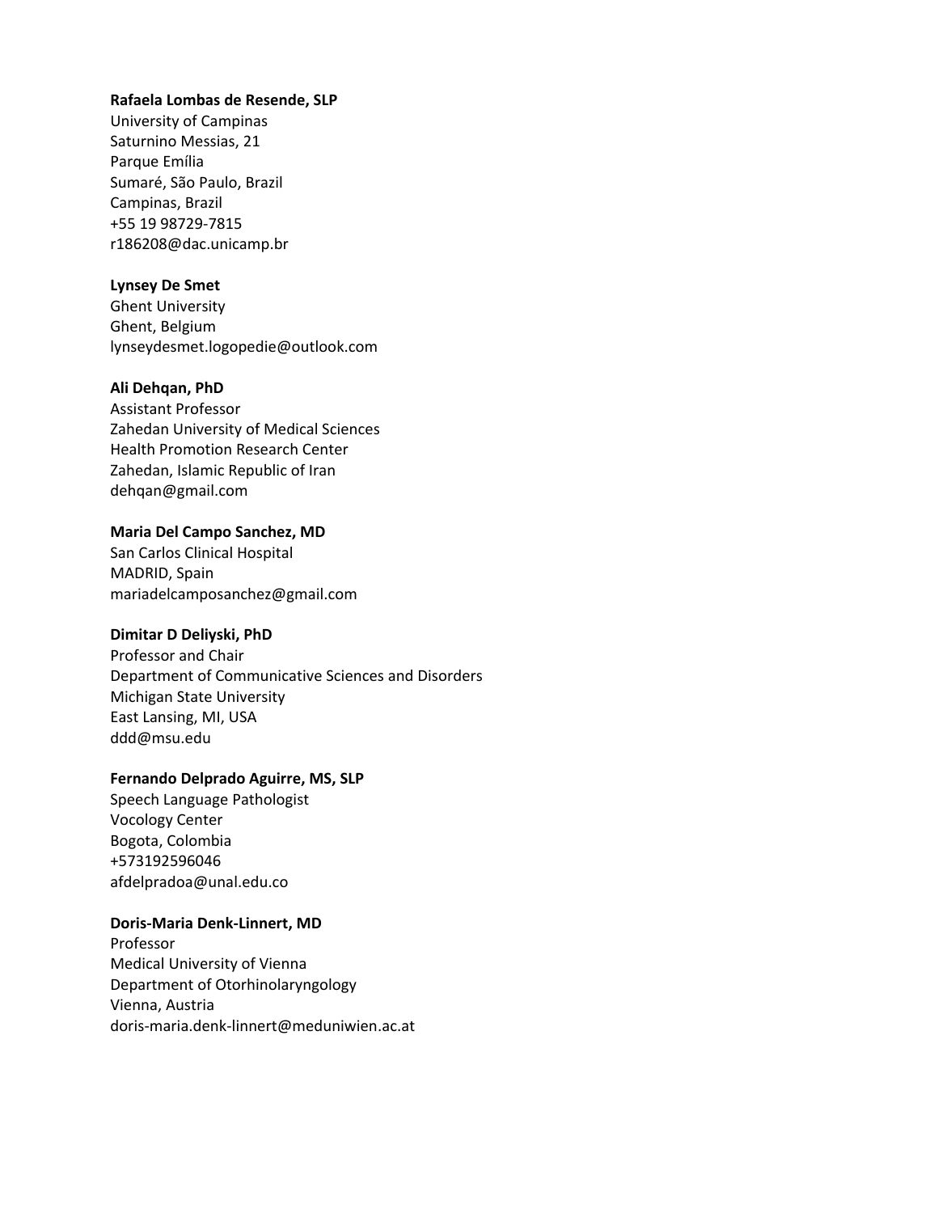**Rafaela Lombas de Resende, SLP**
University of Campinas
Saturnino Messias, 21
Parque Emília
Sumaré, São Paulo, Brazil
Campinas, Brazil
+55 19 98729-7815
r186208@dac.unicamp.br

**Lynsey De Smet**
Ghent University
Ghent, Belgium
lynseydesmet.logopedie@outlook.com

**Ali Dehqan, PhD**
Assistant Professor
Zahedan University of Medical Sciences
Health Promotion Research Center
Zahedan, Islamic Republic of Iran
dehqan@gmail.com

**Maria Del Campo Sanchez, MD**
San Carlos Clinical Hospital
MADRID, Spain
mariadelcamposanchez@gmail.com

**Dimitar D Deliyski, PhD**
Professor and Chair
Department of Communicative Sciences and Disorders
Michigan State University
East Lansing, MI, USA
ddd@msu.edu

**Fernando Delprado Aguirre, MS, SLP**
Speech Language Pathologist
Vocology Center
Bogota, Colombia
+573192596046
afdelpradoa@unal.edu.co

**Doris-Maria Denk-Linnert, MD**
Professor
Medical University of Vienna
Department of Otorhinolaryngology
Vienna, Austria
doris-maria.denk-linnert@meduniwien.ac.at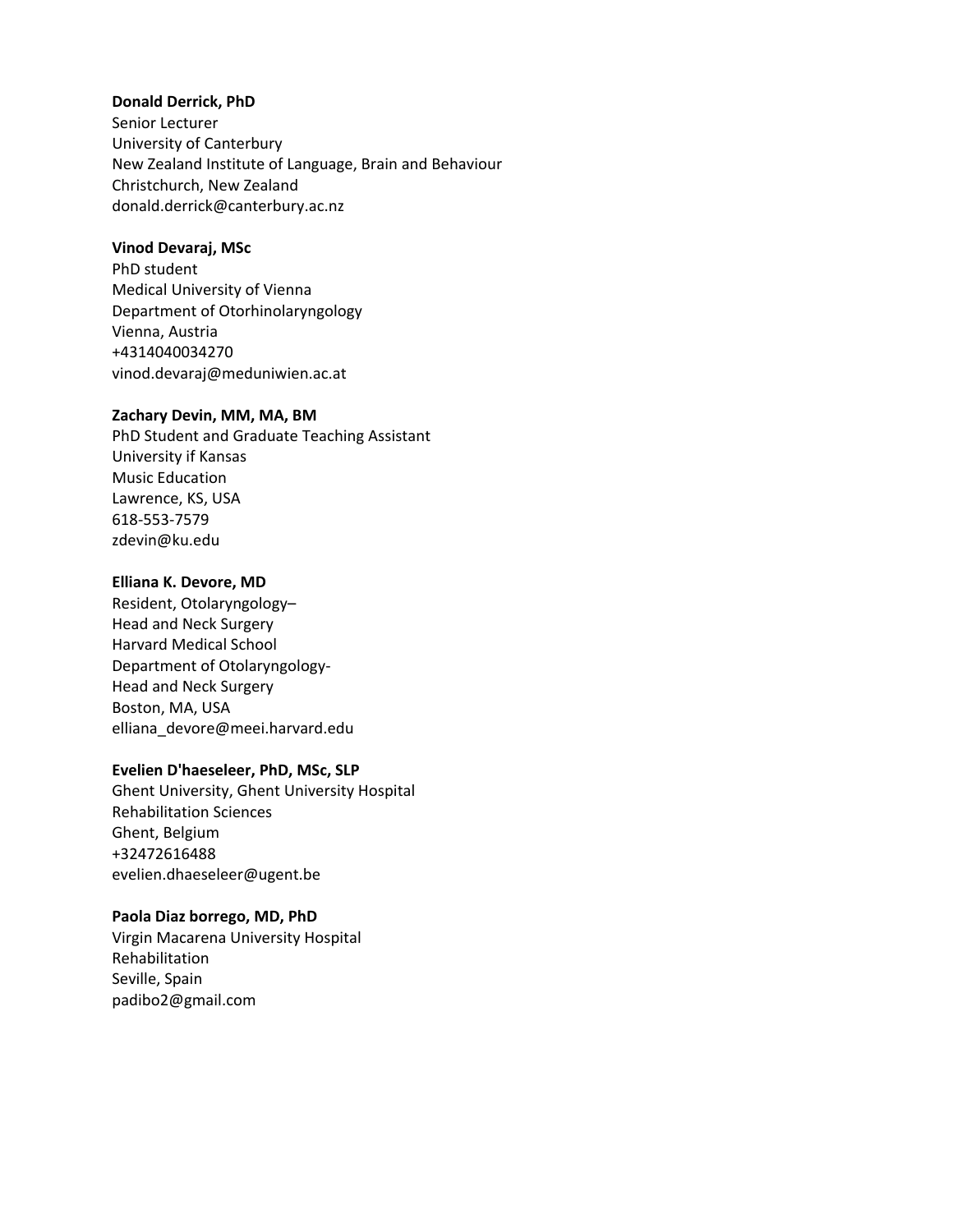**Donald Derrick, PhD**
Senior Lecturer
University of Canterbury
New Zealand Institute of Language, Brain and Behaviour
Christchurch, New Zealand
donald.derrick@canterbury.ac.nz

**Vinod Devaraj, MSc**
PhD student
Medical University of Vienna
Department of Otorhinolaryngology
Vienna, Austria
+4314040034270
vinod.devaraj@meduniwien.ac.at

**Zachary Devin, MM, MA, BM**
PhD Student and Graduate Teaching Assistant
University if Kansas
Music Education
Lawrence, KS, USA
618-553-7579
zdevin@ku.edu

**Elliana K. Devore, MD**
Resident, Otolaryngology–
Head and Neck Surgery
Harvard Medical School
Department of Otolaryngology-
Head and Neck Surgery
Boston, MA, USA
elliana_devore@meei.harvard.edu

**Evelien D'haeseleer, PhD, MSc, SLP**
Ghent University, Ghent University Hospital
Rehabilitation Sciences
Ghent, Belgium
+32472616488
evelien.dhaeseleer@ugent.be

**Paola Diaz borrego, MD, PhD**
Virgin Macarena University Hospital
Rehabilitation
Seville, Spain
padibo2@gmail.com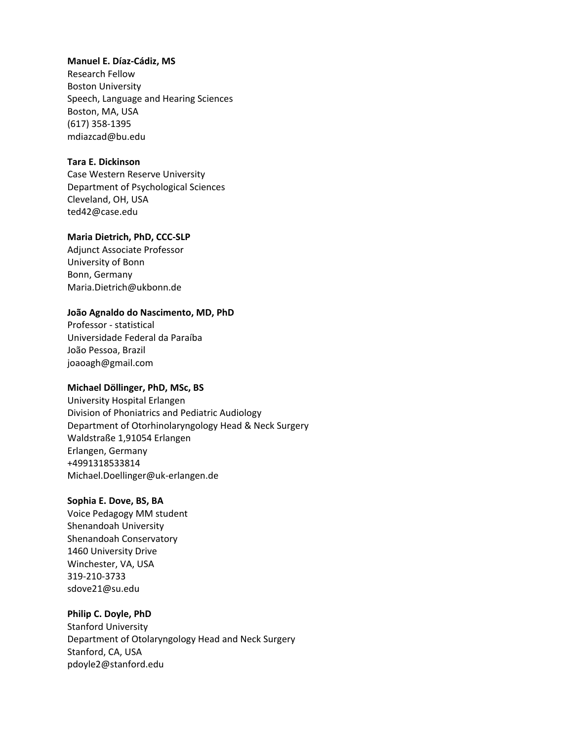**Manuel E. Díaz-Cádiz, MS**
Research Fellow
Boston University
Speech, Language and Hearing Sciences
Boston, MA, USA
(617) 358-1395
mdiazcad@bu.edu

**Tara E. Dickinson**
Case Western Reserve University
Department of Psychological Sciences
Cleveland, OH, USA
ted42@case.edu

**Maria Dietrich, PhD, CCC-SLP**
Adjunct Associate Professor
University of Bonn
Bonn, Germany
Maria.Dietrich@ukbonn.de

**João Agnaldo do Nascimento, MD, PhD**
Professor - statistical
Universidade Federal da Paraíba
João Pessoa, Brazil
joaoagh@gmail.com

**Michael Döllinger, PhD, MSc, BS**
University Hospital Erlangen
Division of Phoniatrics and Pediatric Audiology
Department of Otorhinolaryngology Head & Neck Surgery
Waldstraße 1,91054 Erlangen
Erlangen, Germany
+4991318533814
Michael.Doellinger@uk-erlangen.de

**Sophia E. Dove, BS, BA**
Voice Pedagogy MM student
Shenandoah University
Shenandoah Conservatory
1460 University Drive
Winchester, VA, USA
319-210-3733
sdove21@su.edu

**Philip C. Doyle, PhD**
Stanford University
Department of Otolaryngology Head and Neck Surgery
Stanford, CA, USA
pdoyle2@stanford.edu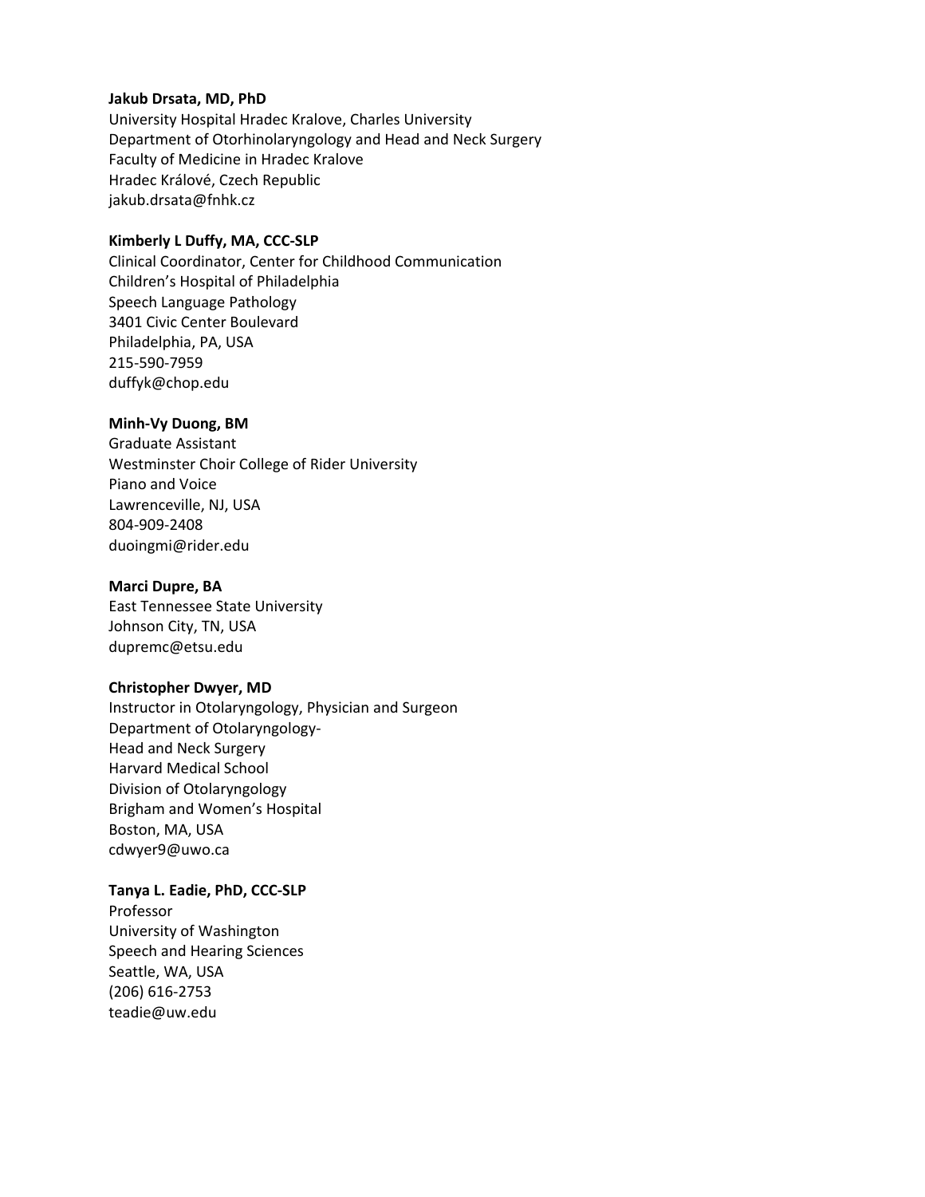**Jakub Drsata, MD, PhD**
University Hospital Hradec Kralove, Charles University
Department of Otorhinolaryngology and Head and Neck Surgery
Faculty of Medicine in Hradec Kralove
Hradec Králové, Czech Republic
jakub.drsata@fnhk.cz

**Kimberly L Duffy, MA, CCC-SLP**
Clinical Coordinator, Center for Childhood Communication
Children's Hospital of Philadelphia
Speech Language Pathology
3401 Civic Center Boulevard
Philadelphia, PA, USA
215-590-7959
duffyk@chop.edu

**Minh-Vy Duong, BM**
Graduate Assistant
Westminster Choir College of Rider University
Piano and Voice
Lawrenceville, NJ, USA
804-909-2408
duoingmi@rider.edu

**Marci Dupre, BA**
East Tennessee State University
Johnson City, TN, USA
dupremc@etsu.edu

**Christopher Dwyer, MD**
Instructor in Otolaryngology, Physician and Surgeon
Department of Otolaryngology-
Head and Neck Surgery
Harvard Medical School
Division of Otolaryngology
Brigham and Women's Hospital
Boston, MA, USA
cdwyer9@uwo.ca

**Tanya L. Eadie, PhD, CCC-SLP**
Professor
University of Washington
Speech and Hearing Sciences
Seattle, WA, USA
(206) 616-2753
teadie@uw.edu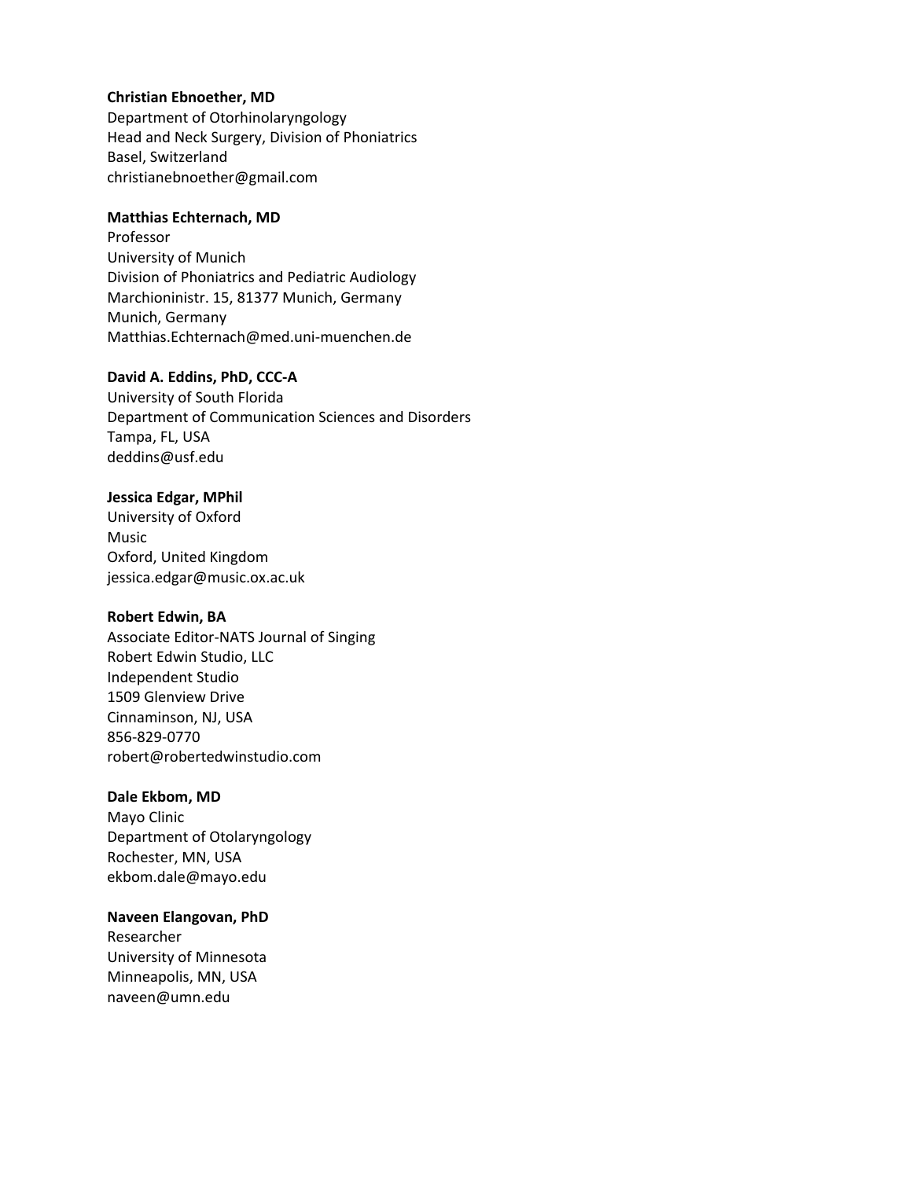**Christian Ebnoether, MD**
Department of Otorhinolaryngology
Head and Neck Surgery, Division of Phoniatrics
Basel, Switzerland
christianebnoether@gmail.com

**Matthias Echternach, MD**
Professor
University of Munich
Division of Phoniatrics and Pediatric Audiology
Marchioninistr. 15, 81377 Munich, Germany
Munich, Germany
Matthias.Echternach@med.uni-muenchen.de

**David A. Eddins, PhD, CCC-A**
University of South Florida
Department of Communication Sciences and Disorders
Tampa, FL, USA
deddins@usf.edu

**Jessica Edgar, MPhil**
University of Oxford
Music
Oxford, United Kingdom
jessica.edgar@music.ox.ac.uk

**Robert Edwin, BA**
Associate Editor-NATS Journal of Singing
Robert Edwin Studio, LLC
Independent Studio
1509 Glenview Drive
Cinnaminson, NJ, USA
856-829-0770
robert@robertedwinstudio.com

**Dale Ekbom, MD**
Mayo Clinic
Department of Otolaryngology
Rochester, MN, USA
ekbom.dale@mayo.edu

**Naveen Elangovan, PhD**
Researcher
University of Minnesota
Minneapolis, MN, USA
naveen@umn.edu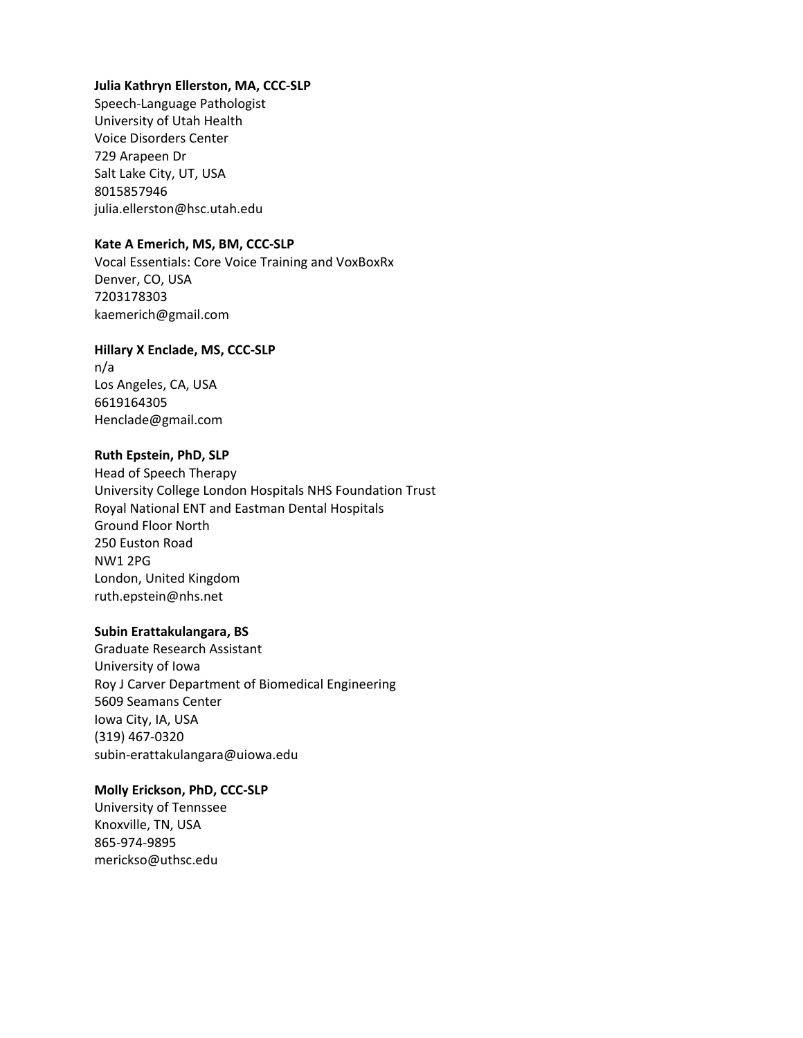**Julia Kathryn Ellerston, MA, CCC-SLP**
Speech-Language Pathologist
University of Utah Health
Voice Disorders Center
729 Arapeen Dr
Salt Lake City, UT, USA
8015857946
julia.ellerston@hsc.utah.edu

**Kate A Emerich, MS, BM, CCC-SLP**
Vocal Essentials: Core Voice Training and VoxBoxRx
Denver, CO, USA
7203178303
kaemerich@gmail.com

**Hillary X Enclade, MS, CCC-SLP**
n/a
Los Angeles, CA, USA
6619164305
Henclade@gmail.com

**Ruth Epstein, PhD, SLP**
Head of Speech Therapy
University College London Hospitals NHS Foundation Trust
Royal National ENT and Eastman Dental Hospitals
Ground Floor North
250 Euston Road
NW1 2PG
London, United Kingdom
ruth.epstein@nhs.net

**Subin Erattakulangara, BS**
Graduate Research Assistant
University of Iowa
Roy J Carver Department of Biomedical Engineering
5609 Seamans Center
Iowa City, IA, USA
(319) 467-0320
subin-erattakulangara@uiowa.edu

**Molly Erickson, PhD, CCC-SLP**
University of Tennssee
Knoxville, TN, USA
865-974-9895
merickso@uthsc.edu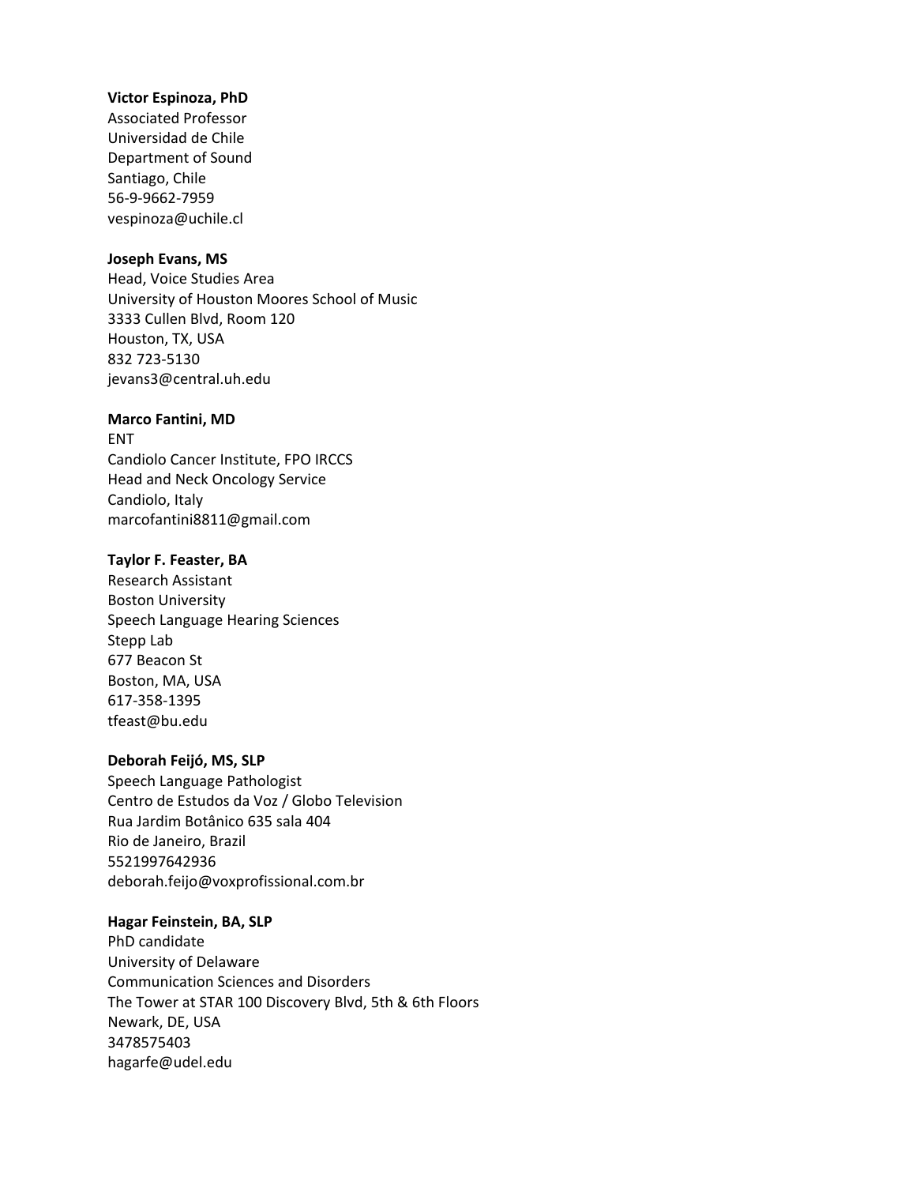**Victor Espinoza, PhD**
Associated Professor
Universidad de Chile
Department of Sound
Santiago, Chile
56-9-9662-7959
vespinoza@uchile.cl

**Joseph Evans, MS**
Head, Voice Studies Area
University of Houston Moores School of Music
3333 Cullen Blvd, Room 120
Houston, TX, USA
832 723-5130
jevans3@central.uh.edu

**Marco Fantini, MD**
ENT
Candiolo Cancer Institute, FPO IRCCS
Head and Neck Oncology Service
Candiolo, Italy
marcofantini8811@gmail.com

**Taylor F. Feaster, BA**
Research Assistant
Boston University
Speech Language Hearing Sciences
Stepp Lab
677 Beacon St
Boston, MA, USA
617-358-1395
tfeast@bu.edu

**Deborah Feijó, MS, SLP**
Speech Language Pathologist
Centro de Estudos da Voz / Globo Television
Rua Jardim Botânico 635 sala 404
Rio de Janeiro, Brazil
5521997642936
deborah.feijo@voxprofissional.com.br

**Hagar Feinstein, BA, SLP**
PhD candidate
University of Delaware
Communication Sciences and Disorders
The Tower at STAR 100 Discovery Blvd, 5th & 6th Floors
Newark, DE, USA
3478575403
hagarfe@udel.edu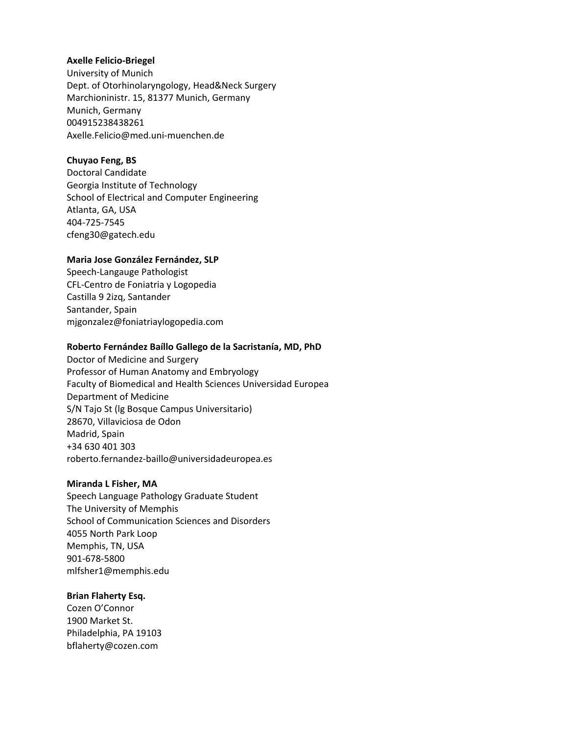**Axelle Felicio-Briegel**
University of Munich
Dept. of Otorhinolaryngology, Head&Neck Surgery
Marchioninistr. 15, 81377 Munich, Germany
Munich, Germany
004915238438261
Axelle.Felicio@med.uni-muenchen.de

**Chuyao Feng, BS**
Doctoral Candidate
Georgia Institute of Technology
School of Electrical and Computer Engineering
Atlanta, GA, USA
404-725-7545
cfeng30@gatech.edu

**Maria Jose González Fernández, SLP**
Speech-Langauge Pathologist
CFL-Centro de Foniatria y Logopedia
Castilla 9 2izq, Santander
Santander, Spain
mjgonzalez@foniatriaylogopedia.com

**Roberto Fernández Baíllo Gallego de la Sacristanía, MD, PhD**
Doctor of Medicine and Surgery
Professor of Human Anatomy and Embryology
Faculty of Biomedical and Health Sciences Universidad Europea
Department of Medicine
S/N Tajo St (lg Bosque Campus Universitario)
28670, Villaviciosa de Odon
Madrid, Spain
+34 630 401 303
roberto.fernandez-baillo@universidadeuropea.es

**Miranda L Fisher, MA**
Speech Language Pathology Graduate Student
The University of Memphis
School of Communication Sciences and Disorders
4055 North Park Loop
Memphis, TN, USA
901-678-5800
mlfsher1@memphis.edu

**Brian Flaherty Esq.**
Cozen O'Connor
1900 Market St.
Philadelphia, PA 19103
bflaherty@cozen.com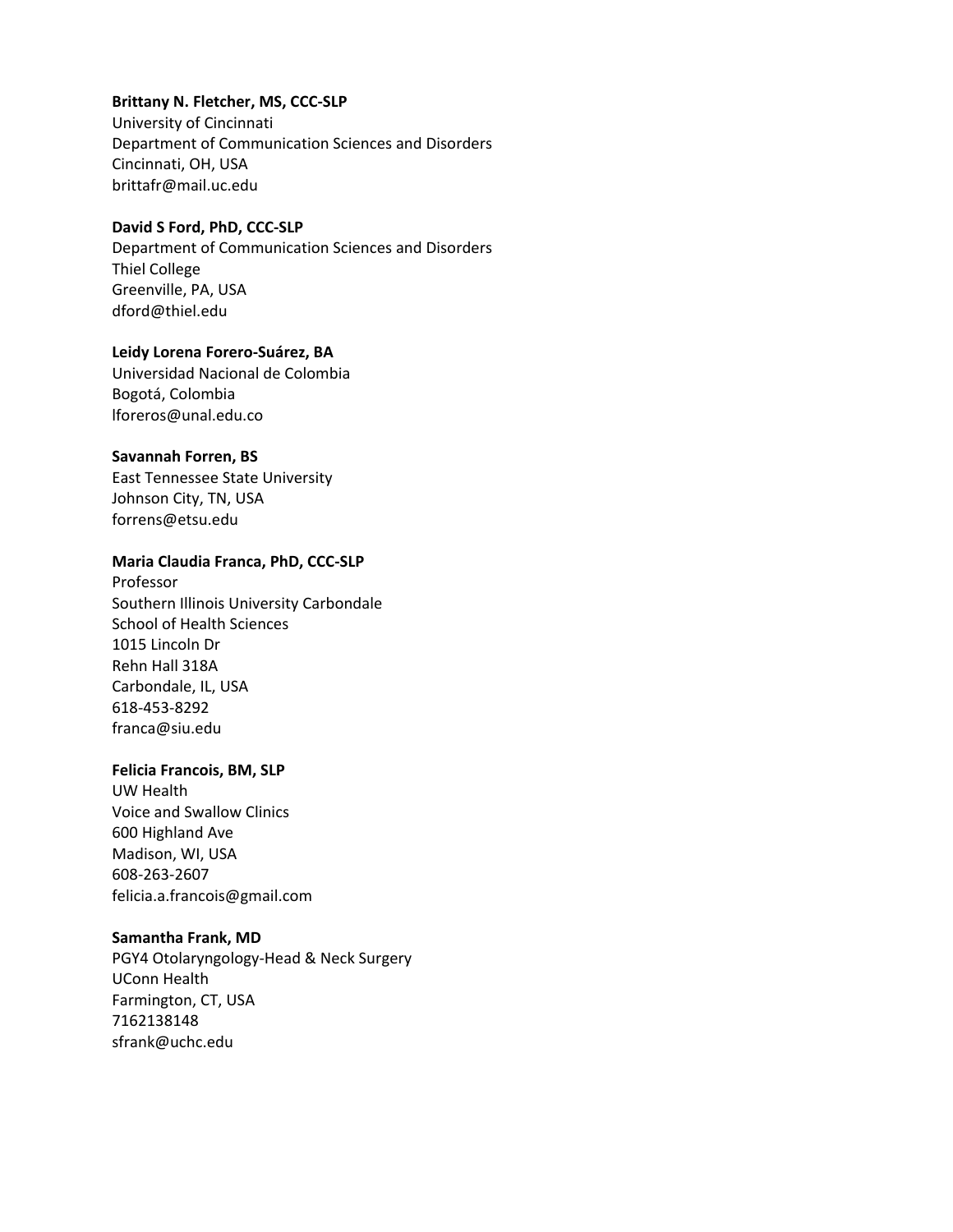**Brittany N. Fletcher, MS, CCC-SLP**
University of Cincinnati
Department of Communication Sciences and Disorders
Cincinnati, OH, USA
brittafr@mail.uc.edu

**David S Ford, PhD, CCC-SLP**
Department of Communication Sciences and Disorders
Thiel College
Greenville, PA, USA
dford@thiel.edu

**Leidy Lorena Forero-Suárez, BA**
Universidad Nacional de Colombia
Bogotá, Colombia
lforeros@unal.edu.co

**Savannah Forren, BS**
East Tennessee State University
Johnson City, TN, USA
forrens@etsu.edu

**Maria Claudia Franca, PhD, CCC-SLP**
Professor
Southern Illinois University Carbondale
School of Health Sciences
1015 Lincoln Dr
Rehn Hall 318A
Carbondale, IL, USA
618-453-8292
franca@siu.edu

**Felicia Francois, BM, SLP**
UW Health
Voice and Swallow Clinics
600 Highland Ave
Madison, WI, USA
608-263-2607
felicia.a.francois@gmail.com

**Samantha Frank, MD**
PGY4 Otolaryngology-Head & Neck Surgery
UConn Health
Farmington, CT, USA
7162138148
sfrank@uchc.edu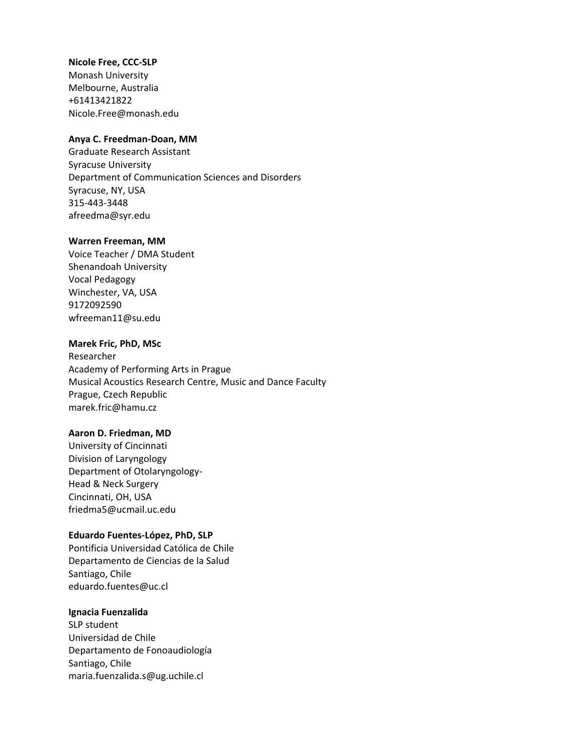**Nicole Free, CCC-SLP**
Monash University
Melbourne, Australia
+61413421822
Nicole.Free@monash.edu

**Anya C. Freedman-Doan, MM**
Graduate Research Assistant
Syracuse University
Department of Communication Sciences and Disorders
Syracuse, NY, USA
315-443-3448
afreedma@syr.edu

**Warren Freeman, MM**
Voice Teacher / DMA Student
Shenandoah University
Vocal Pedagogy
Winchester, VA, USA
9172092590
wfreeman11@su.edu

**Marek Fric, PhD, MSc**
Researcher
Academy of Performing Arts in Prague
Musical Acoustics Research Centre, Music and Dance Faculty
Prague, Czech Republic
marek.fric@hamu.cz

**Aaron D. Friedman, MD**
University of Cincinnati
Division of Laryngology
Department of Otolaryngology-
Head & Neck Surgery
Cincinnati, OH, USA
friedma5@ucmail.uc.edu

**Eduardo Fuentes-López, PhD, SLP**
Pontificia Universidad Católica de Chile
Departamento de Ciencias de la Salud
Santiago, Chile
eduardo.fuentes@uc.cl

**Ignacia Fuenzalida**
SLP student
Universidad de Chile
Departamento de Fonoaudiología
Santiago, Chile
maria.fuenzalida.s@ug.uchile.cl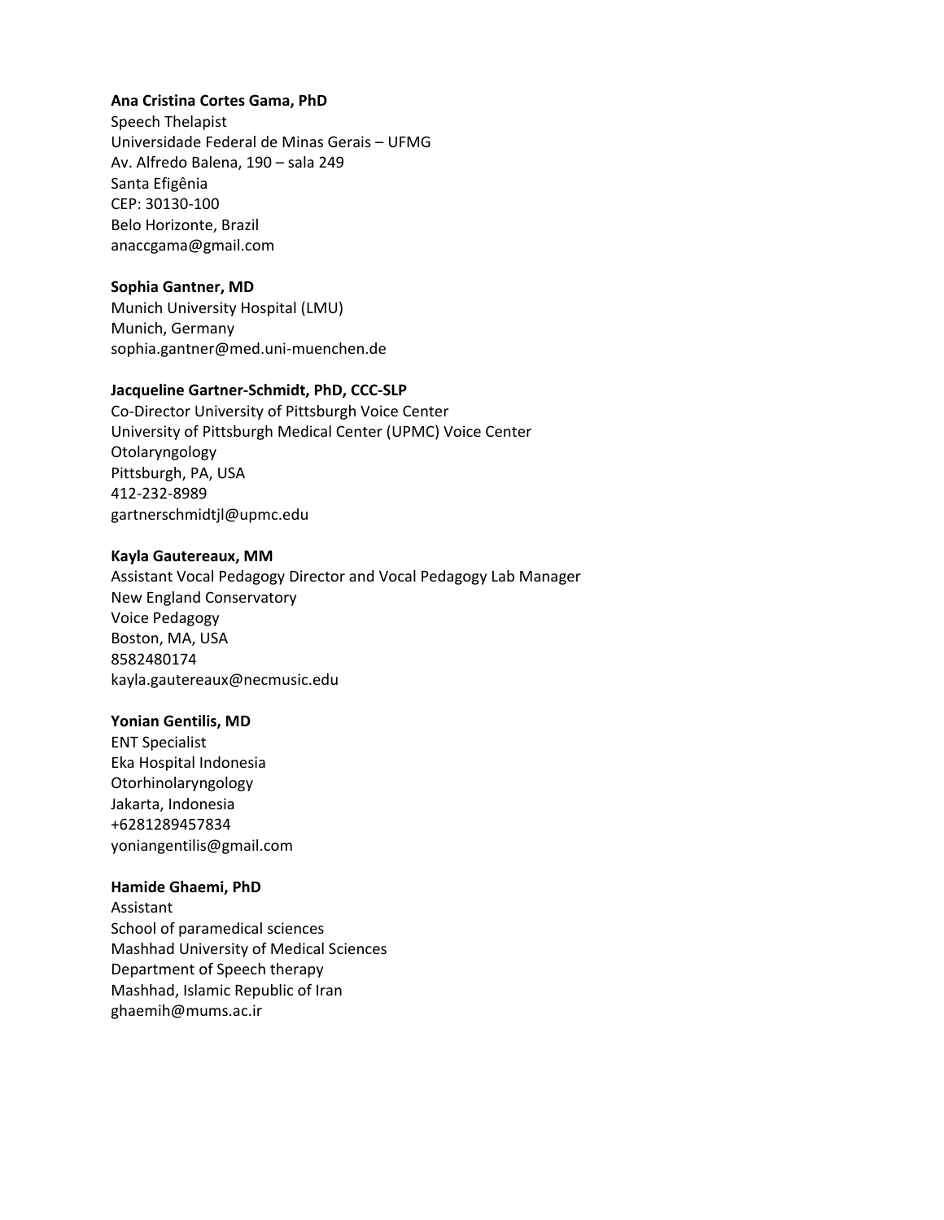**Ana Cristina Cortes Gama, PhD**
Speech Thelapist
Universidade Federal de Minas Gerais – UFMG
Av. Alfredo Balena, 190 – sala 249
Santa Efigênia
CEP: 30130-100
Belo Horizonte, Brazil
anaccgama@gmail.com

**Sophia Gantner, MD**
Munich University Hospital (LMU)
Munich, Germany
sophia.gantner@med.uni-muenchen.de

**Jacqueline Gartner-Schmidt, PhD, CCC-SLP**
Co-Director University of Pittsburgh Voice Center
University of Pittsburgh Medical Center (UPMC) Voice Center
Otolaryngology
Pittsburgh, PA, USA
412-232-8989
gartnerschmidtjl@upmc.edu

**Kayla Gautereaux, MM**
Assistant Vocal Pedagogy Director and Vocal Pedagogy Lab Manager
New England Conservatory
Voice Pedagogy
Boston, MA, USA
8582480174
kayla.gautereaux@necmusic.edu

**Yonian Gentilis, MD**
ENT Specialist
Eka Hospital Indonesia
Otorhinolaryngology
Jakarta, Indonesia
+6281289457834
yoniangentilis@gmail.com

**Hamide Ghaemi, PhD**
Assistant
School of paramedical sciences
Mashhad University of Medical Sciences
Department of Speech therapy
Mashhad, Islamic Republic of Iran
ghaemih@mums.ac.ir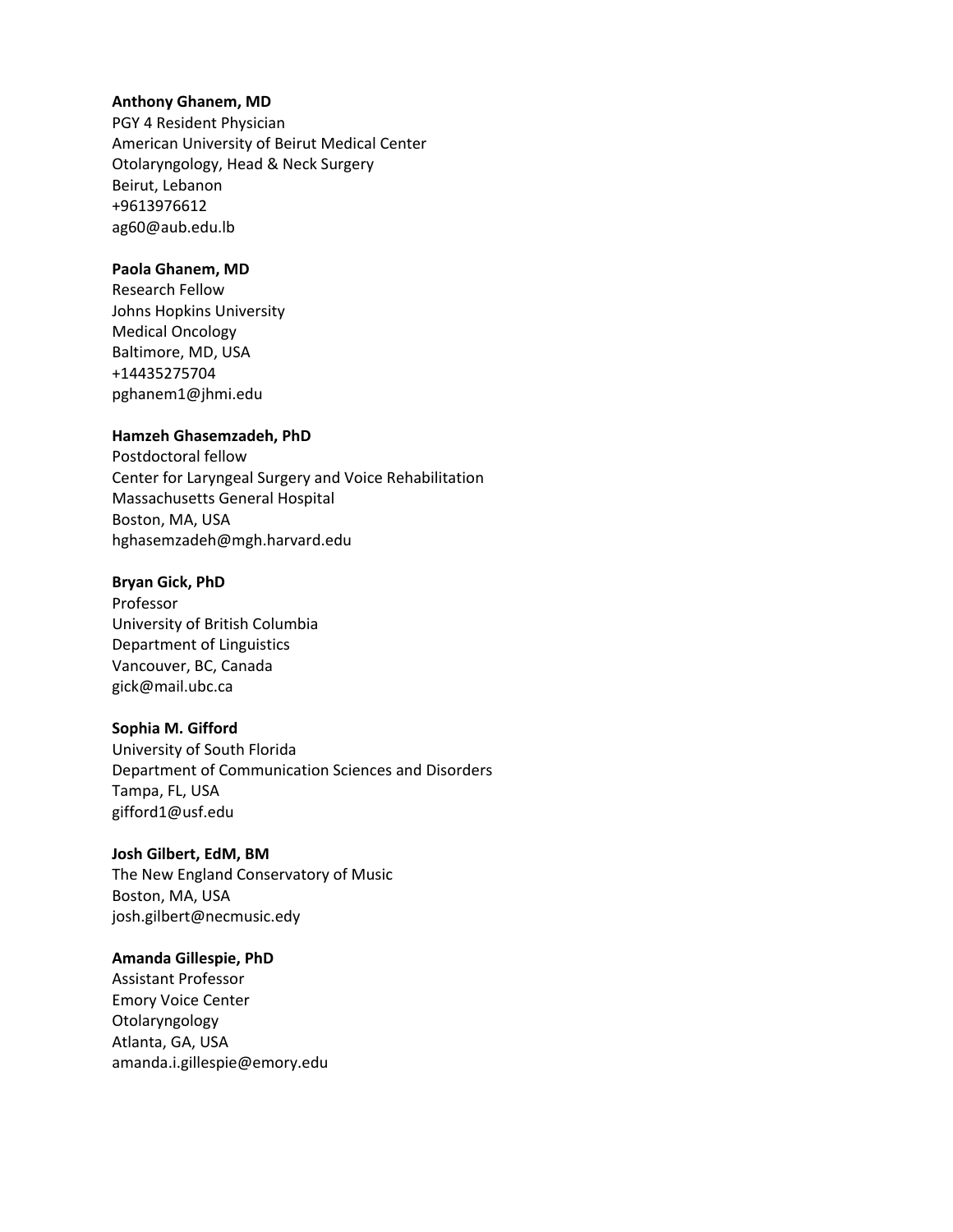**Anthony Ghanem, MD**
PGY 4 Resident Physician
American University of Beirut Medical Center
Otolaryngology, Head & Neck Surgery
Beirut, Lebanon
+9613976612
ag60@aub.edu.lb

**Paola Ghanem, MD**
Research Fellow
Johns Hopkins University
Medical Oncology
Baltimore, MD, USA
+14435275704
pghanem1@jhmi.edu

**Hamzeh Ghasemzadeh, PhD**
Postdoctoral fellow
Center for Laryngeal Surgery and Voice Rehabilitation
Massachusetts General Hospital
Boston, MA, USA
hghasemzadeh@mgh.harvard.edu

**Bryan Gick, PhD**
Professor
University of British Columbia
Department of Linguistics
Vancouver, BC, Canada
gick@mail.ubc.ca

**Sophia M. Gifford**
University of South Florida
Department of Communication Sciences and Disorders
Tampa, FL, USA
gifford1@usf.edu

**Josh Gilbert, EdM, BM**
The New England Conservatory of Music
Boston, MA, USA
josh.gilbert@necmusic.edy

**Amanda Gillespie, PhD**
Assistant Professor
Emory Voice Center
Otolaryngology
Atlanta, GA, USA
amanda.i.gillespie@emory.edu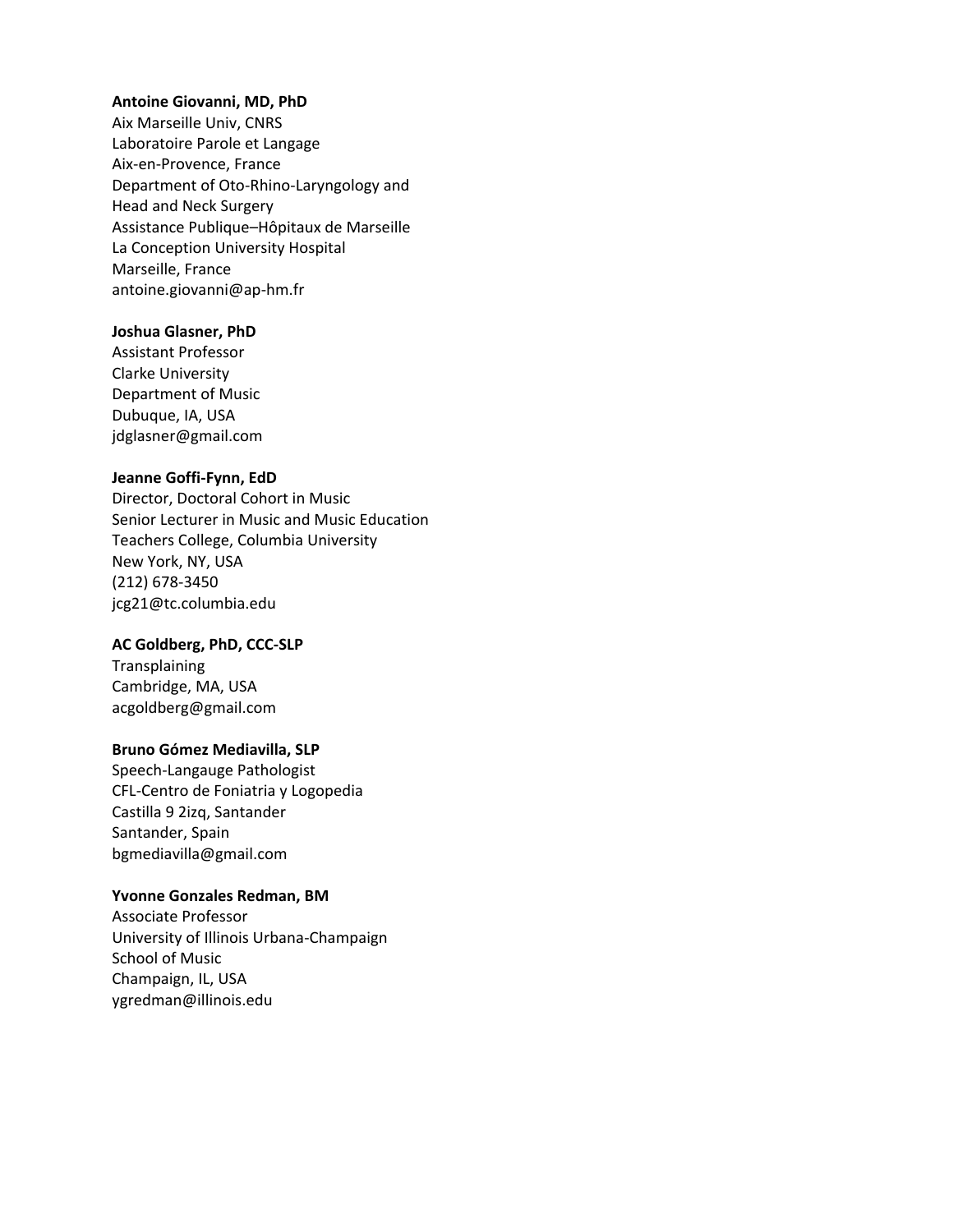**Antoine Giovanni, MD, PhD**
Aix Marseille Univ, CNRS
Laboratoire Parole et Langage
Aix-en-Provence, France
Department of Oto-Rhino-Laryngology and
Head and Neck Surgery
Assistance Publique–Hôpitaux de Marseille
La Conception University Hospital
Marseille, France
antoine.giovanni@ap-hm.fr

**Joshua Glasner, PhD**
Assistant Professor
Clarke University
Department of Music
Dubuque, IA, USA
jdglasner@gmail.com

**Jeanne Goffi-Fynn, EdD**
Director, Doctoral Cohort in Music
Senior Lecturer in Music and Music Education
Teachers College, Columbia University
New York, NY, USA
(212) 678-3450
jcg21@tc.columbia.edu

**AC Goldberg, PhD, CCC-SLP**
Transplaining
Cambridge, MA, USA
acgoldberg@gmail.com

**Bruno Gómez Mediavilla, SLP**
Speech-Langauge Pathologist
CFL-Centro de Foniatria y Logopedia
Castilla 9 2izq, Santander
Santander, Spain
bgmediavilla@gmail.com

**Yvonne Gonzales Redman, BM**
Associate Professor
University of Illinois Urbana-Champaign
School of Music
Champaign, IL, USA
ygredman@illinois.edu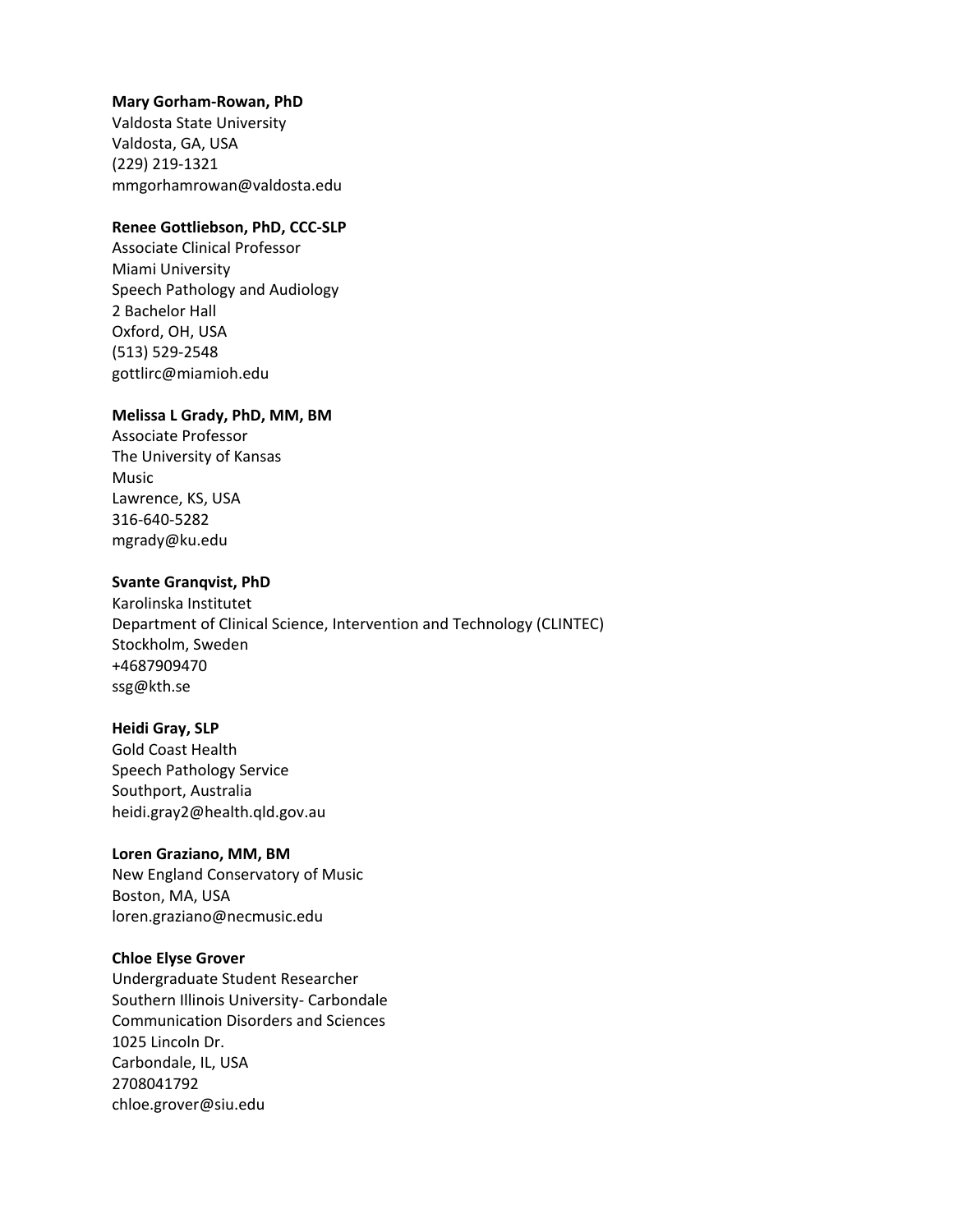**Mary Gorham-Rowan, PhD**
Valdosta State University
Valdosta, GA, USA
(229) 219-1321
mmgorhamrowan@valdosta.edu

**Renee Gottliebson, PhD, CCC-SLP**
Associate Clinical Professor
Miami University
Speech Pathology and Audiology
2 Bachelor Hall
Oxford, OH, USA
(513) 529-2548
gottlirc@miamioh.edu

**Melissa L Grady, PhD, MM, BM**
Associate Professor
The University of Kansas
Music
Lawrence, KS, USA
316-640-5282
mgrady@ku.edu

**Svante Granqvist, PhD**
Karolinska Institutet
Department of Clinical Science, Intervention and Technology (CLINTEC)
Stockholm, Sweden
+4687909470
ssg@kth.se

**Heidi Gray, SLP**
Gold Coast Health
Speech Pathology Service
Southport, Australia
heidi.gray2@health.qld.gov.au

**Loren Graziano, MM, BM**
New England Conservatory of Music
Boston, MA, USA
loren.graziano@necmusic.edu

**Chloe Elyse Grover**
Undergraduate Student Researcher
Southern Illinois University- Carbondale
Communication Disorders and Sciences
1025 Lincoln Dr.
Carbondale, IL, USA
2708041792
chloe.grover@siu.edu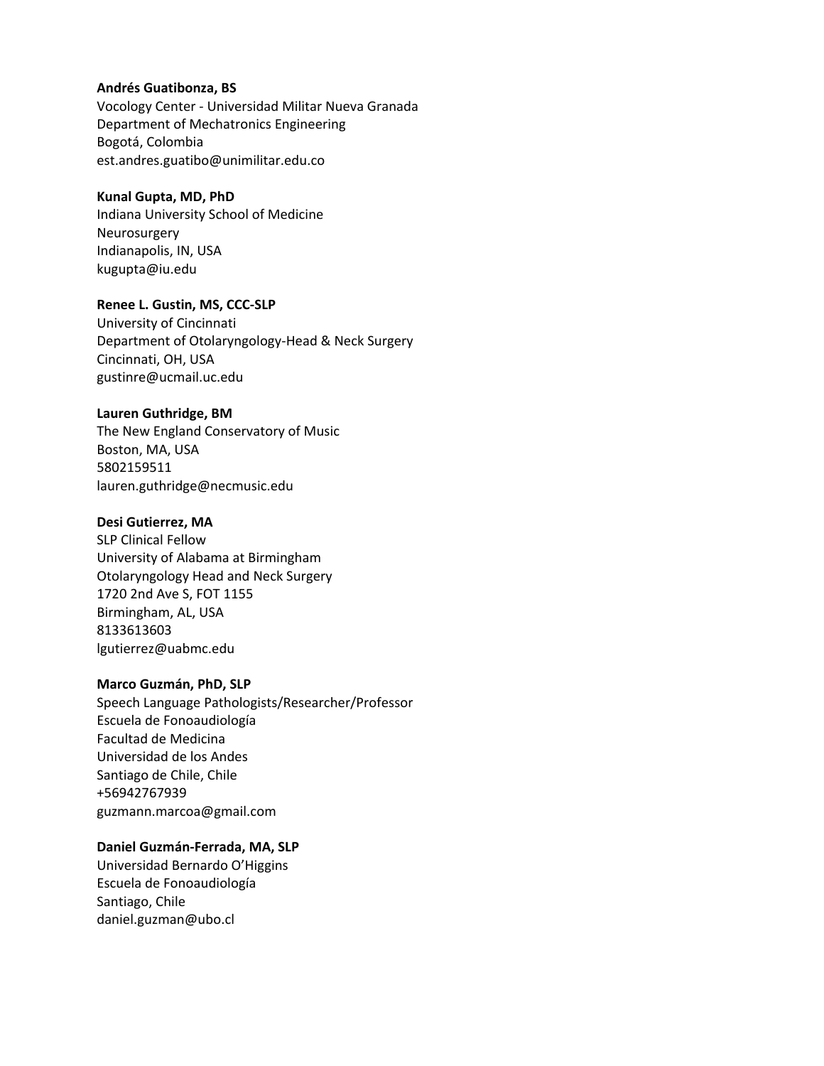**Andrés Guatibonza, BS**
Vocology Center - Universidad Militar Nueva Granada
Department of Mechatronics Engineering
Bogotá, Colombia
est.andres.guatibo@unimilitar.edu.co

**Kunal Gupta, MD, PhD**
Indiana University School of Medicine
Neurosurgery
Indianapolis, IN, USA
kugupta@iu.edu

**Renee L. Gustin, MS, CCC-SLP**
University of Cincinnati
Department of Otolaryngology-Head & Neck Surgery
Cincinnati, OH, USA
gustinre@ucmail.uc.edu

**Lauren Guthridge, BM**
The New England Conservatory of Music
Boston, MA, USA
5802159511
lauren.guthridge@necmusic.edu

**Desi Gutierrez, MA**
SLP Clinical Fellow
University of Alabama at Birmingham
Otolaryngology Head and Neck Surgery
1720 2nd Ave S, FOT 1155
Birmingham, AL, USA
8133613603
lgutierrez@uabmc.edu

**Marco Guzmán, PhD, SLP**
Speech Language Pathologists/Researcher/Professor
Escuela de Fonoaudiología
Facultad de Medicina
Universidad de los Andes
Santiago de Chile, Chile
+56942767939
guzmann.marcoa@gmail.com

**Daniel Guzmán-Ferrada, MA, SLP**
Universidad Bernardo O'Higgins
Escuela de Fonoaudiología
Santiago, Chile
daniel.guzman@ubo.cl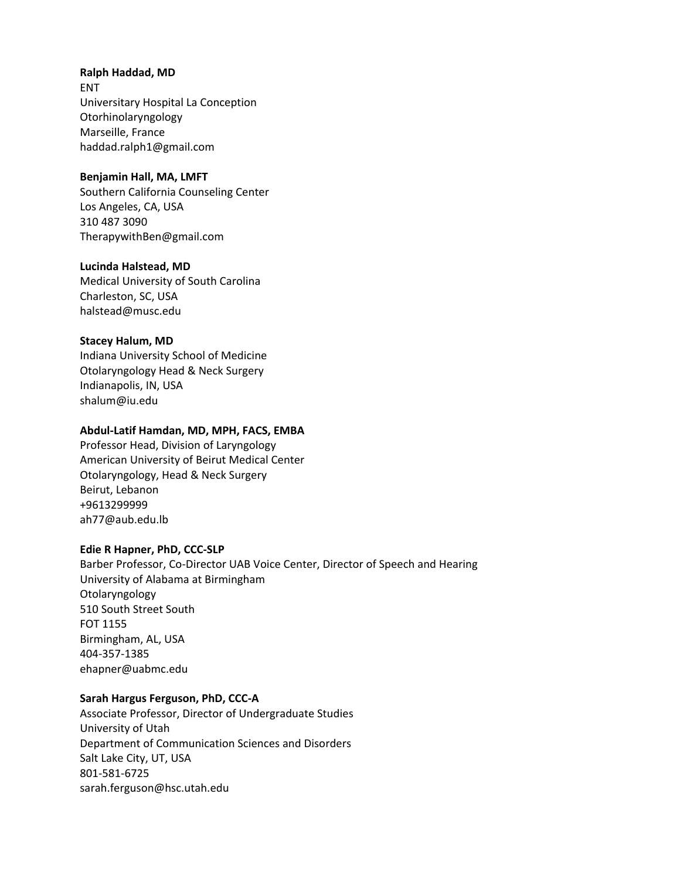**Ralph Haddad, MD**
ENT
Universitary Hospital La Conception
Otorhinolaryngology
Marseille, France
haddad.ralph1@gmail.com

**Benjamin Hall, MA, LMFT**
Southern California Counseling Center
Los Angeles, CA, USA
310 487 3090
TherapywithBen@gmail.com

**Lucinda Halstead, MD**
Medical University of South Carolina
Charleston, SC, USA
halstead@musc.edu

**Stacey Halum, MD**
Indiana University School of Medicine
Otolaryngology Head & Neck Surgery
Indianapolis, IN, USA
shalum@iu.edu

**Abdul-Latif Hamdan, MD, MPH, FACS, EMBA**
Professor Head, Division of Laryngology
American University of Beirut Medical Center
Otolaryngology, Head & Neck Surgery
Beirut, Lebanon
+9613299999
ah77@aub.edu.lb

**Edie R Hapner, PhD, CCC-SLP**
Barber Professor, Co-Director UAB Voice Center, Director of Speech and Hearing
University of Alabama at Birmingham
Otolaryngology
510 South Street South
FOT 1155
Birmingham, AL, USA
404-357-1385
ehapner@uabmc.edu

**Sarah Hargus Ferguson, PhD, CCC-A**
Associate Professor, Director of Undergraduate Studies
University of Utah
Department of Communication Sciences and Disorders
Salt Lake City, UT, USA
801-581-6725
sarah.ferguson@hsc.utah.edu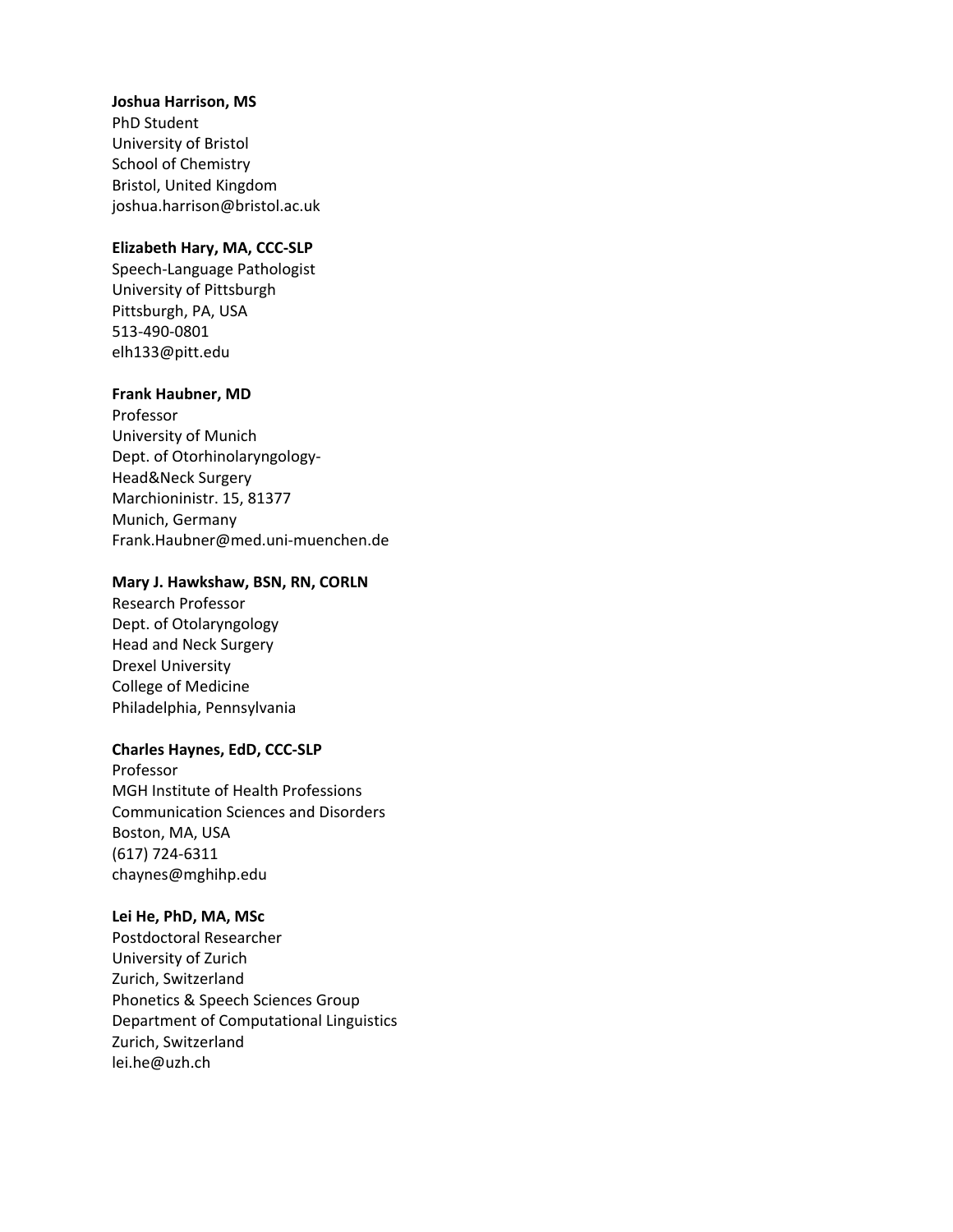**Joshua Harrison, MS**
PhD Student
University of Bristol
School of Chemistry
Bristol, United Kingdom
joshua.harrison@bristol.ac.uk

**Elizabeth Hary, MA, CCC-SLP**
Speech-Language Pathologist
University of Pittsburgh
Pittsburgh, PA, USA
513-490-0801
elh133@pitt.edu

**Frank Haubner, MD**
Professor
University of Munich
Dept. of Otorhinolaryngology-
Head&Neck Surgery
Marchioninistr. 15, 81377
Munich, Germany
Frank.Haubner@med.uni-muenchen.de

**Mary J. Hawkshaw, BSN, RN, CORLN**
Research Professor
Dept. of Otolaryngology
Head and Neck Surgery
Drexel University
College of Medicine
Philadelphia, Pennsylvania

**Charles Haynes, EdD, CCC-SLP**
Professor
MGH Institute of Health Professions
Communication Sciences and Disorders
Boston, MA, USA
(617) 724-6311
chaynes@mghihp.edu

**Lei He, PhD, MA, MSc**
Postdoctoral Researcher
University of Zurich
Zurich, Switzerland
Phonetics & Speech Sciences Group
Department of Computational Linguistics
Zurich, Switzerland
lei.he@uzh.ch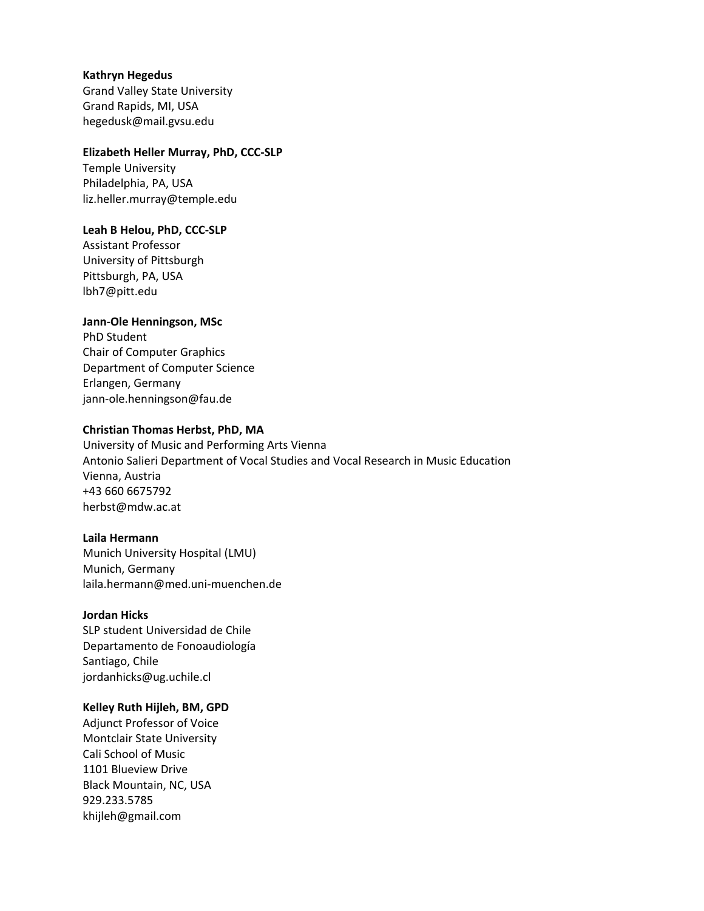**Kathryn Hegedus**
Grand Valley State University
Grand Rapids, MI, USA
hegedusk@mail.gvsu.edu

**Elizabeth Heller Murray, PhD, CCC-SLP**
Temple University
Philadelphia, PA, USA
liz.heller.murray@temple.edu

**Leah B Helou, PhD, CCC-SLP**
Assistant Professor
University of Pittsburgh
Pittsburgh, PA, USA
lbh7@pitt.edu

**Jann-Ole Henningson, MSc**
PhD Student
Chair of Computer Graphics
Department of Computer Science
Erlangen, Germany
jann-ole.henningson@fau.de

**Christian Thomas Herbst, PhD, MA**
University of Music and Performing Arts Vienna
Antonio Salieri Department of Vocal Studies and Vocal Research in Music Education
Vienna, Austria
+43 660 6675792
herbst@mdw.ac.at

**Laila Hermann**
Munich University Hospital (LMU)
Munich, Germany
laila.hermann@med.uni-muenchen.de

**Jordan Hicks**
SLP student Universidad de Chile
Departamento de Fonoaudiología
Santiago, Chile
jordanhicks@ug.uchile.cl

**Kelley Ruth Hijleh, BM, GPD**
Adjunct Professor of Voice
Montclair State University
Cali School of Music
1101 Blueview Drive
Black Mountain, NC, USA
929.233.5785
khijleh@gmail.com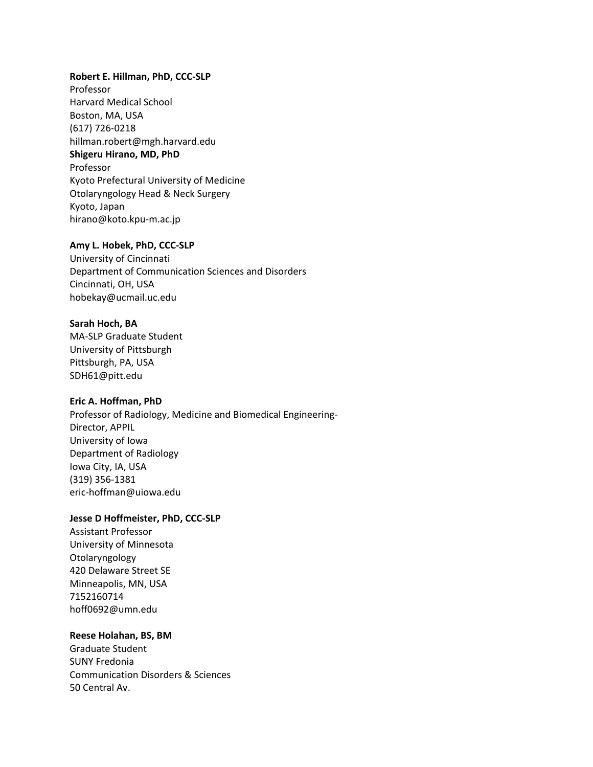**Robert E. Hillman, PhD, CCC-SLP**
Professor
Harvard Medical School
Boston, MA, USA
(617) 726-0218
hillman.robert@mgh.harvard.edu

**Shigeru Hirano, MD, PhD**
Professor
Kyoto Prefectural University of Medicine
Otolaryngology Head & Neck Surgery
Kyoto, Japan
hirano@koto.kpu-m.ac.jp

**Amy L. Hobek, PhD, CCC-SLP**
University of Cincinnati
Department of Communication Sciences and Disorders
Cincinnati, OH, USA
hobekay@ucmail.uc.edu

**Sarah Hoch, BA**
MA-SLP Graduate Student
University of Pittsburgh
Pittsburgh, PA, USA
SDH61@pitt.edu

**Eric A. Hoffman, PhD**
Professor of Radiology, Medicine and Biomedical Engineering-
Director, APPIL
University of Iowa
Department of Radiology
Iowa City, IA, USA
(319) 356-1381
eric-hoffman@uiowa.edu

**Jesse D Hoffmeister, PhD, CCC-SLP**
Assistant Professor
University of Minnesota
Otolaryngology
420 Delaware Street SE
Minneapolis, MN, USA
7152160714
hoff0692@umn.edu

**Reese Holahan, BS, BM**
Graduate Student
SUNY Fredonia
Communication Disorders & Sciences
50 Central Av.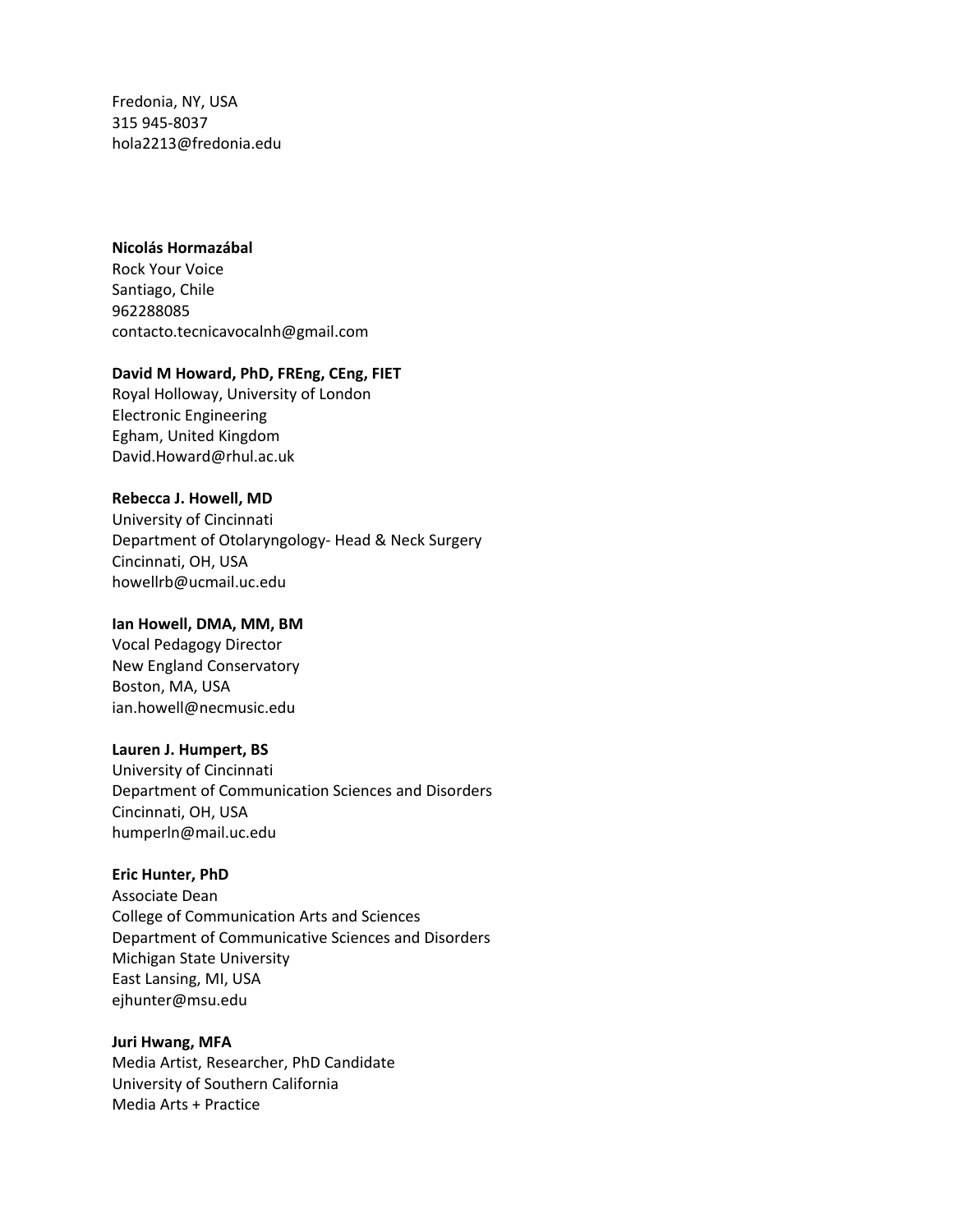Fredonia, NY, USA
315 945-8037
hola2213@fredonia.edu

**Nicolás Hormazábal**
Rock Your Voice
Santiago, Chile
962288085
contacto.tecnicavocalnh@gmail.com

**David M Howard, PhD, FREng, CEng, FIET**
Royal Holloway, University of London
Electronic Engineering
Egham, United Kingdom
David.Howard@rhul.ac.uk

**Rebecca J. Howell, MD**
University of Cincinnati
Department of Otolaryngology- Head & Neck Surgery
Cincinnati, OH, USA
howellrb@ucmail.uc.edu

**Ian Howell, DMA, MM, BM**
Vocal Pedagogy Director
New England Conservatory
Boston, MA, USA
ian.howell@necmusic.edu

**Lauren J. Humpert, BS**
University of Cincinnati
Department of Communication Sciences and Disorders
Cincinnati, OH, USA
humperln@mail.uc.edu

**Eric Hunter, PhD**
Associate Dean
College of Communication Arts and Sciences
Department of Communicative Sciences and Disorders
Michigan State University
East Lansing, MI, USA
ejhunter@msu.edu

**Juri Hwang, MFA**
Media Artist, Researcher, PhD Candidate
University of Southern California
Media Arts + Practice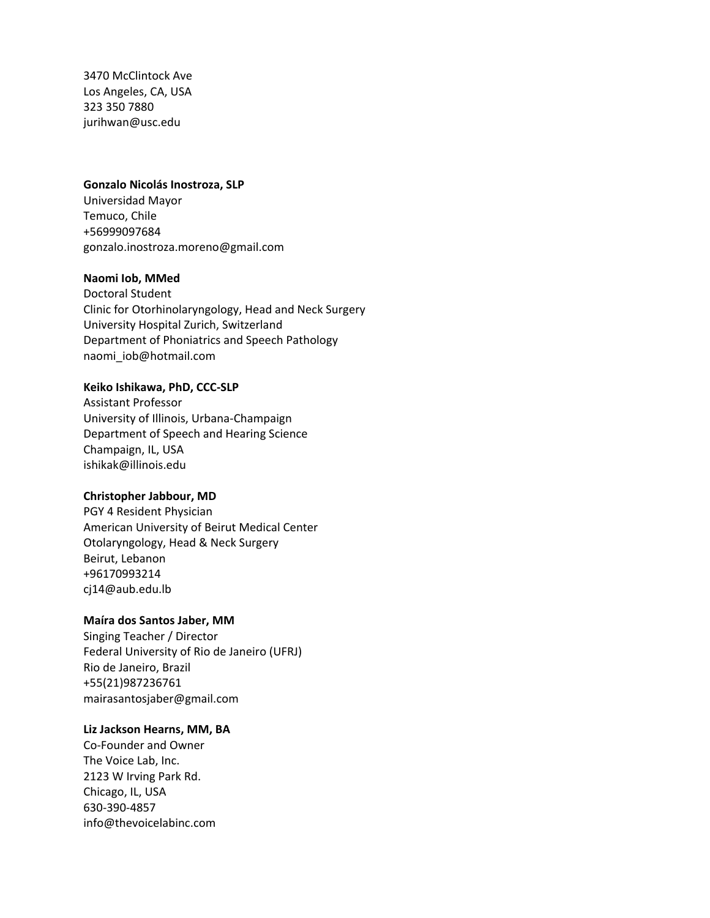3470 McClintock Ave
Los Angeles, CA, USA
323 350 7880
jurihwan@usc.edu

**Gonzalo Nicolás Inostroza, SLP**
Universidad Mayor
Temuco, Chile
+56999097684
gonzalo.inostroza.moreno@gmail.com

**Naomi Iob, MMed**
Doctoral Student
Clinic for Otorhinolaryngology, Head and Neck Surgery
University Hospital Zurich, Switzerland
Department of Phoniatrics and Speech Pathology
naomi_iob@hotmail.com

**Keiko Ishikawa, PhD, CCC-SLP**
Assistant Professor
University of Illinois, Urbana-Champaign
Department of Speech and Hearing Science
Champaign, IL, USA
ishikak@illinois.edu

**Christopher Jabbour, MD**
PGY 4 Resident Physician
American University of Beirut Medical Center
Otolaryngology, Head & Neck Surgery
Beirut, Lebanon
+96170993214
cj14@aub.edu.lb

**Maíra dos Santos Jaber, MM**
Singing Teacher / Director
Federal University of Rio de Janeiro (UFRJ)
Rio de Janeiro, Brazil
+55(21)987236761
mairasantosjaber@gmail.com

**Liz Jackson Hearns, MM, BA**
Co-Founder and Owner
The Voice Lab, Inc.
2123 W Irving Park Rd.
Chicago, IL, USA
630-390-4857
info@thevoicelabinc.com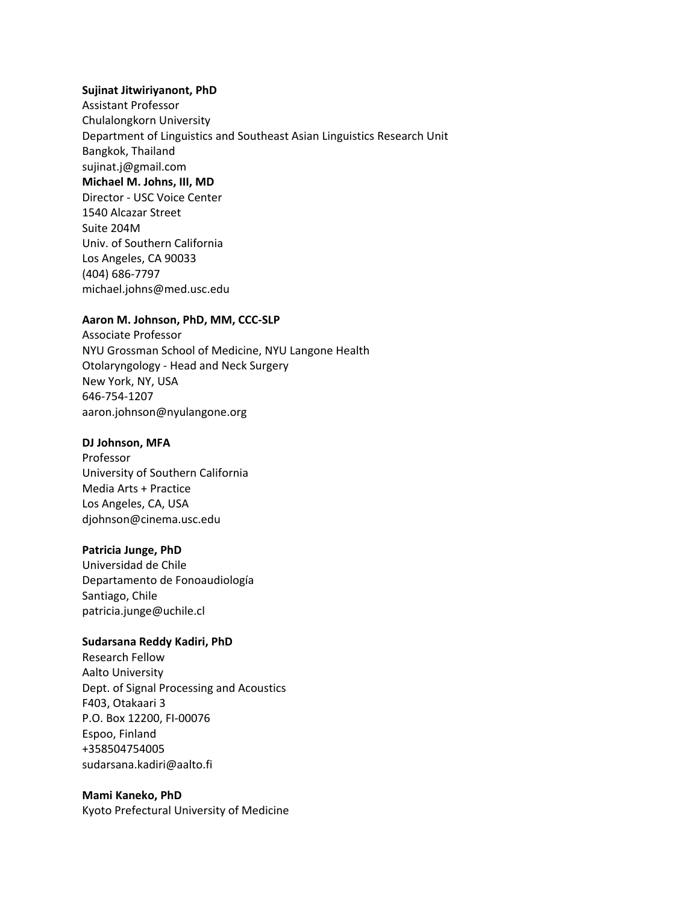**Sujinat Jitwiriyanont, PhD**
Assistant Professor
Chulalongkorn University
Department of Linguistics and Southeast Asian Linguistics Research Unit
Bangkok, Thailand
sujinat.j@gmail.com

**Michael M. Johns, III, MD**
Director - USC Voice Center
1540 Alcazar Street
Suite 204M
Univ. of Southern California
Los Angeles, CA 90033
(404) 686-7797
michael.johns@med.usc.edu

**Aaron M. Johnson, PhD, MM, CCC-SLP**
Associate Professor
NYU Grossman School of Medicine, NYU Langone Health
Otolaryngology - Head and Neck Surgery
New York, NY, USA
646-754-1207
aaron.johnson@nyulangone.org

**DJ Johnson, MFA**
Professor
University of Southern California
Media Arts + Practice
Los Angeles, CA, USA
djohnson@cinema.usc.edu

**Patricia Junge, PhD**
Universidad de Chile
Departamento de Fonoaudiología
Santiago, Chile
patricia.junge@uchile.cl

**Sudarsana Reddy Kadiri, PhD**
Research Fellow
Aalto University
Dept. of Signal Processing and Acoustics
F403, Otakaari 3
P.O. Box 12200, FI-00076
Espoo, Finland
+358504754005
sudarsana.kadiri@aalto.fi

**Mami Kaneko, PhD**
Kyoto Prefectural University of Medicine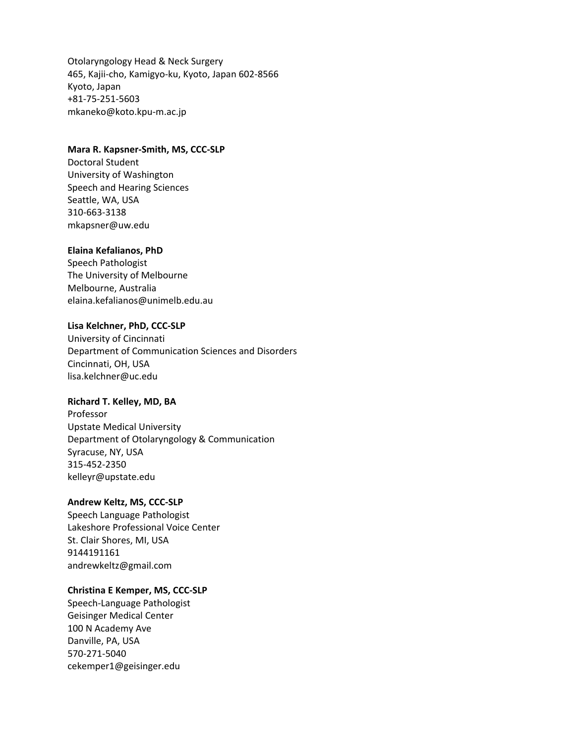Otolaryngology Head & Neck Surgery
465, Kajii-cho, Kamigyo-ku, Kyoto, Japan 602-8566
Kyoto, Japan
+81-75-251-5603
mkaneko@koto.kpu-m.ac.jp

**Mara R. Kapsner-Smith, MS, CCC-SLP**
Doctoral Student
University of Washington
Speech and Hearing Sciences
Seattle, WA, USA
310-663-3138
mkapsner@uw.edu

**Elaina Kefalianos, PhD**
Speech Pathologist
The University of Melbourne
Melbourne, Australia
elaina.kefalianos@unimelb.edu.au

**Lisa Kelchner, PhD, CCC-SLP**
University of Cincinnati
Department of Communication Sciences and Disorders
Cincinnati, OH, USA
lisa.kelchner@uc.edu

**Richard T. Kelley, MD, BA**
Professor
Upstate Medical University
Department of Otolaryngology & Communication
Syracuse, NY, USA
315-452-2350
kelleyr@upstate.edu

**Andrew Keltz, MS, CCC-SLP**
Speech Language Pathologist
Lakeshore Professional Voice Center
St. Clair Shores, MI, USA
9144191161
andrewkeltz@gmail.com

**Christina E Kemper, MS, CCC-SLP**
Speech-Language Pathologist
Geisinger Medical Center
100 N Academy Ave
Danville, PA, USA
570-271-5040
cekemper1@geisinger.edu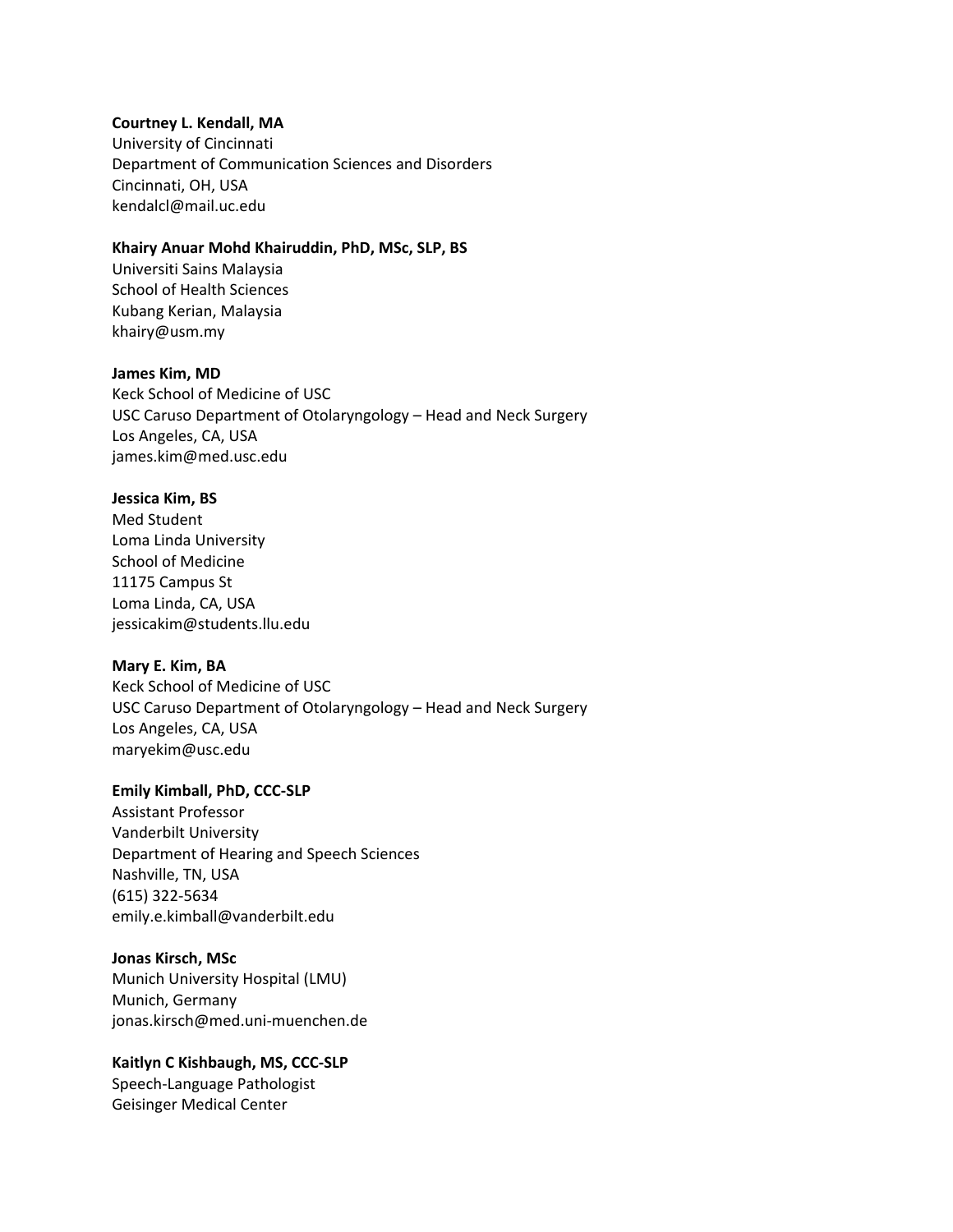**Courtney L. Kendall, MA**
University of Cincinnati
Department of Communication Sciences and Disorders
Cincinnati, OH, USA
kendalcl@mail.uc.edu

**Khairy Anuar Mohd Khairuddin, PhD, MSc, SLP, BS**
Universiti Sains Malaysia
School of Health Sciences
Kubang Kerian, Malaysia
khairy@usm.my

**James Kim, MD**
Keck School of Medicine of USC
USC Caruso Department of Otolaryngology – Head and Neck Surgery
Los Angeles, CA, USA
james.kim@med.usc.edu

**Jessica Kim, BS**
Med Student
Loma Linda University
School of Medicine
11175 Campus St
Loma Linda, CA, USA
jessicakim@students.llu.edu

**Mary E. Kim, BA**
Keck School of Medicine of USC
USC Caruso Department of Otolaryngology – Head and Neck Surgery
Los Angeles, CA, USA
maryekim@usc.edu

**Emily Kimball, PhD, CCC-SLP**
Assistant Professor
Vanderbilt University
Department of Hearing and Speech Sciences
Nashville, TN, USA
(615) 322-5634
emily.e.kimball@vanderbilt.edu

**Jonas Kirsch, MSc**
Munich University Hospital (LMU)
Munich, Germany
jonas.kirsch@med.uni-muenchen.de

**Kaitlyn C Kishbaugh, MS, CCC-SLP**
Speech-Language Pathologist
Geisinger Medical Center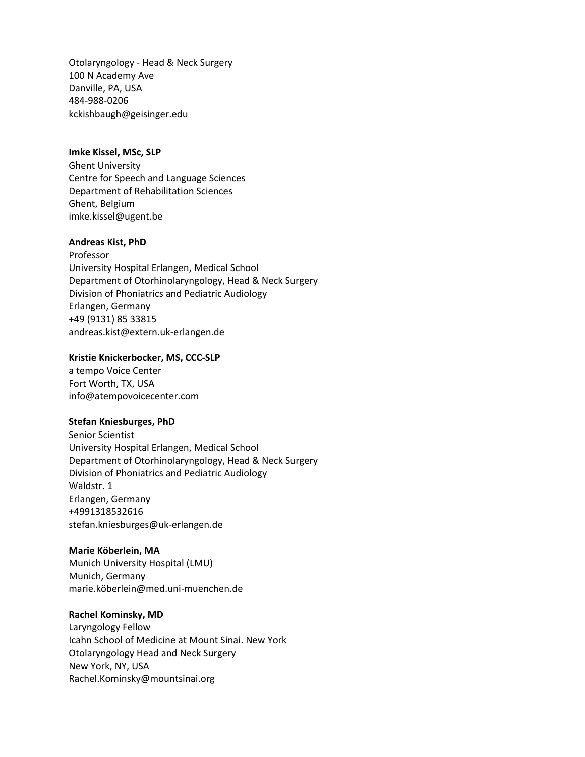Otolaryngology - Head & Neck Surgery
100 N Academy Ave
Danville, PA, USA
484-988-0206
kckishbaugh@geisinger.edu

**Imke Kissel, MSc, SLP**
Ghent University
Centre for Speech and Language Sciences
Department of Rehabilitation Sciences
Ghent, Belgium
imke.kissel@ugent.be

**Andreas Kist, PhD**
Professor
University Hospital Erlangen, Medical School
Department of Otorhinolaryngology, Head & Neck Surgery
Division of Phoniatrics and Pediatric Audiology
Erlangen, Germany
+49 (9131) 85 33815
andreas.kist@extern.uk-erlangen.de

**Kristie Knickerbocker, MS, CCC-SLP**
a tempo Voice Center
Fort Worth, TX, USA
info@atempovoicecenter.com

**Stefan Kniesburges, PhD**
Senior Scientist
University Hospital Erlangen, Medical School
Department of Otorhinolaryngology, Head & Neck Surgery
Division of Phoniatrics and Pediatric Audiology
Waldstr. 1
Erlangen, Germany
+4991318532616
stefan.kniesburges@uk-erlangen.de

**Marie Köberlein, MA**
Munich University Hospital (LMU)
Munich, Germany
marie.köberlein@med.uni-muenchen.de

**Rachel Kominsky, MD**
Laryngology Fellow
Icahn School of Medicine at Mount Sinai. New York
Otolaryngology Head and Neck Surgery
New York, NY, USA
Rachel.Kominsky@mountsinai.org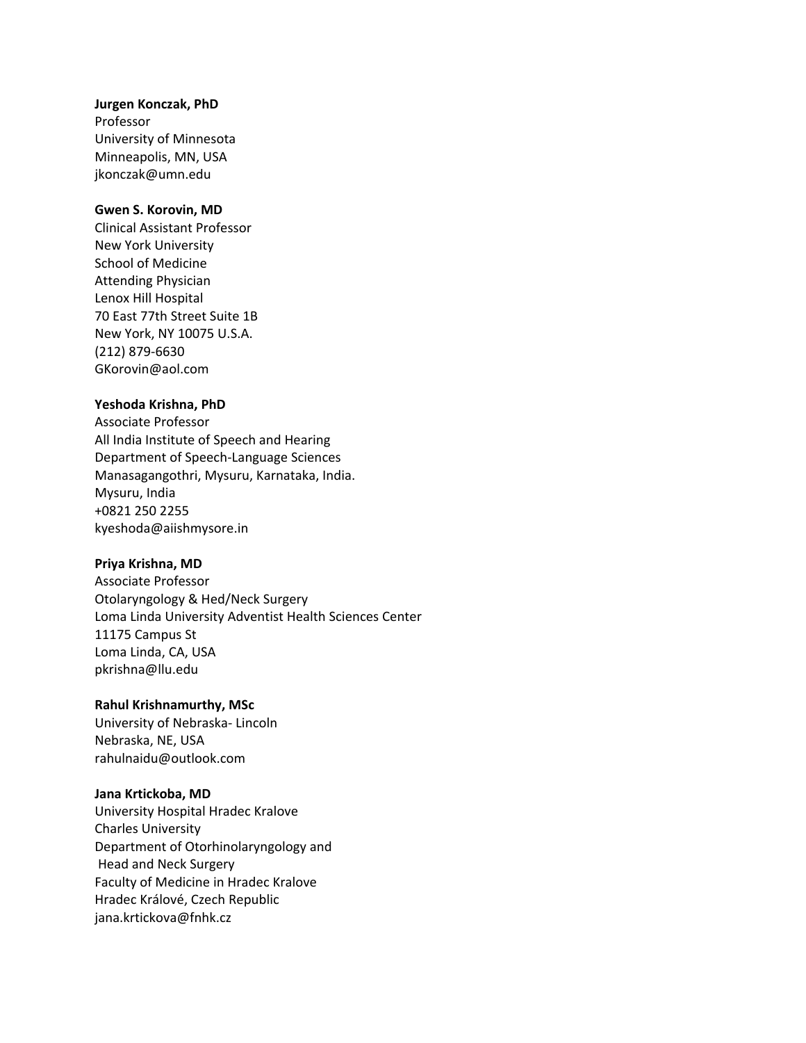**Jurgen Konczak, PhD**
Professor
University of Minnesota
Minneapolis, MN, USA
jkonczak@umn.edu

**Gwen S. Korovin, MD**
Clinical Assistant Professor
New York University
School of Medicine
Attending Physician
Lenox Hill Hospital
70 East 77th Street Suite 1B
New York, NY 10075 U.S.A.
(212) 879-6630
GKorovin@aol.com

**Yeshoda Krishna, PhD**
Associate Professor
All India Institute of Speech and Hearing
Department of Speech-Language Sciences
Manasagangothri, Mysuru, Karnataka, India.
Mysuru, India
+0821 250 2255
kyeshoda@aiishmysore.in

**Priya Krishna, MD**
Associate Professor
Otolaryngology & Hed/Neck Surgery
Loma Linda University Adventist Health Sciences Center
11175 Campus St
Loma Linda, CA, USA
pkrishna@llu.edu

**Rahul Krishnamurthy, MSc**
University of Nebraska- Lincoln
Nebraska, NE, USA
rahulnaidu@outlook.com

**Jana Krtickoba, MD**
University Hospital Hradec Kralove
Charles University
Department of Otorhinolaryngology and
Head and Neck Surgery
Faculty of Medicine in Hradec Kralove
Hradec Králové, Czech Republic
jana.krtickova@fnhk.cz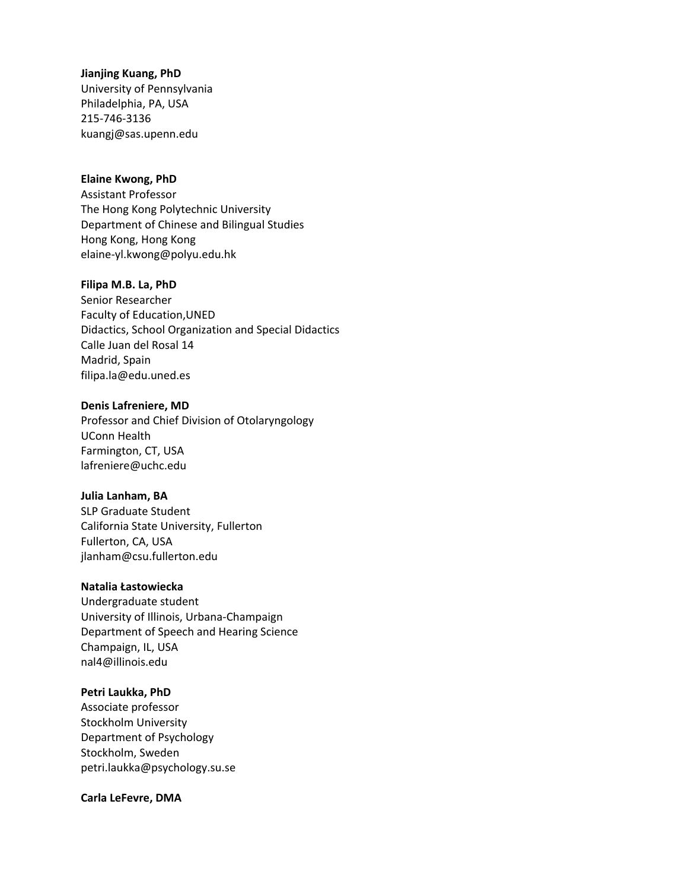**Jianjing Kuang, PhD**
University of Pennsylvania
Philadelphia, PA, USA
215-746-3136
kuangj@sas.upenn.edu

**Elaine Kwong, PhD**
Assistant Professor
The Hong Kong Polytechnic University
Department of Chinese and Bilingual Studies
Hong Kong, Hong Kong
elaine-yl.kwong@polyu.edu.hk

**Filipa M.B. La, PhD**
Senior Researcher
Faculty of Education,UNED
Didactics, School Organization and Special Didactics
Calle Juan del Rosal 14
Madrid, Spain
filipa.la@edu.uned.es

**Denis Lafreniere, MD**
Professor and Chief Division of Otolaryngology
UConn Health
Farmington, CT, USA
lafreniere@uchc.edu

**Julia Lanham, BA**
SLP Graduate Student
California State University, Fullerton
Fullerton, CA, USA
jlanham@csu.fullerton.edu

**Natalia Łastowiecka**
Undergraduate student
University of Illinois, Urbana-Champaign
Department of Speech and Hearing Science
Champaign, IL, USA
nal4@illinois.edu

**Petri Laukka, PhD**
Associate professor
Stockholm University
Department of Psychology
Stockholm, Sweden
petri.laukka@psychology.su.se

**Carla LeFevre, DMA**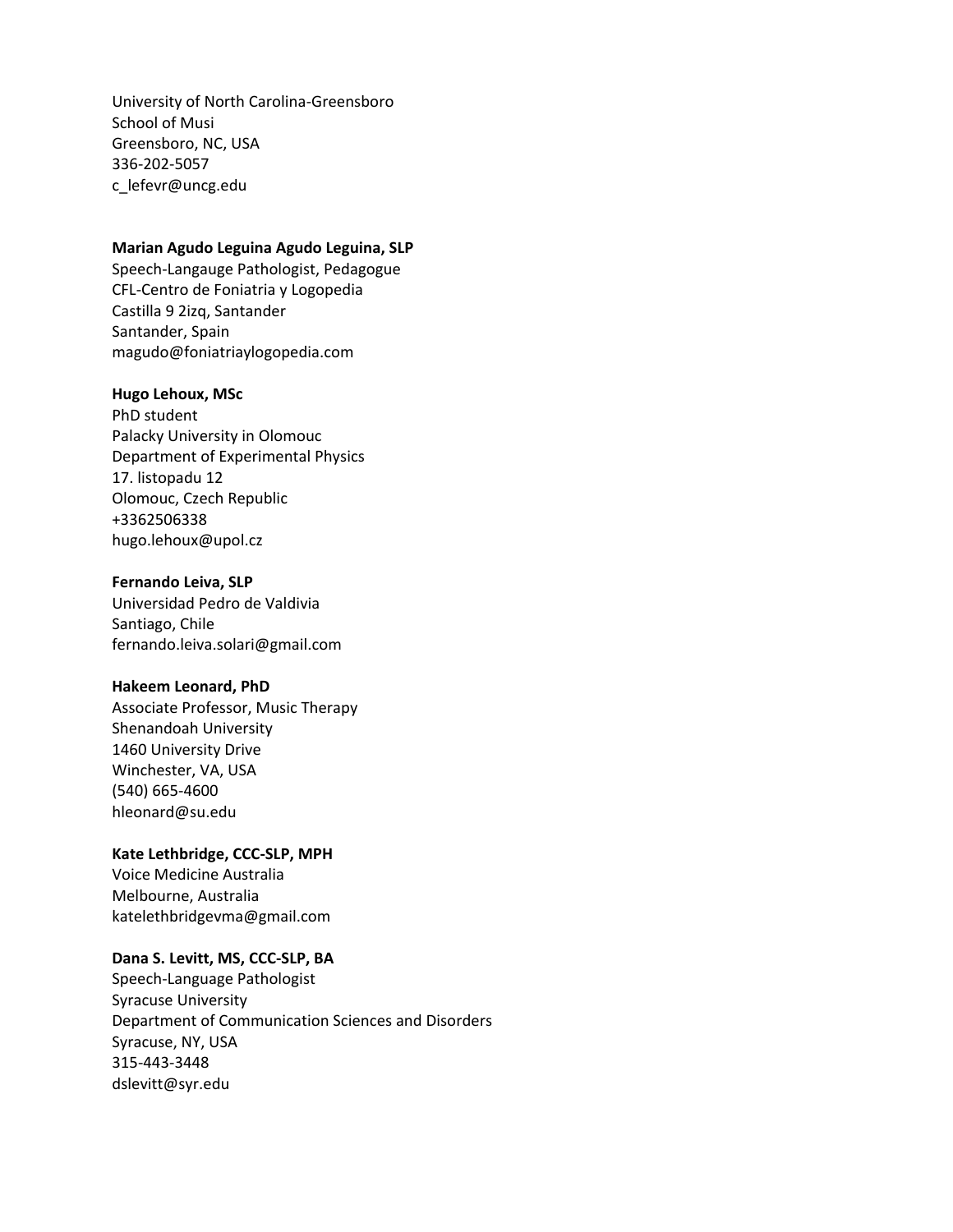University of North Carolina-Greensboro
School of Musi
Greensboro, NC, USA
336-202-5057
c_lefevr@uncg.edu

**Marian Agudo Leguina Agudo Leguina, SLP**
Speech-Langauge Pathologist, Pedagogue
CFL-Centro de Foniatria y Logopedia
Castilla 9 2izq, Santander
Santander, Spain
magudo@foniatriaylogopedia.com

**Hugo Lehoux, MSc**
PhD student
Palacky University in Olomouc
Department of Experimental Physics
17. listopadu 12
Olomouc, Czech Republic
+3362506338
hugo.lehoux@upol.cz

**Fernando Leiva, SLP**
Universidad Pedro de Valdivia
Santiago, Chile
fernando.leiva.solari@gmail.com

**Hakeem Leonard, PhD**
Associate Professor, Music Therapy
Shenandoah University
1460 University Drive
Winchester, VA, USA
(540) 665-4600
hleonard@su.edu

**Kate Lethbridge, CCC-SLP, MPH**
Voice Medicine Australia
Melbourne, Australia
katelethbridgevma@gmail.com

**Dana S. Levitt, MS, CCC-SLP, BA**
Speech-Language Pathologist
Syracuse University
Department of Communication Sciences and Disorders
Syracuse, NY, USA
315-443-3448
dslevitt@syr.edu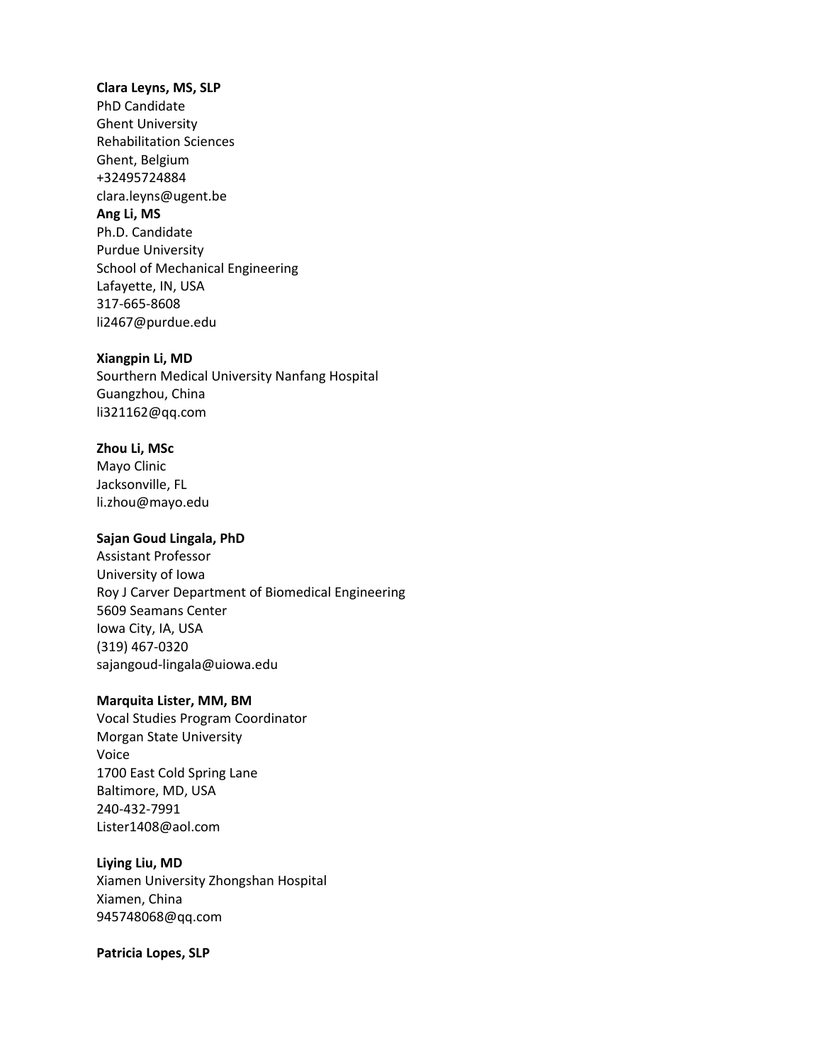**Clara Leyns, MS, SLP**
PhD Candidate
Ghent University
Rehabilitation Sciences
Ghent, Belgium
+32495724884
clara.leyns@ugent.be

**Ang Li, MS**
Ph.D. Candidate
Purdue University
School of Mechanical Engineering
Lafayette, IN, USA
317-665-8608
li2467@purdue.edu

**Xiangpin Li, MD**
Sourthern Medical University Nanfang Hospital
Guangzhou, China
li321162@qq.com

**Zhou Li, MSc**
Mayo Clinic
Jacksonville, FL
li.zhou@mayo.edu

**Sajan Goud Lingala, PhD**
Assistant Professor
University of Iowa
Roy J Carver Department of Biomedical Engineering
5609 Seamans Center
Iowa City, IA, USA
(319) 467-0320
sajangoud-lingala@uiowa.edu

**Marquita Lister, MM, BM**
Vocal Studies Program Coordinator
Morgan State University
Voice
1700 East Cold Spring Lane
Baltimore, MD, USA
240-432-7991
Lister1408@aol.com

**Liying Liu, MD**
Xiamen University Zhongshan Hospital
Xiamen, China
945748068@qq.com

**Patricia Lopes, SLP**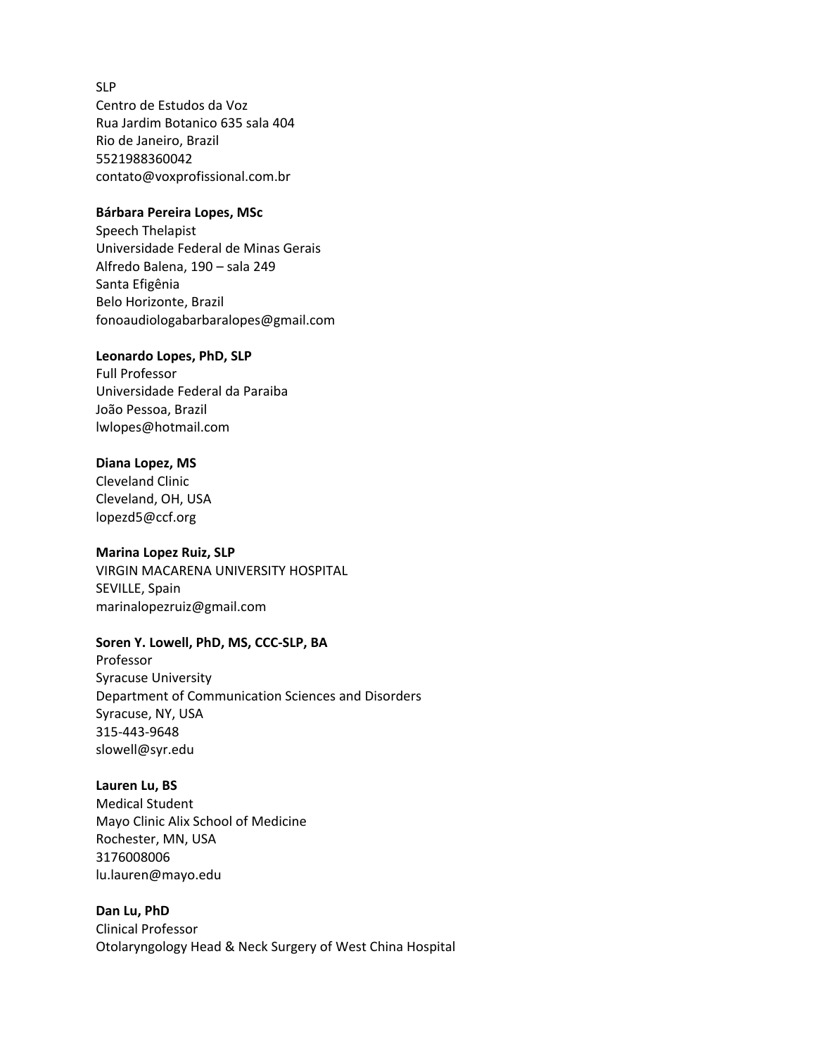SLP
Centro de Estudos da Voz
Rua Jardim Botanico 635 sala 404
Rio de Janeiro, Brazil
5521988360042
contato@voxprofissional.com.br

**Bárbara Pereira Lopes, MSc**
Speech Thelapist
Universidade Federal de Minas Gerais
Alfredo Balena, 190 – sala 249
Santa Efigênia
Belo Horizonte, Brazil
fonoaudiologabarbaralopes@gmail.com

**Leonardo Lopes, PhD, SLP**
Full Professor
Universidade Federal da Paraiba
João Pessoa, Brazil
lwlopes@hotmail.com

**Diana Lopez, MS**
Cleveland Clinic
Cleveland, OH, USA
lopezd5@ccf.org

**Marina Lopez Ruiz, SLP**
VIRGIN MACARENA UNIVERSITY HOSPITAL
SEVILLE, Spain
marinalopezruiz@gmail.com

**Soren Y. Lowell, PhD, MS, CCC-SLP, BA**
Professor
Syracuse University
Department of Communication Sciences and Disorders
Syracuse, NY, USA
315-443-9648
slowell@syr.edu

**Lauren Lu, BS**
Medical Student
Mayo Clinic Alix School of Medicine
Rochester, MN, USA
3176008006
lu.lauren@mayo.edu

**Dan Lu, PhD**
Clinical Professor
Otolaryngology Head & Neck Surgery of West China Hospital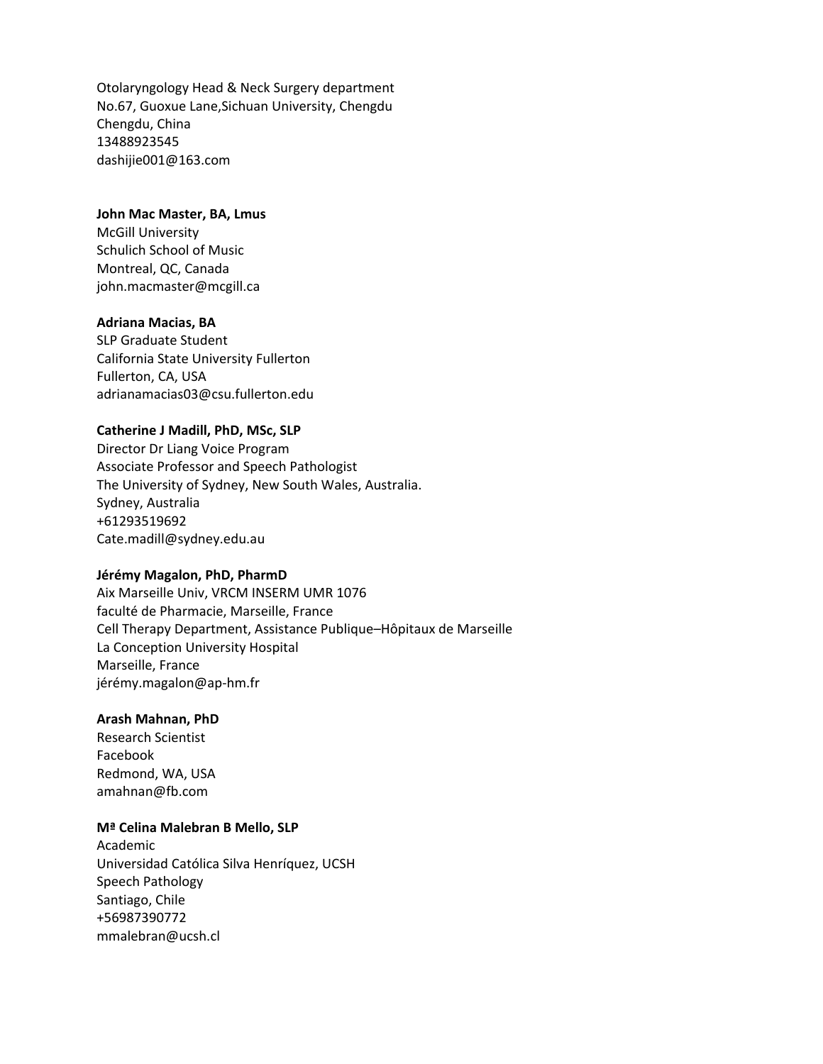Otolaryngology Head & Neck Surgery department
No.67, Guoxue Lane,Sichuan University, Chengdu
Chengdu, China
13488923545
dashijie001@163.com

**John Mac Master, BA, Lmus**
McGill University
Schulich School of Music
Montreal, QC, Canada
john.macmaster@mcgill.ca

**Adriana Macias, BA**
SLP Graduate Student
California State University Fullerton
Fullerton, CA, USA
adrianamacias03@csu.fullerton.edu

**Catherine J Madill, PhD, MSc, SLP**
Director Dr Liang Voice Program
Associate Professor and Speech Pathologist
The University of Sydney, New South Wales, Australia.
Sydney, Australia
+61293519692
Cate.madill@sydney.edu.au

**Jérémy Magalon, PhD, PharmD**
Aix Marseille Univ, VRCM INSERM UMR 1076
faculté de Pharmacie, Marseille, France
Cell Therapy Department, Assistance Publique–Hôpitaux de Marseille
La Conception University Hospital
Marseille, France
jérémy.magalon@ap-hm.fr

**Arash Mahnan, PhD**
Research Scientist
Facebook
Redmond, WA, USA
amahnan@fb.com

**Mª Celina Malebran B Mello, SLP**
Academic
Universidad Católica Silva Henríquez, UCSH
Speech Pathology
Santiago, Chile
+56987390772
mmalebran@ucsh.cl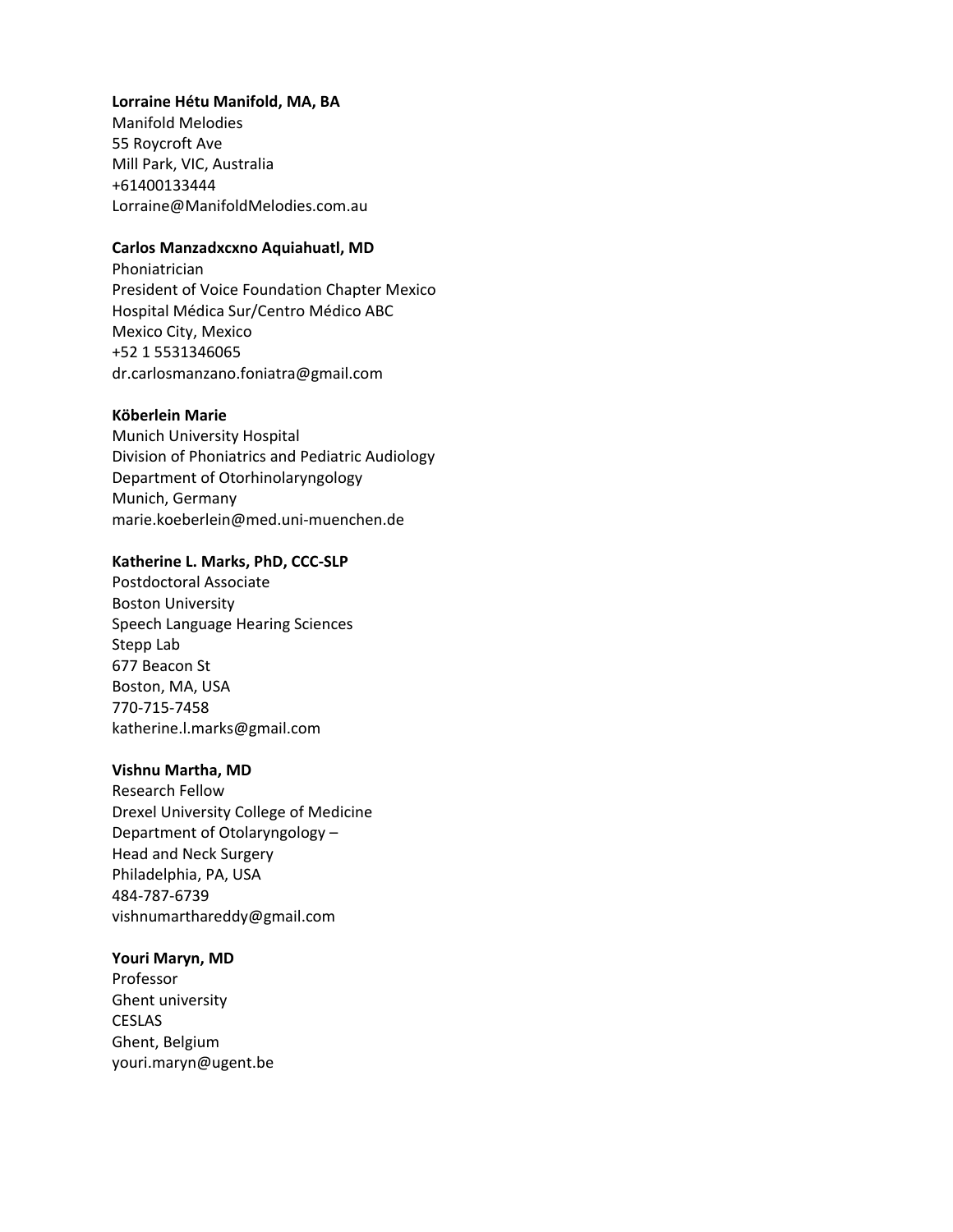**Lorraine Hétu Manifold, MA, BA**
Manifold Melodies
55 Roycroft Ave
Mill Park, VIC, Australia
+61400133444
Lorraine@ManifoldMelodies.com.au

**Carlos Manzadxcxno Aquiahuatl, MD**
Phoniatrician
President of Voice Foundation Chapter Mexico
Hospital Médica Sur/Centro Médico ABC
Mexico City, Mexico
+52 1 5531346065
dr.carlosmanzano.foniatra@gmail.com

**Köberlein Marie**
Munich University Hospital
Division of Phoniatrics and Pediatric Audiology
Department of Otorhinolaryngology
Munich, Germany
marie.koeberlein@med.uni-muenchen.de

**Katherine L. Marks, PhD, CCC-SLP**
Postdoctoral Associate
Boston University
Speech Language Hearing Sciences
Stepp Lab
677 Beacon St
Boston, MA, USA
770-715-7458
katherine.l.marks@gmail.com

**Vishnu Martha, MD**
Research Fellow
Drexel University College of Medicine
Department of Otolaryngology –
Head and Neck Surgery
Philadelphia, PA, USA
484-787-6739
vishnumarthareddy@gmail.com

**Youri Maryn, MD**
Professor
Ghent university
CESLAS
Ghent, Belgium
youri.maryn@ugent.be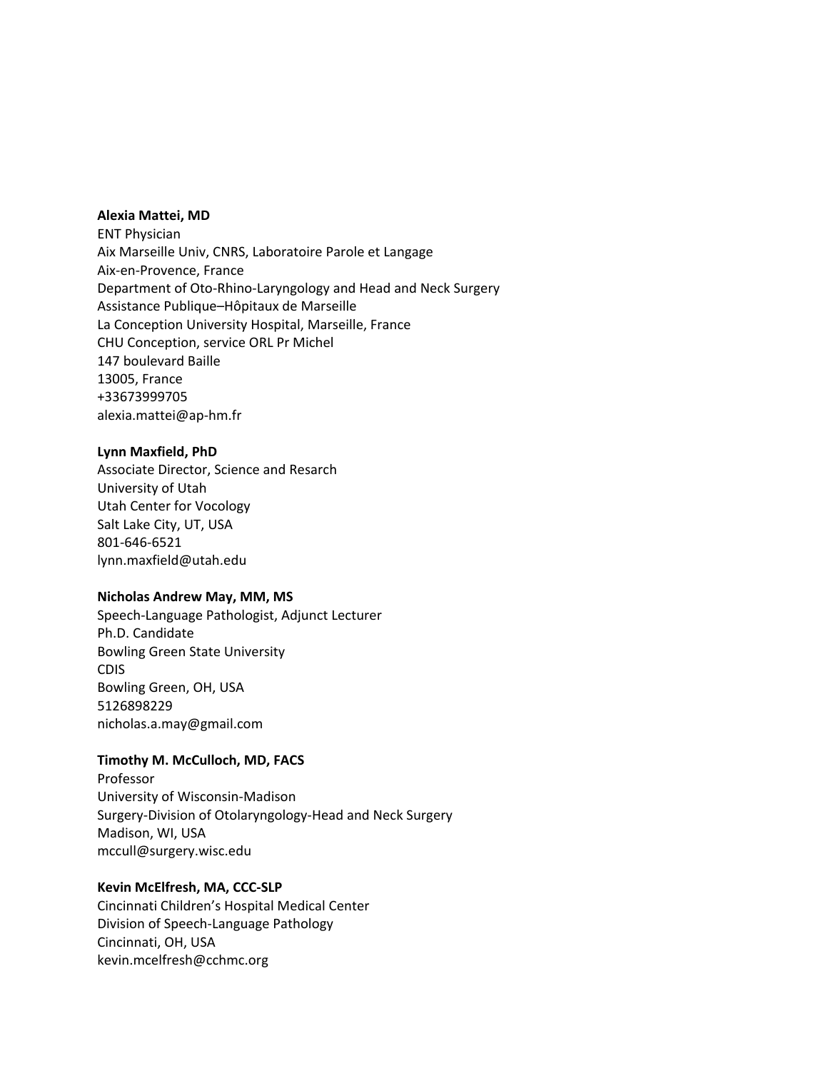**Alexia Mattei, MD**
ENT Physician
Aix Marseille Univ, CNRS, Laboratoire Parole et Langage
Aix-en-Provence, France
Department of Oto-Rhino-Laryngology and Head and Neck Surgery
Assistance Publique–Hôpitaux de Marseille
La Conception University Hospital, Marseille, France
CHU Conception, service ORL Pr Michel
147 boulevard Baille
13005, France
+33673999705
alexia.mattei@ap-hm.fr

**Lynn Maxfield, PhD**
Associate Director, Science and Resarch
University of Utah
Utah Center for Vocology
Salt Lake City, UT, USA
801-646-6521
lynn.maxfield@utah.edu

**Nicholas Andrew May, MM, MS**
Speech-Language Pathologist, Adjunct Lecturer
Ph.D. Candidate
Bowling Green State University
CDIS
Bowling Green, OH, USA
5126898229
nicholas.a.may@gmail.com

**Timothy M. McCulloch, MD, FACS**
Professor
University of Wisconsin-Madison
Surgery-Division of Otolaryngology-Head and Neck Surgery
Madison, WI, USA
mccull@surgery.wisc.edu

**Kevin McElfresh, MA, CCC-SLP**
Cincinnati Children's Hospital Medical Center
Division of Speech-Language Pathology
Cincinnati, OH, USA
kevin.mcelfresh@cchmc.org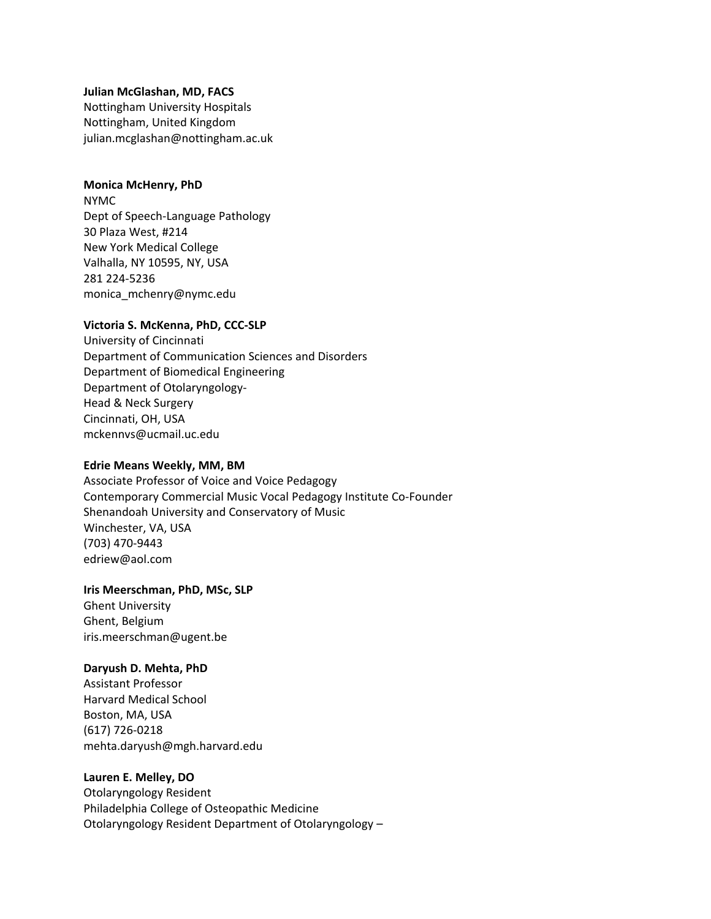**Julian McGlashan, MD, FACS**
Nottingham University Hospitals
Nottingham, United Kingdom
julian.mcglashan@nottingham.ac.uk

**Monica McHenry, PhD**
NYMC
Dept of Speech-Language Pathology
30 Plaza West, #214
New York Medical College
Valhalla, NY 10595, NY, USA
281 224-5236
monica_mchenry@nymc.edu

**Victoria S. McKenna, PhD, CCC-SLP**
University of Cincinnati
Department of Communication Sciences and Disorders
Department of Biomedical Engineering
Department of Otolaryngology-
Head & Neck Surgery
Cincinnati, OH, USA
mckennvs@ucmail.uc.edu

**Edrie Means Weekly, MM, BM**
Associate Professor of Voice and Voice Pedagogy
Contemporary Commercial Music Vocal Pedagogy Institute Co-Founder
Shenandoah University and Conservatory of Music
Winchester, VA, USA
(703) 470-9443
edriew@aol.com

**Iris Meerschman, PhD, MSc, SLP**
Ghent University
Ghent, Belgium
iris.meerschman@ugent.be

**Daryush D. Mehta, PhD**
Assistant Professor
Harvard Medical School
Boston, MA, USA
(617) 726-0218
mehta.daryush@mgh.harvard.edu

**Lauren E. Melley, DO**
Otolaryngology Resident
Philadelphia College of Osteopathic Medicine
Otolaryngology Resident Department of Otolaryngology –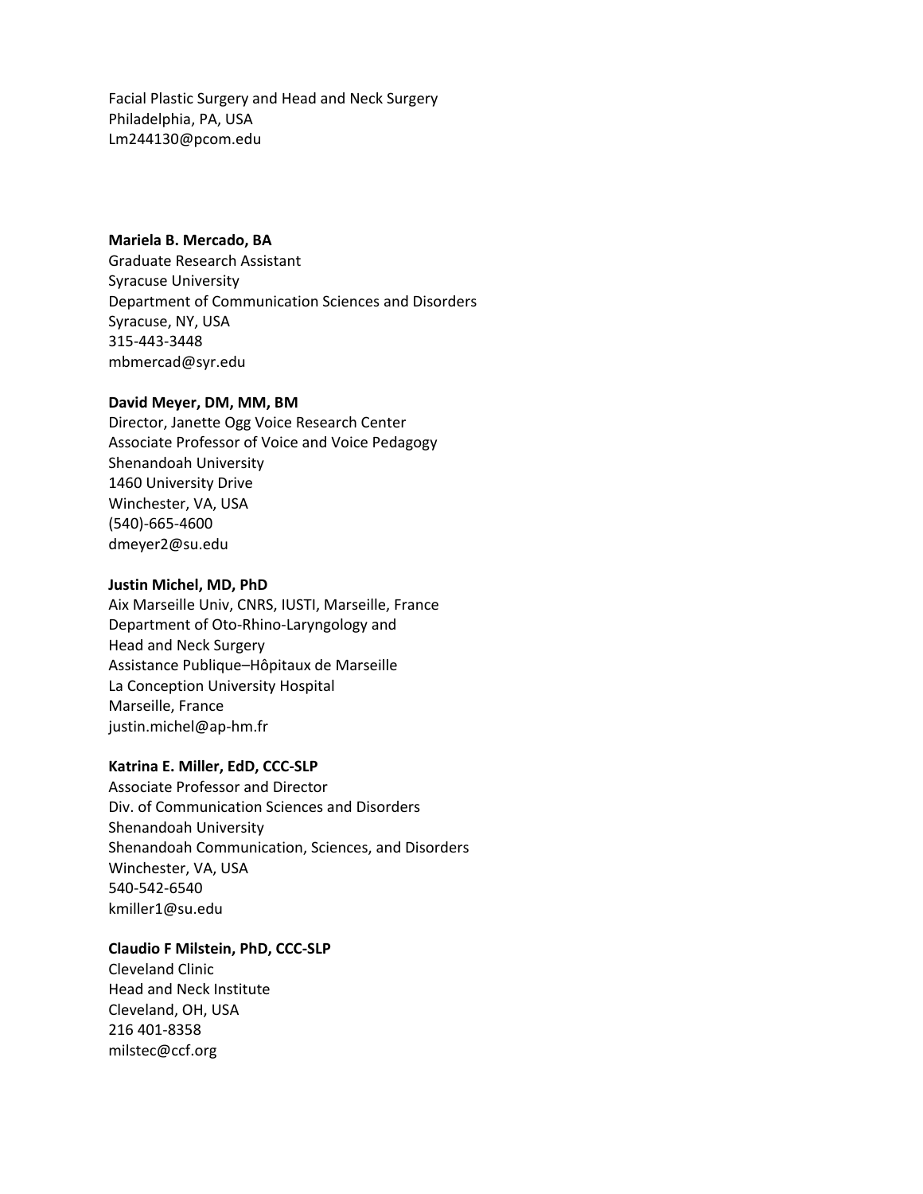Facial Plastic Surgery and Head and Neck Surgery
Philadelphia, PA, USA
Lm244130@pcom.edu

**Mariela B. Mercado, BA**
Graduate Research Assistant
Syracuse University
Department of Communication Sciences and Disorders
Syracuse, NY, USA
315-443-3448
mbmercad@syr.edu

**David Meyer, DM, MM, BM**
Director, Janette Ogg Voice Research Center
Associate Professor of Voice and Voice Pedagogy
Shenandoah University
1460 University Drive
Winchester, VA, USA
(540)-665-4600
dmeyer2@su.edu

**Justin Michel, MD, PhD**
Aix Marseille Univ, CNRS, IUSTI, Marseille, France
Department of Oto-Rhino-Laryngology and
Head and Neck Surgery
Assistance Publique–Hôpitaux de Marseille
La Conception University Hospital
Marseille, France
justin.michel@ap-hm.fr

**Katrina E. Miller, EdD, CCC-SLP**
Associate Professor and Director
Div. of Communication Sciences and Disorders
Shenandoah University
Shenandoah Communication, Sciences, and Disorders
Winchester, VA, USA
540-542-6540
kmiller1@su.edu

**Claudio F Milstein, PhD, CCC-SLP**
Cleveland Clinic
Head and Neck Institute
Cleveland, OH, USA
216 401-8358
milstec@ccf.org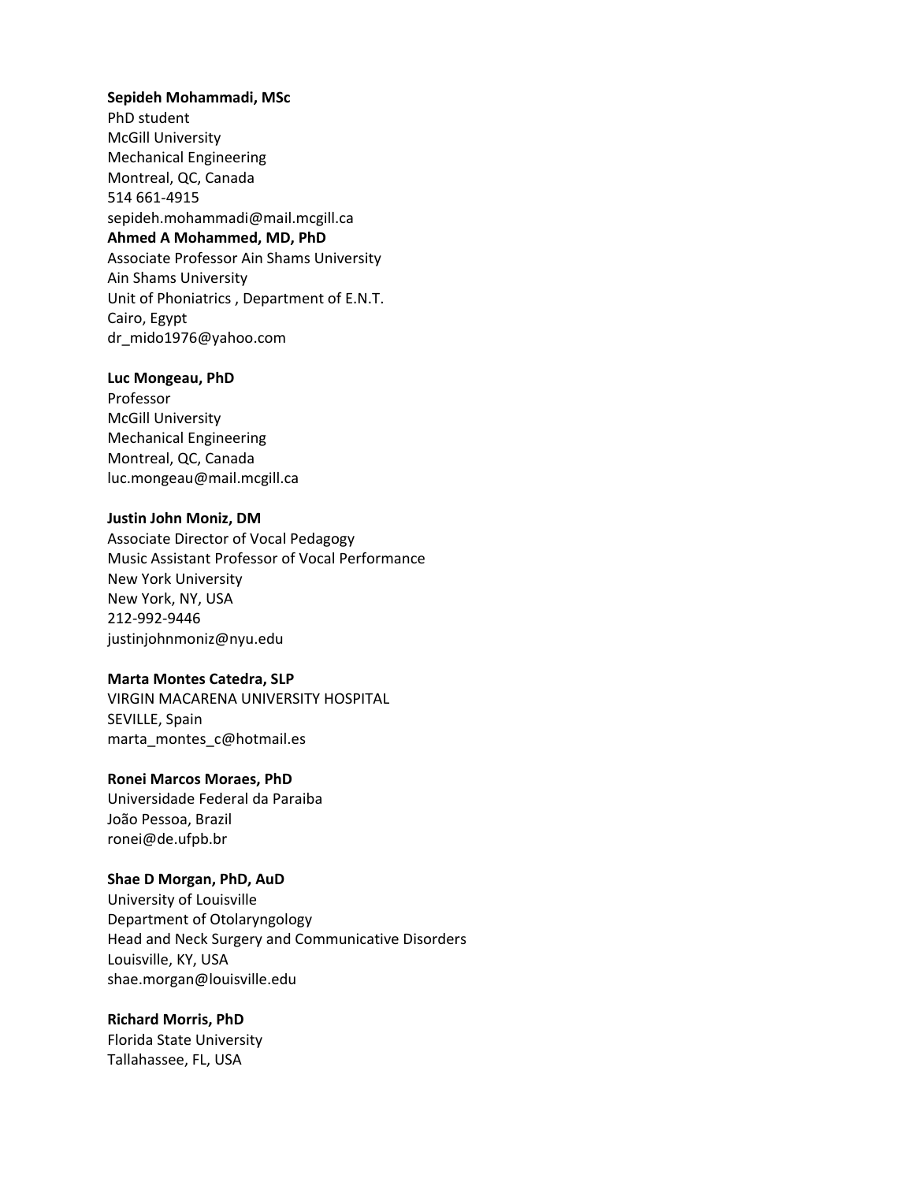**Sepideh Mohammadi, MSc**
PhD student
McGill University
Mechanical Engineering
Montreal, QC, Canada
514 661-4915
sepideh.mohammadi@mail.mcgill.ca
**Ahmed A Mohammed, MD, PhD**
Associate Professor Ain Shams University
Ain Shams University
Unit of Phoniatrics , Department of E.N.T.
Cairo, Egypt
dr_mido1976@yahoo.com

**Luc Mongeau, PhD**
Professor
McGill University
Mechanical Engineering
Montreal, QC, Canada
luc.mongeau@mail.mcgill.ca

**Justin John Moniz, DM**
Associate Director of Vocal Pedagogy
Music Assistant Professor of Vocal Performance
New York University
New York, NY, USA
212-992-9446
justinjohnmoniz@nyu.edu

**Marta Montes Catedra, SLP**
VIRGIN MACARENA UNIVERSITY HOSPITAL
SEVILLE, Spain
marta_montes_c@hotmail.es

**Ronei Marcos Moraes, PhD**
Universidade Federal da Paraiba
João Pessoa, Brazil
ronei@de.ufpb.br

**Shae D Morgan, PhD, AuD**
University of Louisville
Department of Otolaryngology
Head and Neck Surgery and Communicative Disorders
Louisville, KY, USA
shae.morgan@louisville.edu

**Richard Morris, PhD**
Florida State University
Tallahassee, FL, USA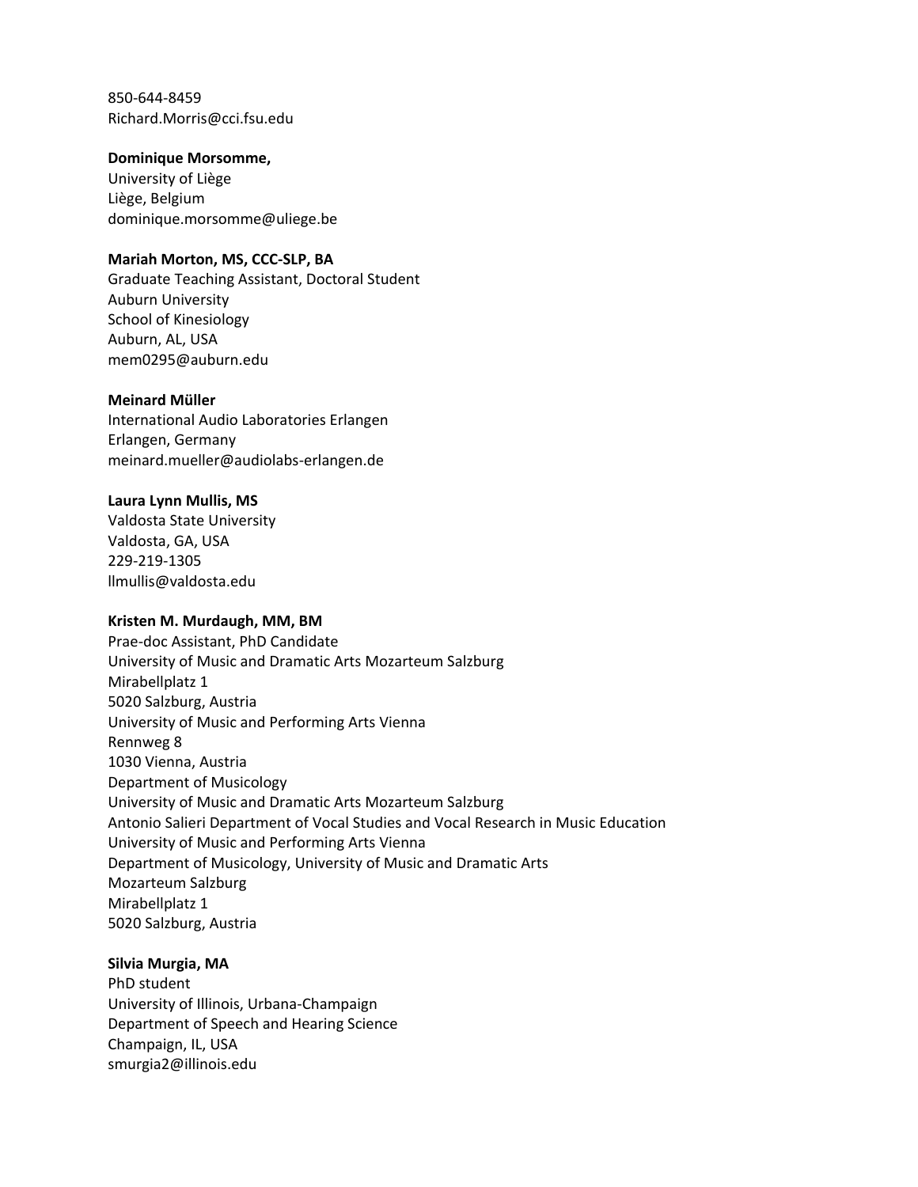850-644-8459
Richard.Morris@cci.fsu.edu

**Dominique Morsomme,**
University of Liège
Liège, Belgium
dominique.morsomme@uliege.be

**Mariah Morton, MS, CCC-SLP, BA**
Graduate Teaching Assistant, Doctoral Student
Auburn University
School of Kinesiology
Auburn, AL, USA
mem0295@auburn.edu

**Meinard Müller**
International Audio Laboratories Erlangen
Erlangen, Germany
meinard.mueller@audiolabs-erlangen.de

**Laura Lynn Mullis, MS**
Valdosta State University
Valdosta, GA, USA
229-219-1305
llmullis@valdosta.edu

**Kristen M. Murdaugh, MM, BM**
Prae-doc Assistant, PhD Candidate
University of Music and Dramatic Arts Mozarteum Salzburg
Mirabellplatz 1
5020 Salzburg, Austria
University of Music and Performing Arts Vienna
Rennweg 8
1030 Vienna, Austria
Department of Musicology
University of Music and Dramatic Arts Mozarteum Salzburg
Antonio Salieri Department of Vocal Studies and Vocal Research in Music Education
University of Music and Performing Arts Vienna
Department of Musicology, University of Music and Dramatic Arts
Mozarteum Salzburg
Mirabellplatz 1
5020 Salzburg, Austria

**Silvia Murgia, MA**
PhD student
University of Illinois, Urbana-Champaign
Department of Speech and Hearing Science
Champaign, IL, USA
smurgia2@illinois.edu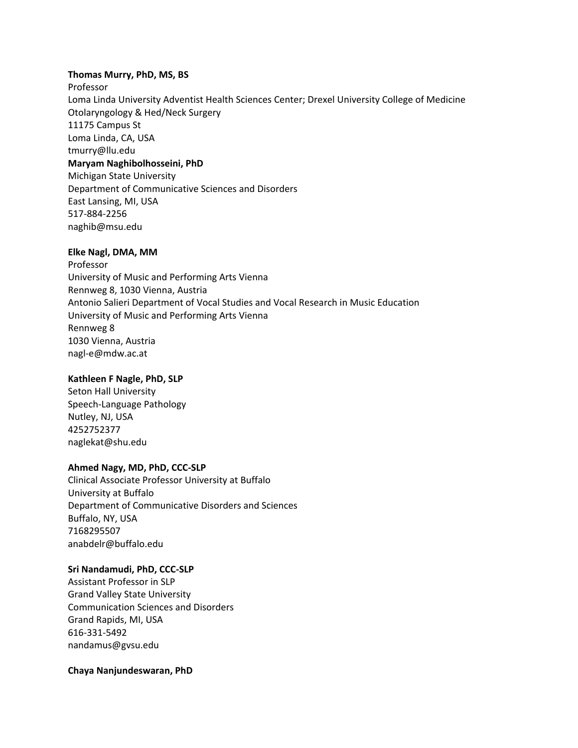**Thomas Murry, PhD, MS, BS**
Professor
Loma Linda University Adventist Health Sciences Center; Drexel University College of Medicine
Otolaryngology & Hed/Neck Surgery
11175 Campus St
Loma Linda, CA, USA
tmurry@llu.edu

**Maryam Naghibolhosseini, PhD**
Michigan State University
Department of Communicative Sciences and Disorders
East Lansing, MI, USA
517-884-2256
naghib@msu.edu

**Elke Nagl, DMA, MM**
Professor
University of Music and Performing Arts Vienna
Rennweg 8, 1030 Vienna, Austria
Antonio Salieri Department of Vocal Studies and Vocal Research in Music Education
University of Music and Performing Arts Vienna
Rennweg 8
1030 Vienna, Austria
nagl-e@mdw.ac.at

**Kathleen F Nagle, PhD, SLP**
Seton Hall University
Speech-Language Pathology
Nutley, NJ, USA
4252752377
naglekat@shu.edu

**Ahmed Nagy, MD, PhD, CCC-SLP**
Clinical Associate Professor University at Buffalo
University at Buffalo
Department of Communicative Disorders and Sciences
Buffalo, NY, USA
7168295507
anabdelr@buffalo.edu

**Sri Nandamudi, PhD, CCC-SLP**
Assistant Professor in SLP
Grand Valley State University
Communication Sciences and Disorders
Grand Rapids, MI, USA
616-331-5492
nandamus@gvsu.edu

**Chaya Nanjundeswaran, PhD**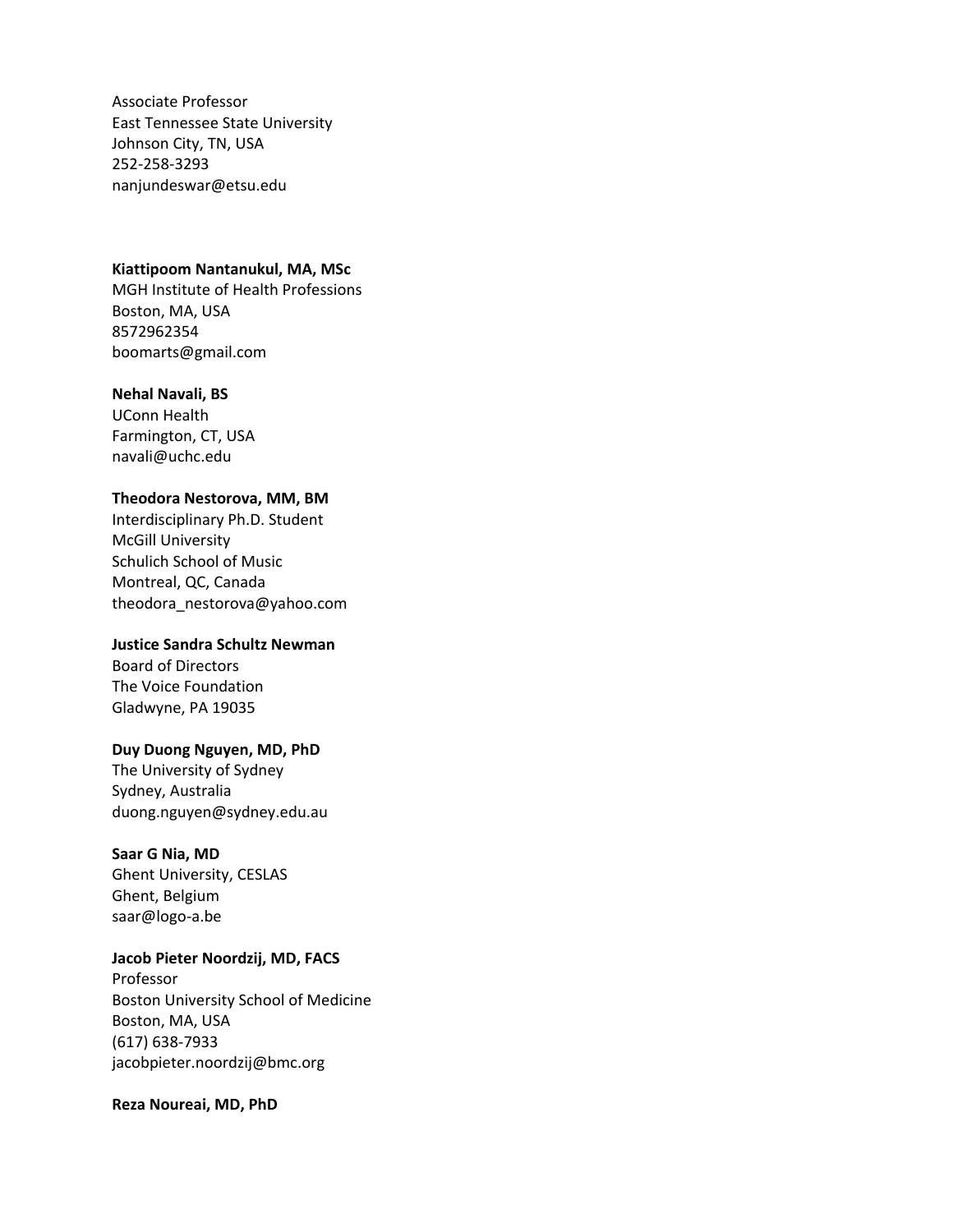Associate Professor
East Tennessee State University
Johnson City, TN, USA
252-258-3293
nanjundeswar@etsu.edu

**Kiattipoom Nantanukul, MA, MSc**
MGH Institute of Health Professions
Boston, MA, USA
8572962354
boomarts@gmail.com

**Nehal Navali, BS**
UConn Health
Farmington, CT, USA
navali@uchc.edu

**Theodora Nestorova, MM, BM**
Interdisciplinary Ph.D. Student
McGill University
Schulich School of Music
Montreal, QC, Canada
theodora_nestorova@yahoo.com

**Justice Sandra Schultz Newman**
Board of Directors
The Voice Foundation
Gladwyne, PA 19035

**Duy Duong Nguyen, MD, PhD**
The University of Sydney
Sydney, Australia
duong.nguyen@sydney.edu.au

**Saar G Nia, MD**
Ghent University, CESLAS
Ghent, Belgium
saar@logo-a.be

**Jacob Pieter Noordzij, MD, FACS**
Professor
Boston University School of Medicine
Boston, MA, USA
(617) 638-7933
jacobpieter.noordzij@bmc.org

**Reza Noureai, MD, PhD**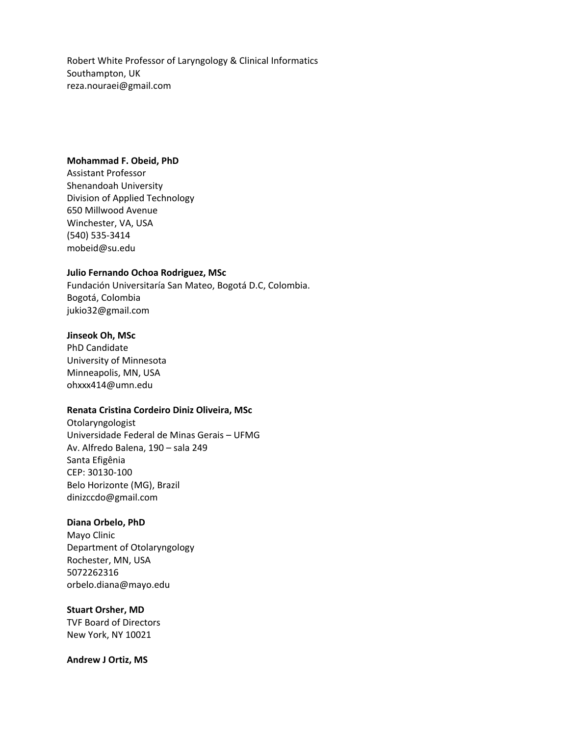Robert White Professor of Laryngology & Clinical Informatics
Southampton, UK
reza.nouraei@gmail.com

**Mohammad F. Obeid, PhD**
Assistant Professor
Shenandoah University
Division of Applied Technology
650 Millwood Avenue
Winchester, VA, USA
(540) 535-3414
mobeid@su.edu

**Julio Fernando Ochoa Rodriguez, MSc**
Fundación Universitaría San Mateo, Bogotá D.C, Colombia.
Bogotá, Colombia
jukio32@gmail.com

**Jinseok Oh, MSc**
PhD Candidate
University of Minnesota
Minneapolis, MN, USA
ohxxx414@umn.edu

**Renata Cristina Cordeiro Diniz Oliveira, MSc**
Otolaryngologist
Universidade Federal de Minas Gerais – UFMG
Av. Alfredo Balena, 190 – sala 249
Santa Efigênia
CEP: 30130-100
Belo Horizonte (MG), Brazil
dinizccdo@gmail.com

**Diana Orbelo, PhD**
Mayo Clinic
Department of Otolaryngology
Rochester, MN, USA
5072262316
orbelo.diana@mayo.edu

**Stuart Orsher, MD**
TVF Board of Directors
New York, NY 10021

**Andrew J Ortiz, MS**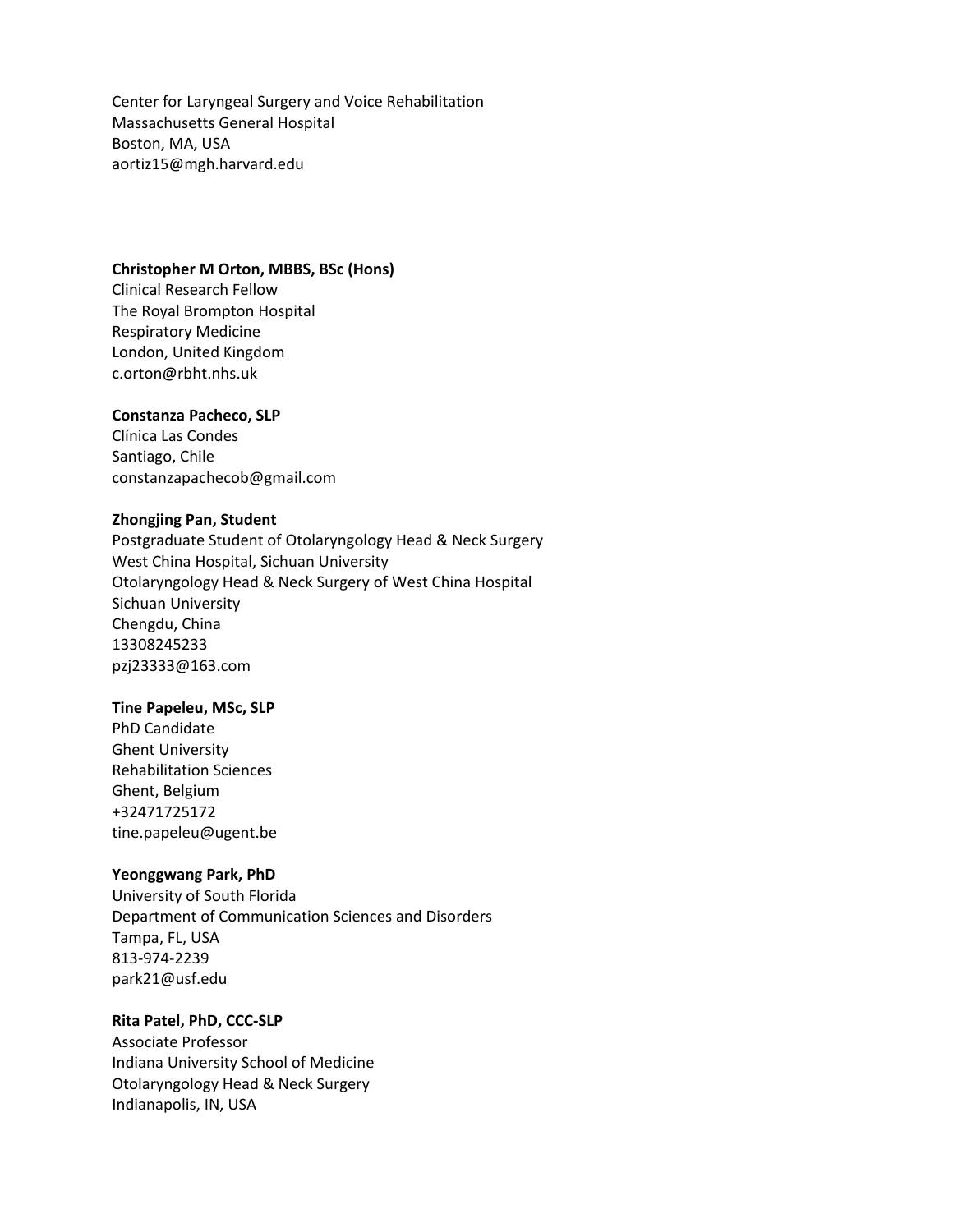Center for Laryngeal Surgery and Voice Rehabilitation
Massachusetts General Hospital
Boston, MA, USA
aortiz15@mgh.harvard.edu

**Christopher M Orton, MBBS, BSc (Hons)**
Clinical Research Fellow
The Royal Brompton Hospital
Respiratory Medicine
London, United Kingdom
c.orton@rbht.nhs.uk

**Constanza Pacheco, SLP**
Clínica Las Condes
Santiago, Chile
constanzapachecob@gmail.com

**Zhongjing Pan, Student**
Postgraduate Student of Otolaryngology Head & Neck Surgery
West China Hospital, Sichuan University
Otolaryngology Head & Neck Surgery of West China Hospital
Sichuan University
Chengdu, China
13308245233
pzj23333@163.com

**Tine Papeleu, MSc, SLP**
PhD Candidate
Ghent University
Rehabilitation Sciences
Ghent, Belgium
+32471725172
tine.papeleu@ugent.be

**Yeonggwang Park, PhD**
University of South Florida
Department of Communication Sciences and Disorders
Tampa, FL, USA
813-974-2239
park21@usf.edu

**Rita Patel, PhD, CCC-SLP**
Associate Professor
Indiana University School of Medicine
Otolaryngology Head & Neck Surgery
Indianapolis, IN, USA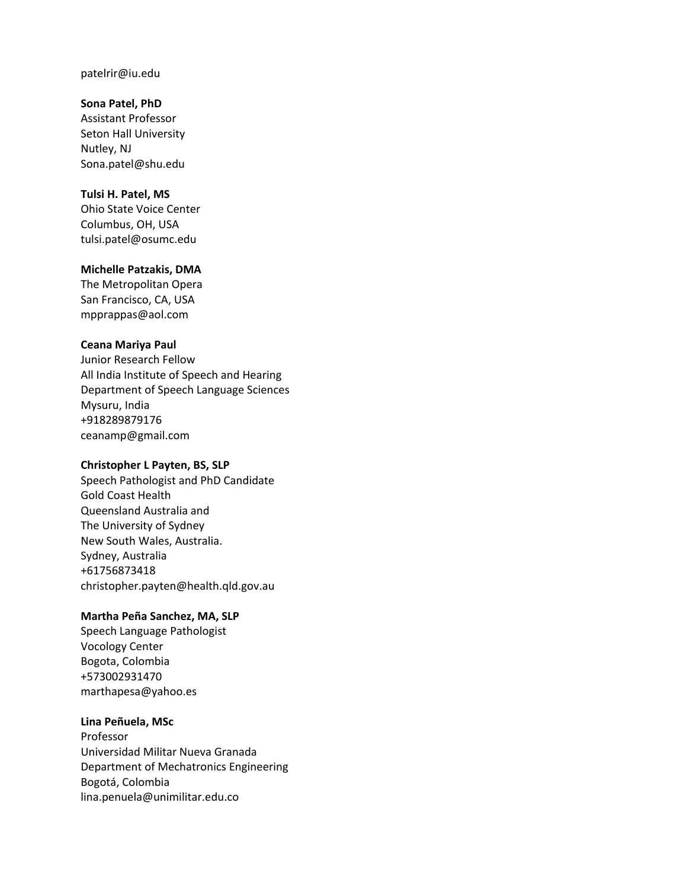patelrir@iu.edu

**Sona Patel, PhD**
Assistant Professor
Seton Hall University
Nutley, NJ
Sona.patel@shu.edu

**Tulsi H. Patel, MS**
Ohio State Voice Center
Columbus, OH, USA
tulsi.patel@osumc.edu

**Michelle Patzakis, DMA**
The Metropolitan Opera
San Francisco, CA, USA
mpprappas@aol.com

**Ceana Mariya Paul**
Junior Research Fellow
All India Institute of Speech and Hearing
Department of Speech Language Sciences
Mysuru, India
+918289879176
ceanamp@gmail.com

**Christopher L Payten, BS, SLP**
Speech Pathologist and PhD Candidate
Gold Coast Health
Queensland Australia and
The University of Sydney
New South Wales, Australia.
Sydney, Australia
+61756873418
christopher.payten@health.qld.gov.au

**Martha Peña Sanchez, MA, SLP**
Speech Language Pathologist
Vocology Center
Bogota, Colombia
+573002931470
marthapesa@yahoo.es

**Lina Peñuela, MSc**
Professor
Universidad Militar Nueva Granada
Department of Mechatronics Engineering
Bogotá, Colombia
lina.penuela@unimilitar.edu.co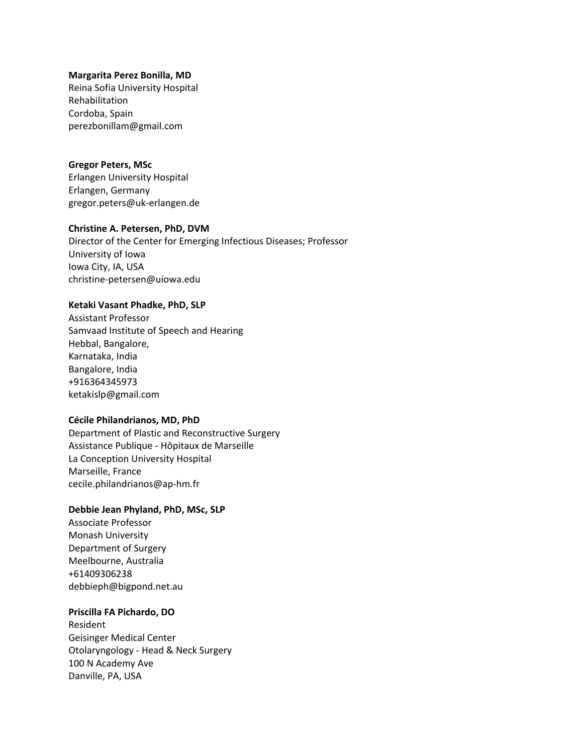**Margarita Perez Bonilla, MD**
Reina Sofia University Hospital
Rehabilitation
Cordoba, Spain
perezbonillam@gmail.com

**Gregor Peters, MSc**
Erlangen University Hospital
Erlangen, Germany
gregor.peters@uk-erlangen.de

**Christine A. Petersen, PhD, DVM**
Director of the Center for Emerging Infectious Diseases; Professor
University of Iowa
Iowa City, IA, USA
christine-petersen@uiowa.edu

**Ketaki Vasant Phadke, PhD, SLP**
Assistant Professor
Samvaad Institute of Speech and Hearing
Hebbal, Bangalore,
Karnataka, India
Bangalore, India
+916364345973
ketakislp@gmail.com

**Cécile Philandrianos, MD, PhD**
Department of Plastic and Reconstructive Surgery
Assistance Publique - Hôpitaux de Marseille
La Conception University Hospital
Marseille, France
cecile.philandrianos@ap-hm.fr

**Debbie Jean Phyland, PhD, MSc, SLP**
Associate Professor
Monash University
Department of Surgery
Meelbourne, Australia
+61409306238
debbieph@bigpond.net.au

**Priscilla FA Pichardo, DO**
Resident
Geisinger Medical Center
Otolaryngology - Head & Neck Surgery
100 N Academy Ave
Danville, PA, USA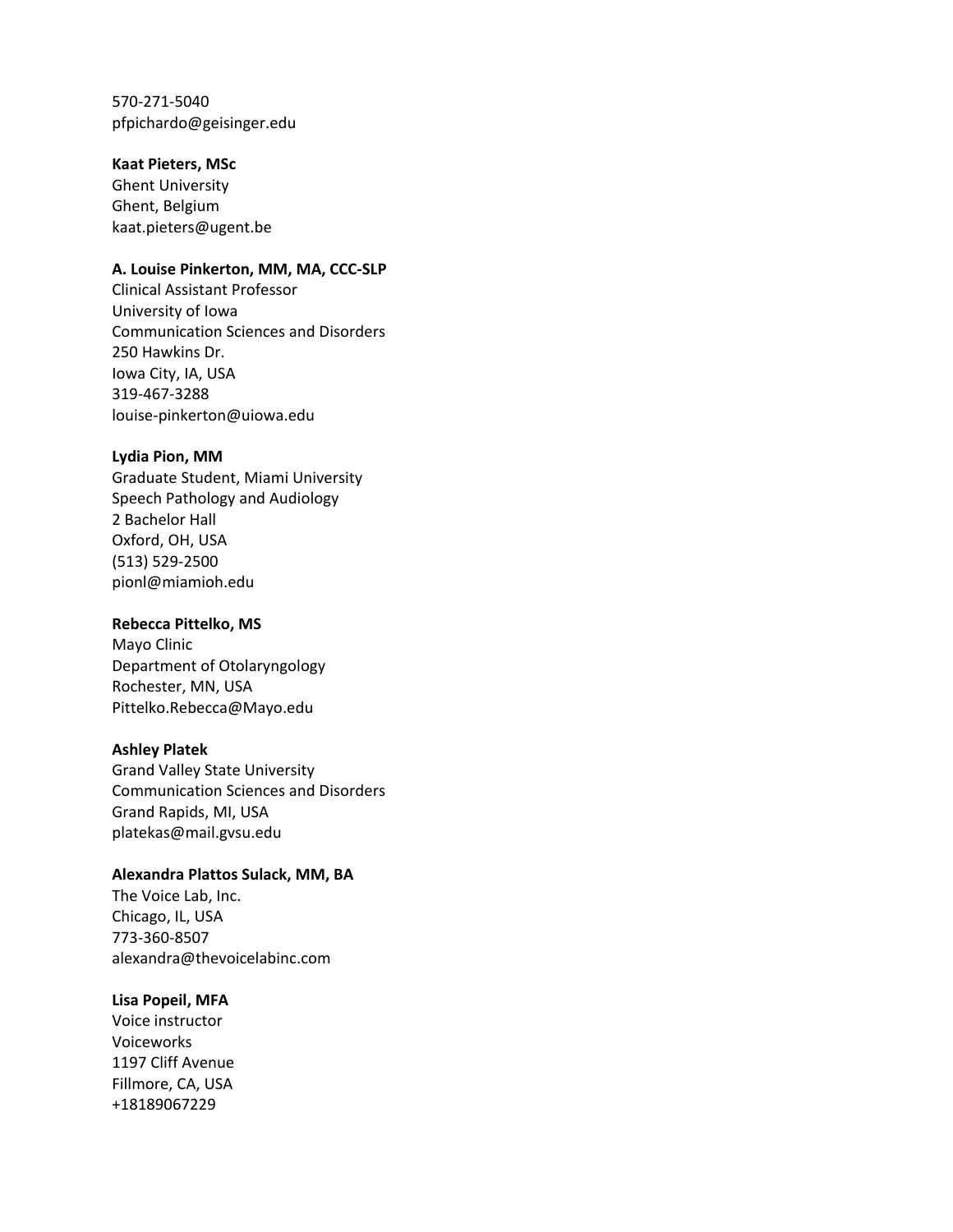570-271-5040
pfpichardo@geisinger.edu

**Kaat Pieters, MSc**
Ghent University
Ghent, Belgium
kaat.pieters@ugent.be

**A. Louise Pinkerton, MM, MA, CCC-SLP**
Clinical Assistant Professor
University of Iowa
Communication Sciences and Disorders
250 Hawkins Dr.
Iowa City, IA, USA
319-467-3288
louise-pinkerton@uiowa.edu

**Lydia Pion, MM**
Graduate Student, Miami University
Speech Pathology and Audiology
2 Bachelor Hall
Oxford, OH, USA
(513) 529-2500
pionl@miamioh.edu

**Rebecca Pittelko, MS**
Mayo Clinic
Department of Otolaryngology
Rochester, MN, USA
Pittelko.Rebecca@Mayo.edu

**Ashley Platek**
Grand Valley State University
Communication Sciences and Disorders
Grand Rapids, MI, USA
platekas@mail.gvsu.edu

**Alexandra Plattos Sulack, MM, BA**
The Voice Lab, Inc.
Chicago, IL, USA
773-360-8507
alexandra@thevoicelabinc.com

**Lisa Popeil, MFA**
Voice instructor
Voiceworks
1197 Cliff Avenue
Fillmore, CA, USA
+18189067229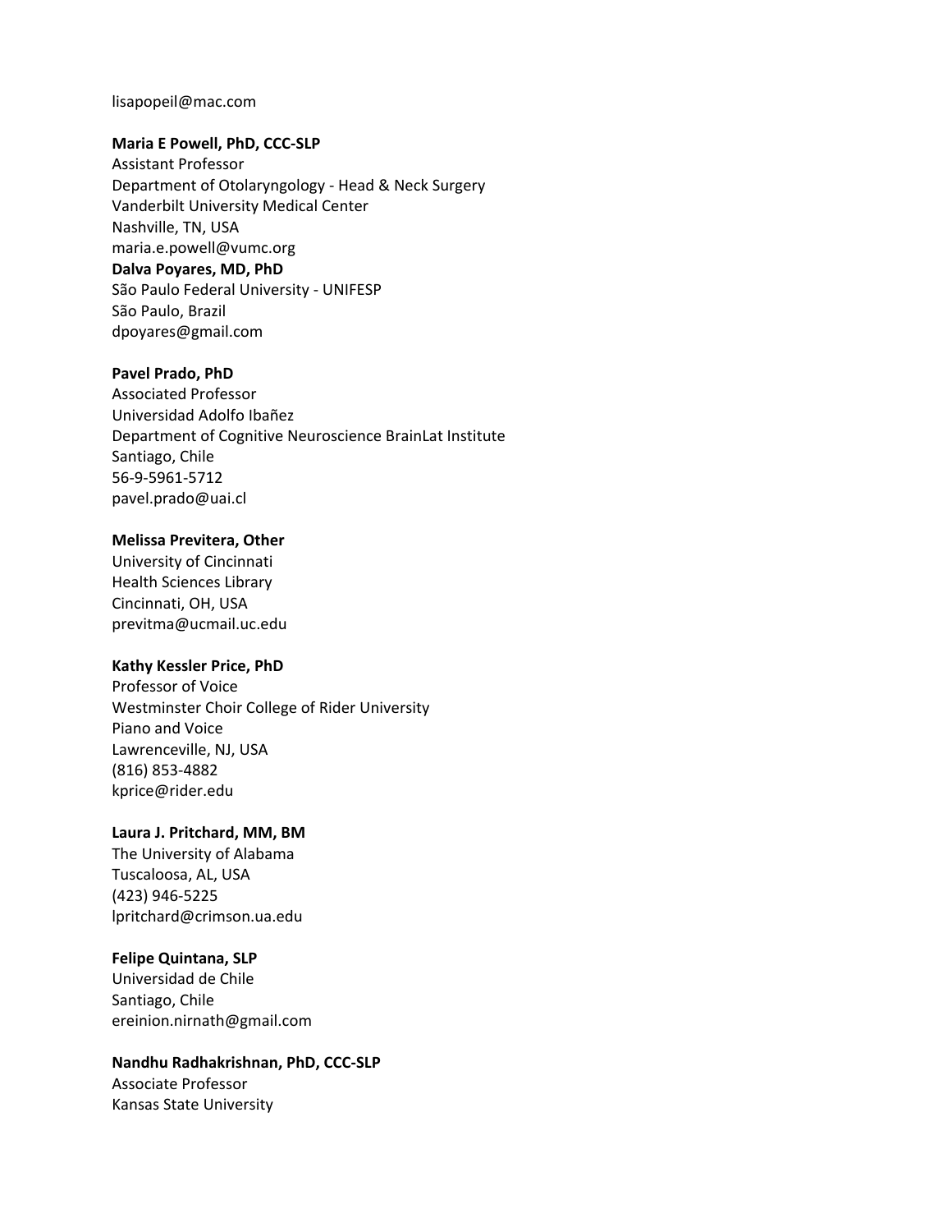lisapopeil@mac.com

**Maria E Powell, PhD, CCC-SLP**
Assistant Professor
Department of Otolaryngology - Head & Neck Surgery
Vanderbilt University Medical Center
Nashville, TN, USA
maria.e.powell@vumc.org
**Dalva Poyares, MD, PhD**
São Paulo Federal University - UNIFESP
São Paulo, Brazil
dpoyares@gmail.com

**Pavel Prado, PhD**
Associated Professor
Universidad Adolfo Ibañez
Department of Cognitive Neuroscience BrainLat Institute
Santiago, Chile
56-9-5961-5712
pavel.prado@uai.cl

**Melissa Previtera, Other**
University of Cincinnati
Health Sciences Library
Cincinnati, OH, USA
previtma@ucmail.uc.edu

**Kathy Kessler Price, PhD**
Professor of Voice
Westminster Choir College of Rider University
Piano and Voice
Lawrenceville, NJ, USA
(816) 853-4882
kprice@rider.edu

**Laura J. Pritchard, MM, BM**
The University of Alabama
Tuscaloosa, AL, USA
(423) 946-5225
lpritchard@crimson.ua.edu

**Felipe Quintana, SLP**
Universidad de Chile
Santiago, Chile
ereinion.nirnath@gmail.com

**Nandhu Radhakrishnan, PhD, CCC-SLP**
Associate Professor
Kansas State University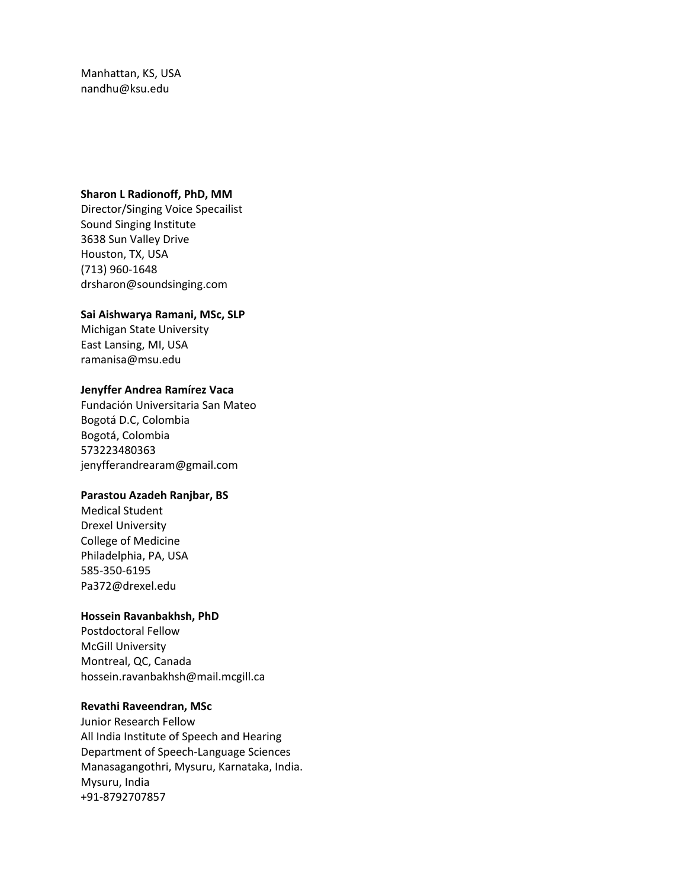Manhattan, KS, USA
nandhu@ksu.edu

**Sharon L Radionoff, PhD, MM**
Director/Singing Voice Specailist
Sound Singing Institute
3638 Sun Valley Drive
Houston, TX, USA
(713) 960-1648
drsharon@soundsinging.com

**Sai Aishwarya Ramani, MSc, SLP**
Michigan State University
East Lansing, MI, USA
ramanisa@msu.edu

**Jenyffer Andrea Ramírez Vaca**
Fundación Universitaria San Mateo
Bogotá D.C, Colombia
Bogotá, Colombia
573223480363
jenyfferandrearam@gmail.com

**Parastou Azadeh Ranjbar, BS**
Medical Student
Drexel University
College of Medicine
Philadelphia, PA, USA
585-350-6195
Pa372@drexel.edu

**Hossein Ravanbakhsh, PhD**
Postdoctoral Fellow
McGill University
Montreal, QC, Canada
hossein.ravanbakhsh@mail.mcgill.ca

**Revathi Raveendran, MSc**
Junior Research Fellow
All India Institute of Speech and Hearing
Department of Speech-Language Sciences
Manasagangothri, Mysuru, Karnataka, India.
Mysuru, India
+91-8792707857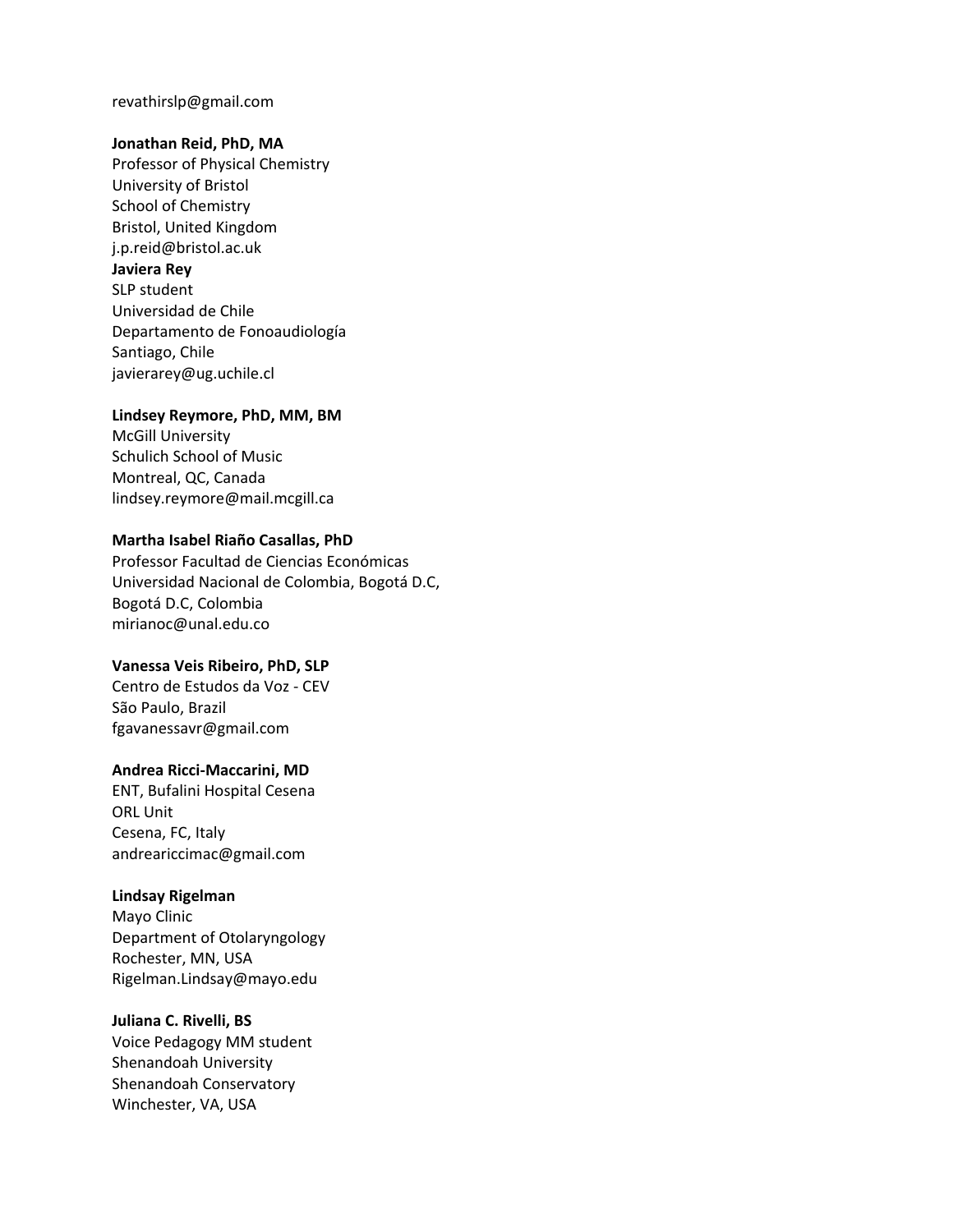revathirslp@gmail.com

**Jonathan Reid, PhD, MA**
Professor of Physical Chemistry
University of Bristol
School of Chemistry
Bristol, United Kingdom
j.p.reid@bristol.ac.uk

**Javiera Rey**
SLP student
Universidad de Chile
Departamento de Fonoaudiología
Santiago, Chile
javierarey@ug.uchile.cl

**Lindsey Reymore, PhD, MM, BM**
McGill University
Schulich School of Music
Montreal, QC, Canada
lindsey.reymore@mail.mcgill.ca

**Martha Isabel Riaño Casallas, PhD**
Professor Facultad de Ciencias Económicas
Universidad Nacional de Colombia, Bogotá D.C,
Bogotá D.C, Colombia
mirianoc@unal.edu.co

**Vanessa Veis Ribeiro, PhD, SLP**
Centro de Estudos da Voz - CEV
São Paulo, Brazil
fgavanessavr@gmail.com

**Andrea Ricci-Maccarini, MD**
ENT, Bufalini Hospital Cesena
ORL Unit
Cesena, FC, Italy
andreariccimac@gmail.com

**Lindsay Rigelman**
Mayo Clinic
Department of Otolaryngology
Rochester, MN, USA
Rigelman.Lindsay@mayo.edu

**Juliana C. Rivelli, BS**
Voice Pedagogy MM student
Shenandoah University
Shenandoah Conservatory
Winchester, VA, USA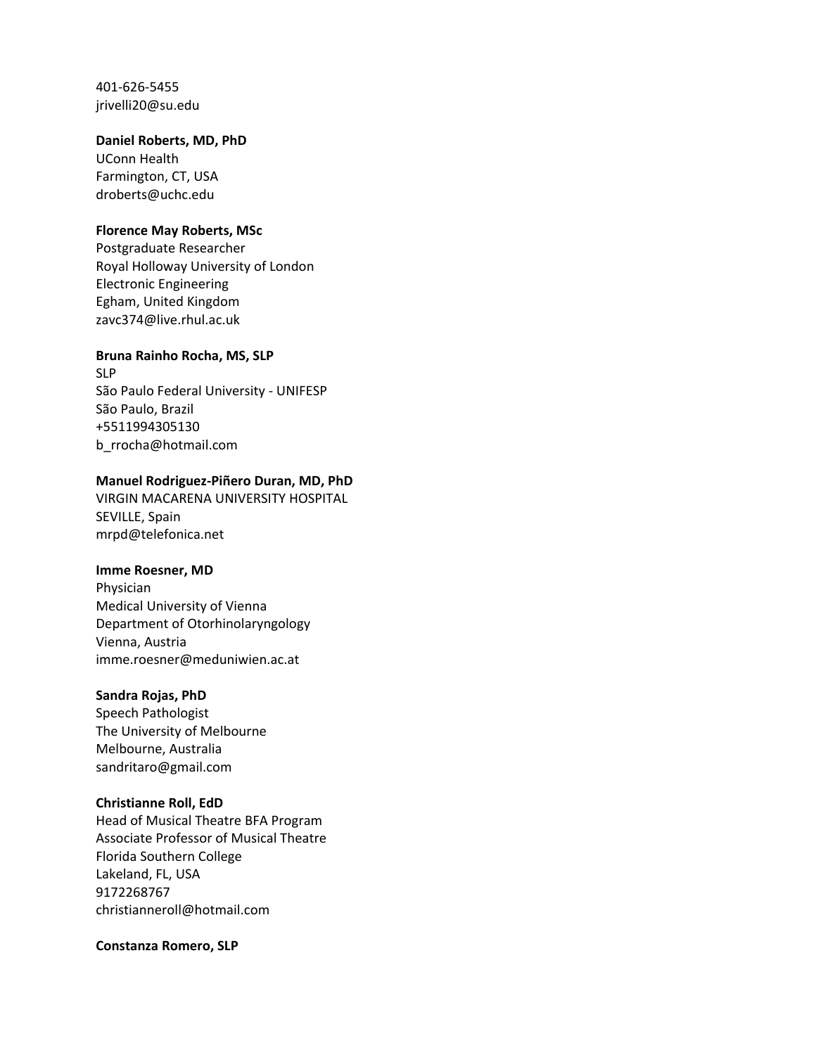401-626-5455
jrivelli20@su.edu

**Daniel Roberts, MD, PhD**
UConn Health
Farmington, CT, USA
droberts@uchc.edu

**Florence May Roberts, MSc**
Postgraduate Researcher
Royal Holloway University of London
Electronic Engineering
Egham, United Kingdom
zavc374@live.rhul.ac.uk

**Bruna Rainho Rocha, MS, SLP**
SLP
São Paulo Federal University - UNIFESP
São Paulo, Brazil
+5511994305130
b_rrocha@hotmail.com

**Manuel Rodriguez-Piñero Duran, MD, PhD**
VIRGIN MACARENA UNIVERSITY HOSPITAL
SEVILLE, Spain
mrpd@telefonica.net

**Imme Roesner, MD**
Physician
Medical University of Vienna
Department of Otorhinolaryngology
Vienna, Austria
imme.roesner@meduniwien.ac.at

**Sandra Rojas, PhD**
Speech Pathologist
The University of Melbourne
Melbourne, Australia
sandritaro@gmail.com

**Christianne Roll, EdD**
Head of Musical Theatre BFA Program
Associate Professor of Musical Theatre
Florida Southern College
Lakeland, FL, USA
9172268767
christianneroll@hotmail.com

**Constanza Romero, SLP**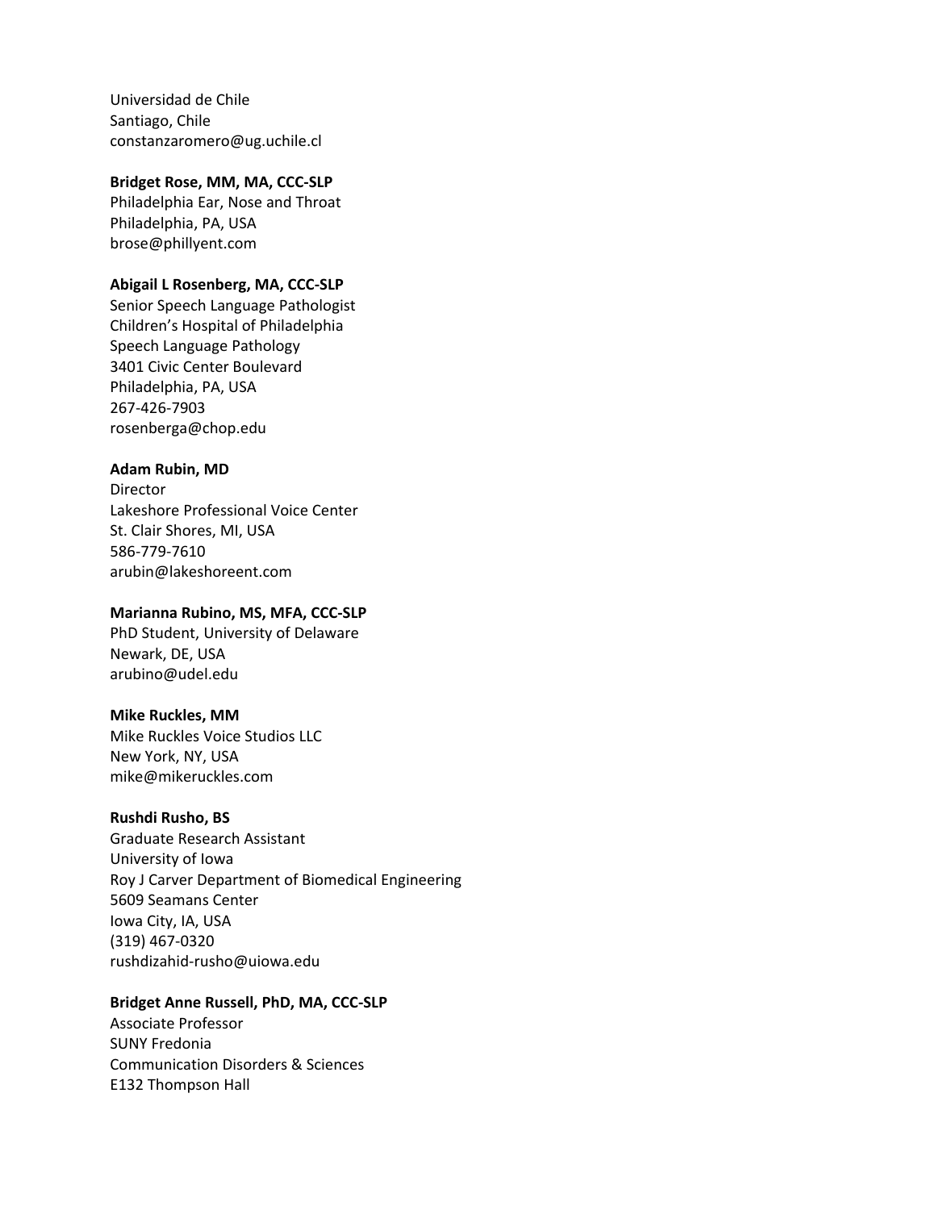Universidad de Chile
Santiago, Chile
constanzaromero@ug.uchile.cl

**Bridget Rose, MM, MA, CCC-SLP**
Philadelphia Ear, Nose and Throat
Philadelphia, PA, USA
brose@phillyent.com

**Abigail L Rosenberg, MA, CCC-SLP**
Senior Speech Language Pathologist
Children's Hospital of Philadelphia
Speech Language Pathology
3401 Civic Center Boulevard
Philadelphia, PA, USA
267-426-7903
rosenberga@chop.edu

**Adam Rubin, MD**
Director
Lakeshore Professional Voice Center
St. Clair Shores, MI, USA
586-779-7610
arubin@lakeshoreent.com

**Marianna Rubino, MS, MFA, CCC-SLP**
PhD Student, University of Delaware
Newark, DE, USA
arubino@udel.edu

**Mike Ruckles, MM**
Mike Ruckles Voice Studios LLC
New York, NY, USA
mike@mikeruckles.com

**Rushdi Rusho, BS**
Graduate Research Assistant
University of Iowa
Roy J Carver Department of Biomedical Engineering
5609 Seamans Center
Iowa City, IA, USA
(319) 467-0320
rushdizahid-rusho@uiowa.edu

**Bridget Anne Russell, PhD, MA, CCC-SLP**
Associate Professor
SUNY Fredonia
Communication Disorders & Sciences
E132 Thompson Hall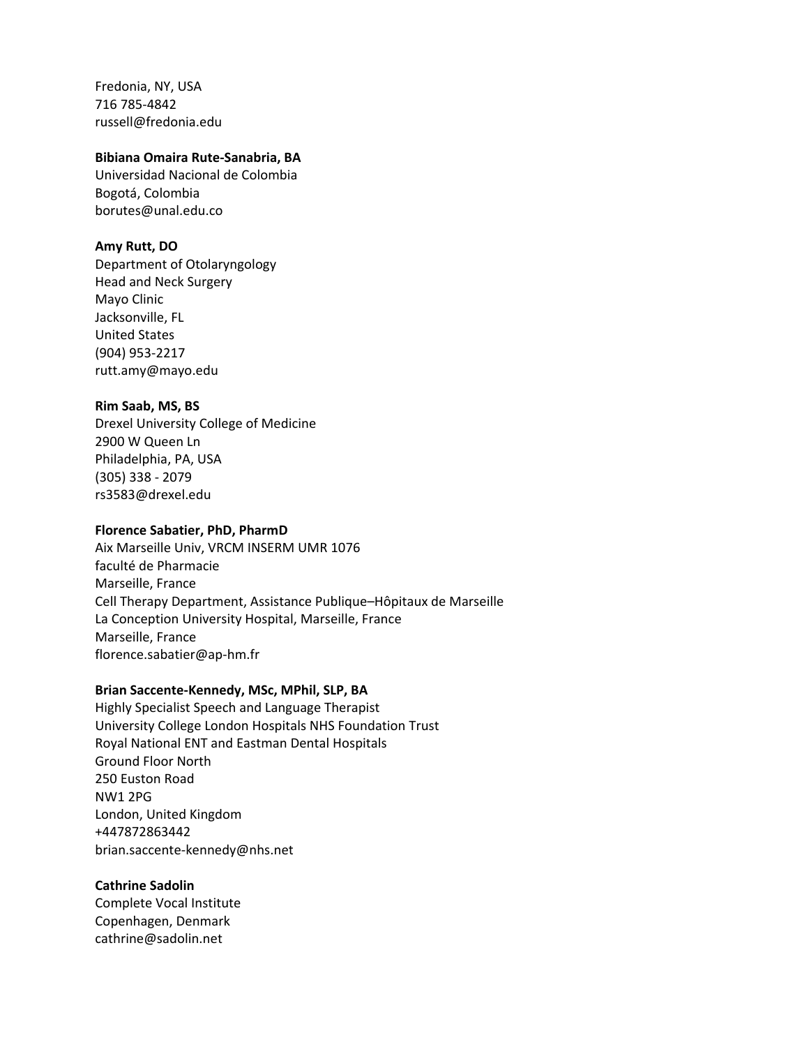Fredonia, NY, USA
716 785-4842
russell@fredonia.edu

**Bibiana Omaira Rute-Sanabria, BA**
Universidad Nacional de Colombia
Bogotá, Colombia
borutes@unal.edu.co

**Amy Rutt, DO**
Department of Otolaryngology
Head and Neck Surgery
Mayo Clinic
Jacksonville, FL
United States
(904) 953-2217
rutt.amy@mayo.edu

**Rim Saab, MS, BS**
Drexel University College of Medicine
2900 W Queen Ln
Philadelphia, PA, USA
(305) 338 - 2079
rs3583@drexel.edu

**Florence Sabatier, PhD, PharmD**
Aix Marseille Univ, VRCM INSERM UMR 1076
faculté de Pharmacie
Marseille, France
Cell Therapy Department, Assistance Publique–Hôpitaux de Marseille
La Conception University Hospital, Marseille, France
Marseille, France
florence.sabatier@ap-hm.fr

**Brian Saccente-Kennedy, MSc, MPhil, SLP, BA**
Highly Specialist Speech and Language Therapist
University College London Hospitals NHS Foundation Trust
Royal National ENT and Eastman Dental Hospitals
Ground Floor North
250 Euston Road
NW1 2PG
London, United Kingdom
+447872863442
brian.saccente-kennedy@nhs.net

**Cathrine Sadolin**
Complete Vocal Institute
Copenhagen, Denmark
cathrine@sadolin.net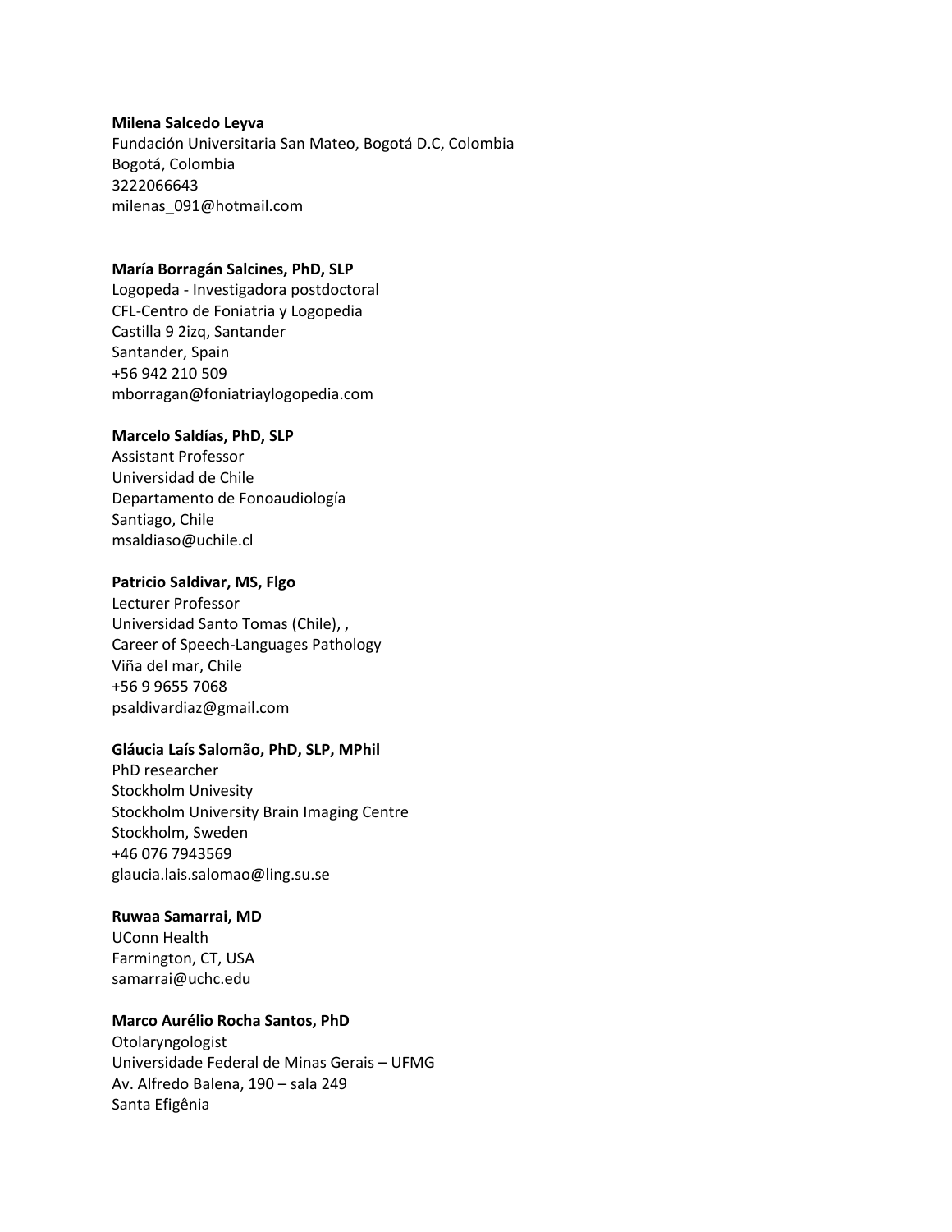**Milena Salcedo Leyva**
Fundación Universitaria San Mateo, Bogotá D.C, Colombia
Bogotá, Colombia
3222066643
milenas_091@hotmail.com

**María Borragán Salcines, PhD, SLP**
Logopeda - Investigadora postdoctoral
CFL-Centro de Foniatria y Logopedia
Castilla 9 2izq, Santander
Santander, Spain
+56 942 210 509
mborragan@foniatriaylogopedia.com

**Marcelo Saldías, PhD, SLP**
Assistant Professor
Universidad de Chile
Departamento de Fonoaudiología
Santiago, Chile
msaldiaso@uchile.cl

**Patricio Saldivar, MS, Flgo**
Lecturer Professor
Universidad Santo Tomas (Chile), ,
Career of Speech-Languages Pathology
Viña del mar, Chile
+56 9 9655 7068
psaldivardiaz@gmail.com

**Gláucia Laís Salomão, PhD, SLP, MPhil**
PhD researcher
Stockholm Univesity
Stockholm University Brain Imaging Centre
Stockholm, Sweden
+46 076 7943569
glaucia.lais.salomao@ling.su.se

**Ruwaa Samarrai, MD**
UConn Health
Farmington, CT, USA
samarrai@uchc.edu

**Marco Aurélio Rocha Santos, PhD**
Otolaryngologist
Universidade Federal de Minas Gerais – UFMG
Av. Alfredo Balena, 190 – sala 249
Santa Efigênia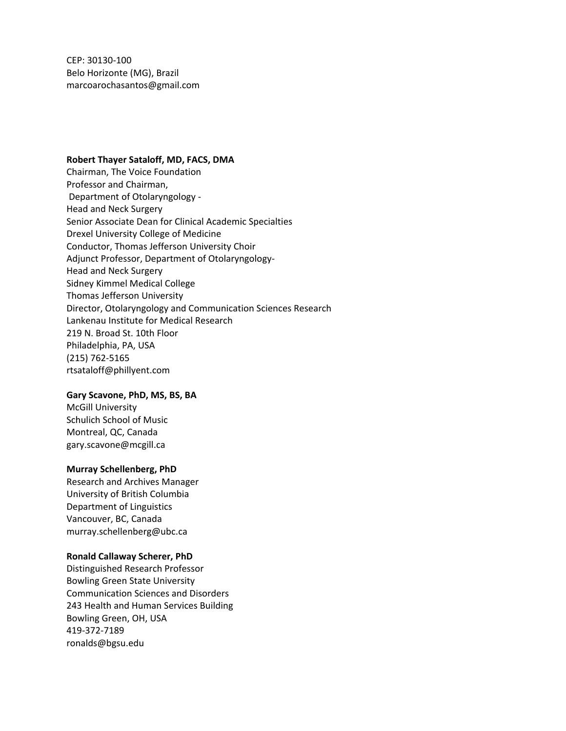CEP: 30130-100
Belo Horizonte (MG), Brazil
marcoarochasantos@gmail.com

**Robert Thayer Sataloff, MD, FACS, DMA**
Chairman, The Voice Foundation
Professor and Chairman,
Department of Otolaryngology -
Head and Neck Surgery
Senior Associate Dean for Clinical Academic Specialties
Drexel University College of Medicine
Conductor, Thomas Jefferson University Choir
Adjunct Professor, Department of Otolaryngology-
Head and Neck Surgery
Sidney Kimmel Medical College
Thomas Jefferson University
Director, Otolaryngology and Communication Sciences Research
Lankenau Institute for Medical Research
219 N. Broad St. 10th Floor
Philadelphia, PA, USA
(215) 762-5165
rtsataloff@phillyent.com

**Gary Scavone, PhD, MS, BS, BA**
McGill University
Schulich School of Music
Montreal, QC, Canada
gary.scavone@mcgill.ca

**Murray Schellenberg, PhD**
Research and Archives Manager
University of British Columbia
Department of Linguistics
Vancouver, BC, Canada
murray.schellenberg@ubc.ca

**Ronald Callaway Scherer, PhD**
Distinguished Research Professor
Bowling Green State University
Communication Sciences and Disorders
243 Health and Human Services Building
Bowling Green, OH, USA
419-372-7189
ronalds@bgsu.edu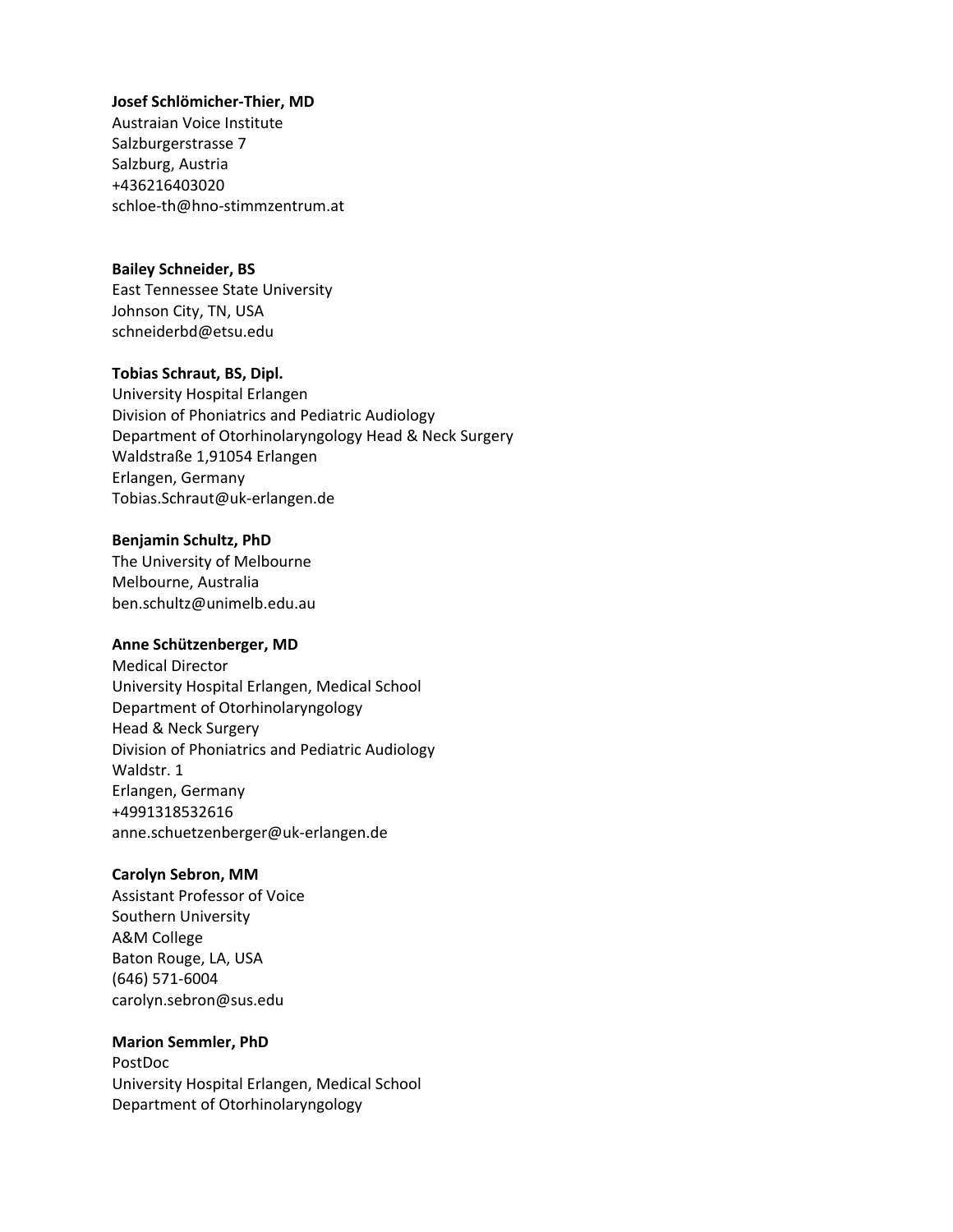**Josef Schlömicher-Thier, MD**
Austraian Voice Institute
Salzburgerstrasse 7
Salzburg, Austria
+436216403020
schloe-th@hno-stimmzentrum.at

**Bailey Schneider, BS**
East Tennessee State University
Johnson City, TN, USA
schneiderbd@etsu.edu

**Tobias Schraut, BS, Dipl.**
University Hospital Erlangen
Division of Phoniatrics and Pediatric Audiology
Department of Otorhinolaryngology Head & Neck Surgery
Waldstraße 1,91054 Erlangen
Erlangen, Germany
Tobias.Schraut@uk-erlangen.de

**Benjamin Schultz, PhD**
The University of Melbourne
Melbourne, Australia
ben.schultz@unimelb.edu.au

**Anne Schützenberger, MD**
Medical Director
University Hospital Erlangen, Medical School
Department of Otorhinolaryngology
Head & Neck Surgery
Division of Phoniatrics and Pediatric Audiology
Waldstr. 1
Erlangen, Germany
+4991318532616
anne.schuetzenberger@uk-erlangen.de

**Carolyn Sebron, MM**
Assistant Professor of Voice
Southern University
A&M College
Baton Rouge, LA, USA
(646) 571-6004
carolyn.sebron@sus.edu

**Marion Semmler, PhD**
PostDoc
University Hospital Erlangen, Medical School
Department of Otorhinolaryngology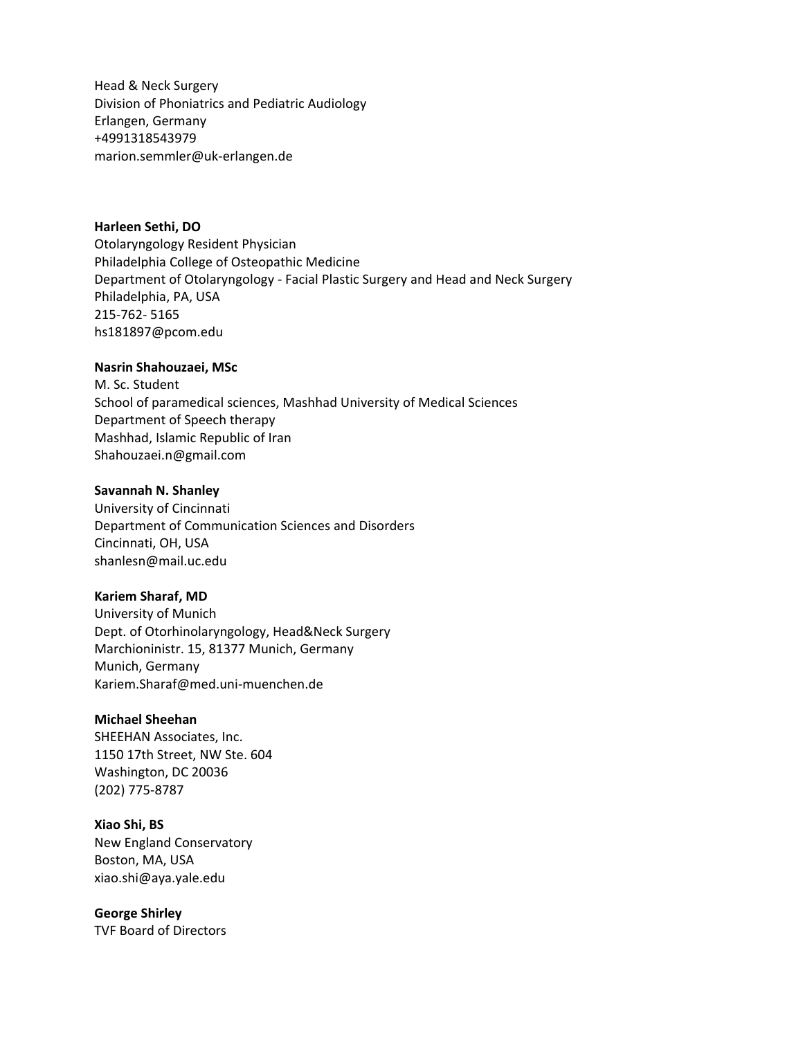Head & Neck Surgery
Division of Phoniatrics and Pediatric Audiology
Erlangen, Germany
+4991318543979
marion.semmler@uk-erlangen.de

**Harleen Sethi, DO**
Otolaryngology Resident Physician
Philadelphia College of Osteopathic Medicine
Department of Otolaryngology - Facial Plastic Surgery and Head and Neck Surgery
Philadelphia, PA, USA
215-762- 5165
hs181897@pcom.edu

**Nasrin Shahouzaei, MSc**
M. Sc. Student
School of paramedical sciences, Mashhad University of Medical Sciences
Department of Speech therapy
Mashhad, Islamic Republic of Iran
Shahouzaei.n@gmail.com

**Savannah N. Shanley**
University of Cincinnati
Department of Communication Sciences and Disorders
Cincinnati, OH, USA
shanlesn@mail.uc.edu

**Kariem Sharaf, MD**
University of Munich
Dept. of Otorhinolaryngology, Head&Neck Surgery
Marchioninistr. 15, 81377 Munich, Germany
Munich, Germany
Kariem.Sharaf@med.uni-muenchen.de

**Michael Sheehan**
SHEEHAN Associates, Inc.
1150 17th Street, NW Ste. 604
Washington, DC 20036
(202) 775-8787

**Xiao Shi, BS**
New England Conservatory
Boston, MA, USA
xiao.shi@aya.yale.edu

**George Shirley**
TVF Board of Directors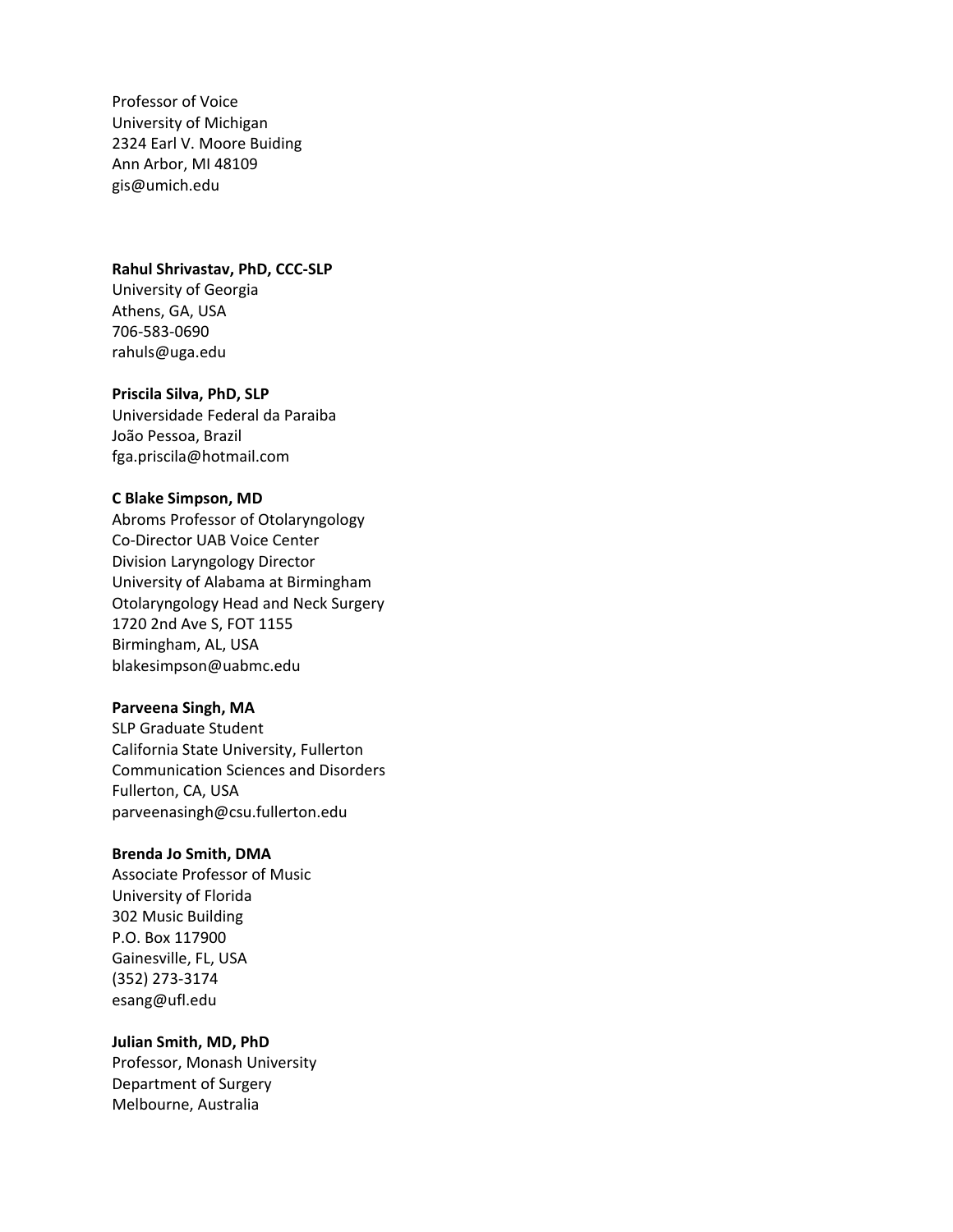Professor of Voice
University of Michigan
2324 Earl V. Moore Buiding
Ann Arbor, MI 48109
gis@umich.edu

**Rahul Shrivastav, PhD, CCC-SLP**
University of Georgia
Athens, GA, USA
706-583-0690
rahuls@uga.edu

**Priscila Silva, PhD, SLP**
Universidade Federal da Paraiba
João Pessoa, Brazil
fga.priscila@hotmail.com

**C Blake Simpson, MD**
Abroms Professor of Otolaryngology
Co-Director UAB Voice Center
Division Laryngology Director
University of Alabama at Birmingham
Otolaryngology Head and Neck Surgery
1720 2nd Ave S, FOT 1155
Birmingham, AL, USA
blakesimpson@uabmc.edu

**Parveena Singh, MA**
SLP Graduate Student
California State University, Fullerton
Communication Sciences and Disorders
Fullerton, CA, USA
parveenasingh@csu.fullerton.edu

**Brenda Jo Smith, DMA**
Associate Professor of Music
University of Florida
302 Music Building
P.O. Box 117900
Gainesville, FL, USA
(352) 273-3174
esang@ufl.edu

**Julian Smith, MD, PhD**
Professor, Monash University
Department of Surgery
Melbourne, Australia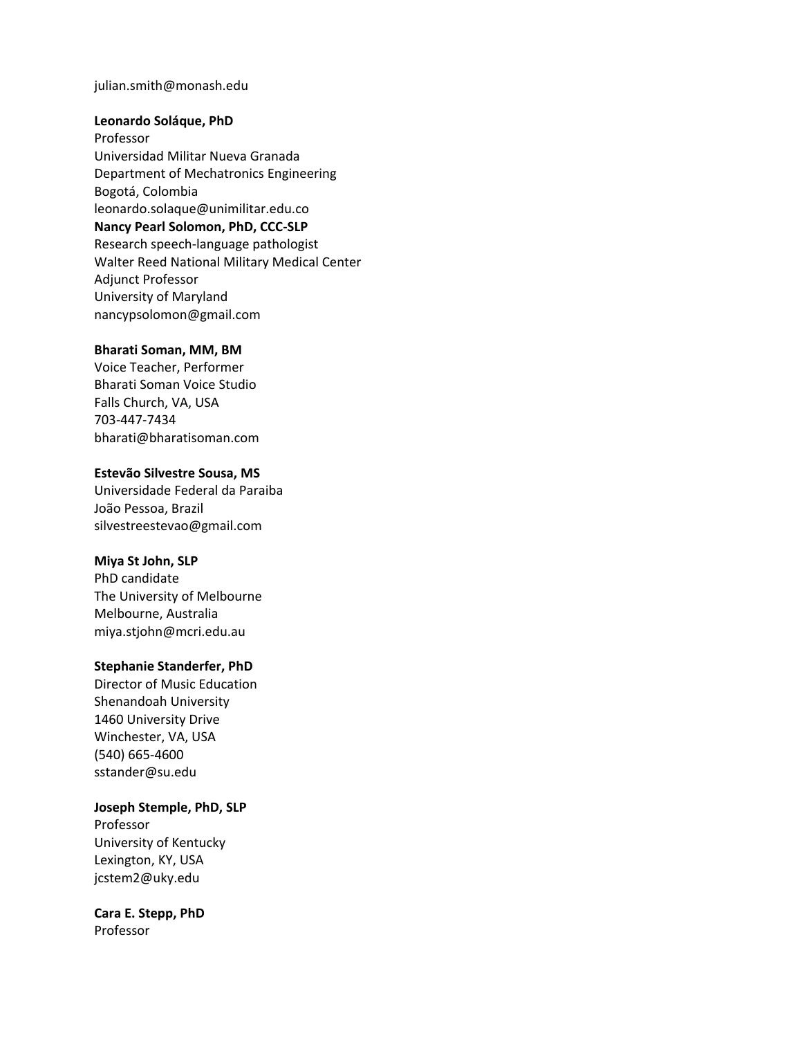julian.smith@monash.edu

**Leonardo Soláque, PhD**
Professor
Universidad Militar Nueva Granada
Department of Mechatronics Engineering
Bogotá, Colombia
leonardo.solaque@unimilitar.edu.co

**Nancy Pearl Solomon, PhD, CCC-SLP**
Research speech-language pathologist
Walter Reed National Military Medical Center
Adjunct Professor
University of Maryland
nancypsolomon@gmail.com

**Bharati Soman, MM, BM**
Voice Teacher, Performer
Bharati Soman Voice Studio
Falls Church, VA, USA
703-447-7434
bharati@bharatisoman.com

**Estevão Silvestre Sousa, MS**
Universidade Federal da Paraiba
João Pessoa, Brazil
silvestreestevao@gmail.com

**Miya St John, SLP**
PhD candidate
The University of Melbourne
Melbourne, Australia
miya.stjohn@mcri.edu.au

**Stephanie Standerfer, PhD**
Director of Music Education
Shenandoah University
1460 University Drive
Winchester, VA, USA
(540) 665-4600
sstander@su.edu

**Joseph Stemple, PhD, SLP**
Professor
University of Kentucky
Lexington, KY, USA
jcstem2@uky.edu

**Cara E. Stepp, PhD**
Professor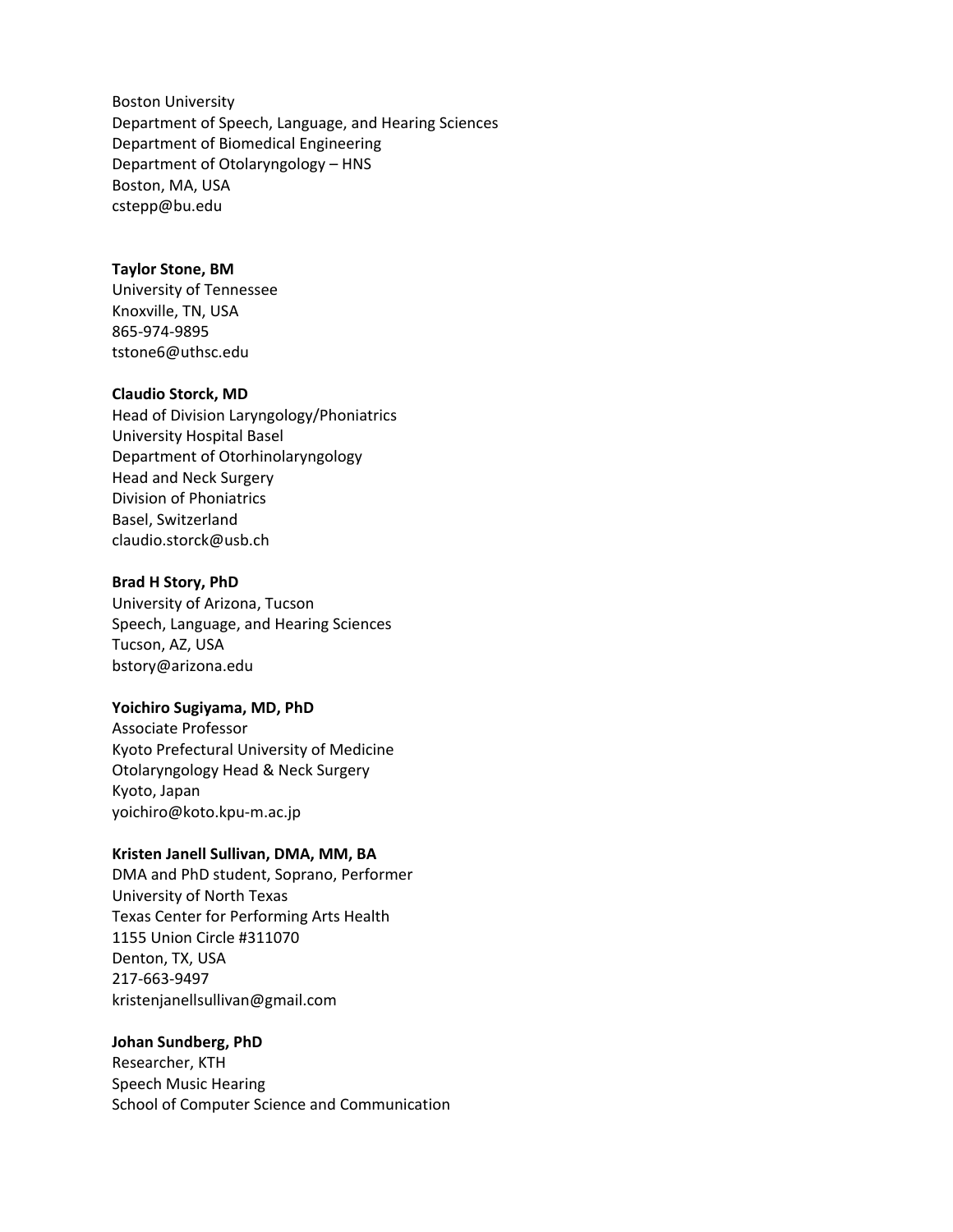Boston University
Department of Speech, Language, and Hearing Sciences
Department of Biomedical Engineering
Department of Otolaryngology – HNS
Boston, MA, USA
cstepp@bu.edu

**Taylor Stone, BM**
University of Tennessee
Knoxville, TN, USA
865-974-9895
tstone6@uthsc.edu

**Claudio Storck, MD**
Head of Division Laryngology/Phoniatrics
University Hospital Basel
Department of Otorhinolaryngology
Head and Neck Surgery
Division of Phoniatrics
Basel, Switzerland
claudio.storck@usb.ch

**Brad H Story, PhD**
University of Arizona, Tucson
Speech, Language, and Hearing Sciences
Tucson, AZ, USA
bstory@arizona.edu

**Yoichiro Sugiyama, MD, PhD**
Associate Professor
Kyoto Prefectural University of Medicine
Otolaryngology Head & Neck Surgery
Kyoto, Japan
yoichiro@koto.kpu-m.ac.jp

**Kristen Janell Sullivan, DMA, MM, BA**
DMA and PhD student, Soprano, Performer
University of North Texas
Texas Center for Performing Arts Health
1155 Union Circle #311070
Denton, TX, USA
217-663-9497
kristenjanellsullivan@gmail.com

**Johan Sundberg, PhD**
Researcher, KTH
Speech Music Hearing
School of Computer Science and Communication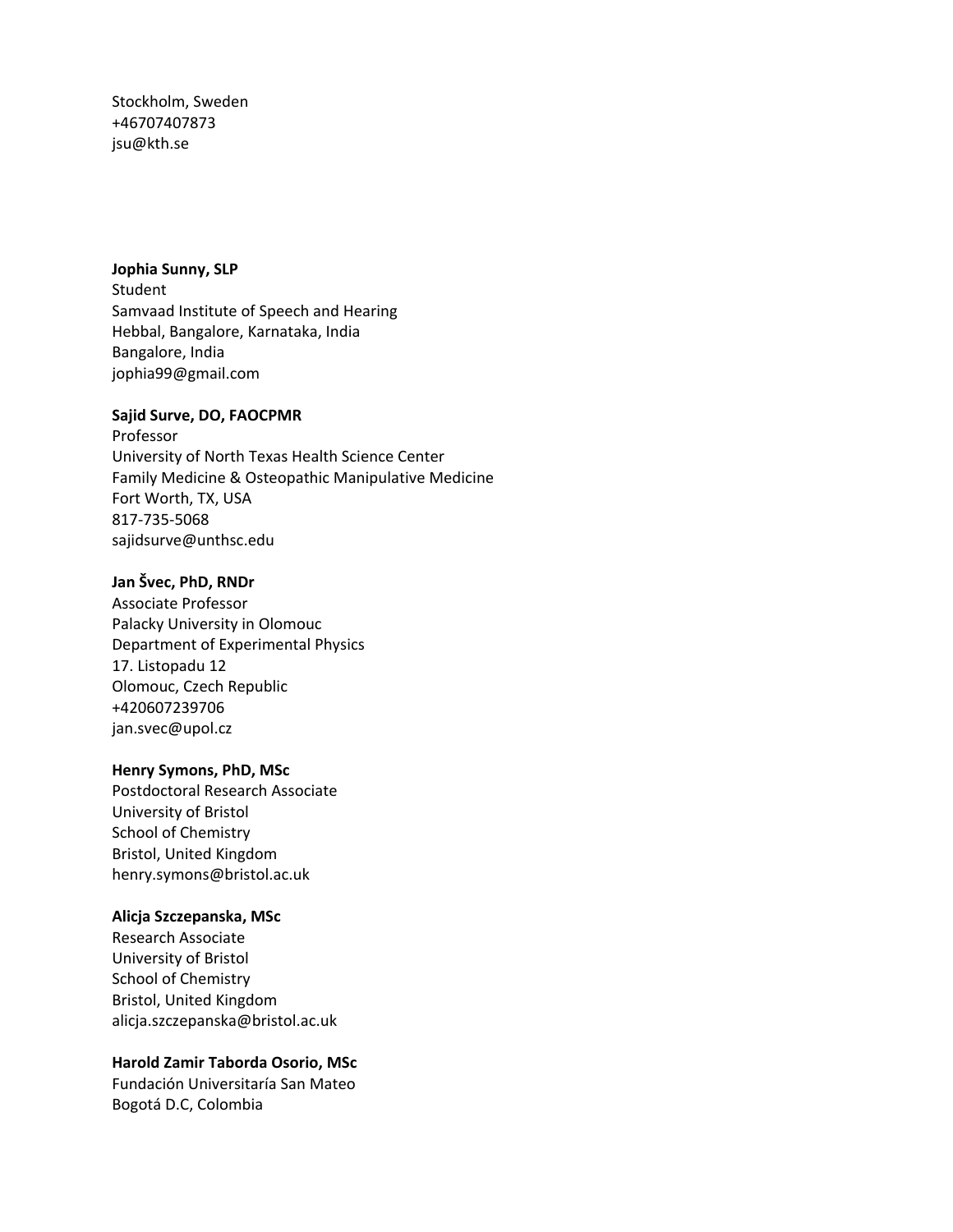Stockholm, Sweden
+46707407873
jsu@kth.se

**Jophia Sunny, SLP**
Student
Samvaad Institute of Speech and Hearing
Hebbal, Bangalore, Karnataka, India
Bangalore, India
jophia99@gmail.com

**Sajid Surve, DO, FAOCPMR**
Professor
University of North Texas Health Science Center
Family Medicine & Osteopathic Manipulative Medicine
Fort Worth, TX, USA
817-735-5068
sajidsurve@unthsc.edu

**Jan Švec, PhD, RNDr**
Associate Professor
Palacky University in Olomouc
Department of Experimental Physics
17. Listopadu 12
Olomouc, Czech Republic
+420607239706
jan.svec@upol.cz

**Henry Symons, PhD, MSc**
Postdoctoral Research Associate
University of Bristol
School of Chemistry
Bristol, United Kingdom
henry.symons@bristol.ac.uk

**Alicja Szczepanska, MSc**
Research Associate
University of Bristol
School of Chemistry
Bristol, United Kingdom
alicja.szczepanska@bristol.ac.uk

**Harold Zamir Taborda Osorio, MSc**
Fundación Universitaría San Mateo
Bogotá D.C, Colombia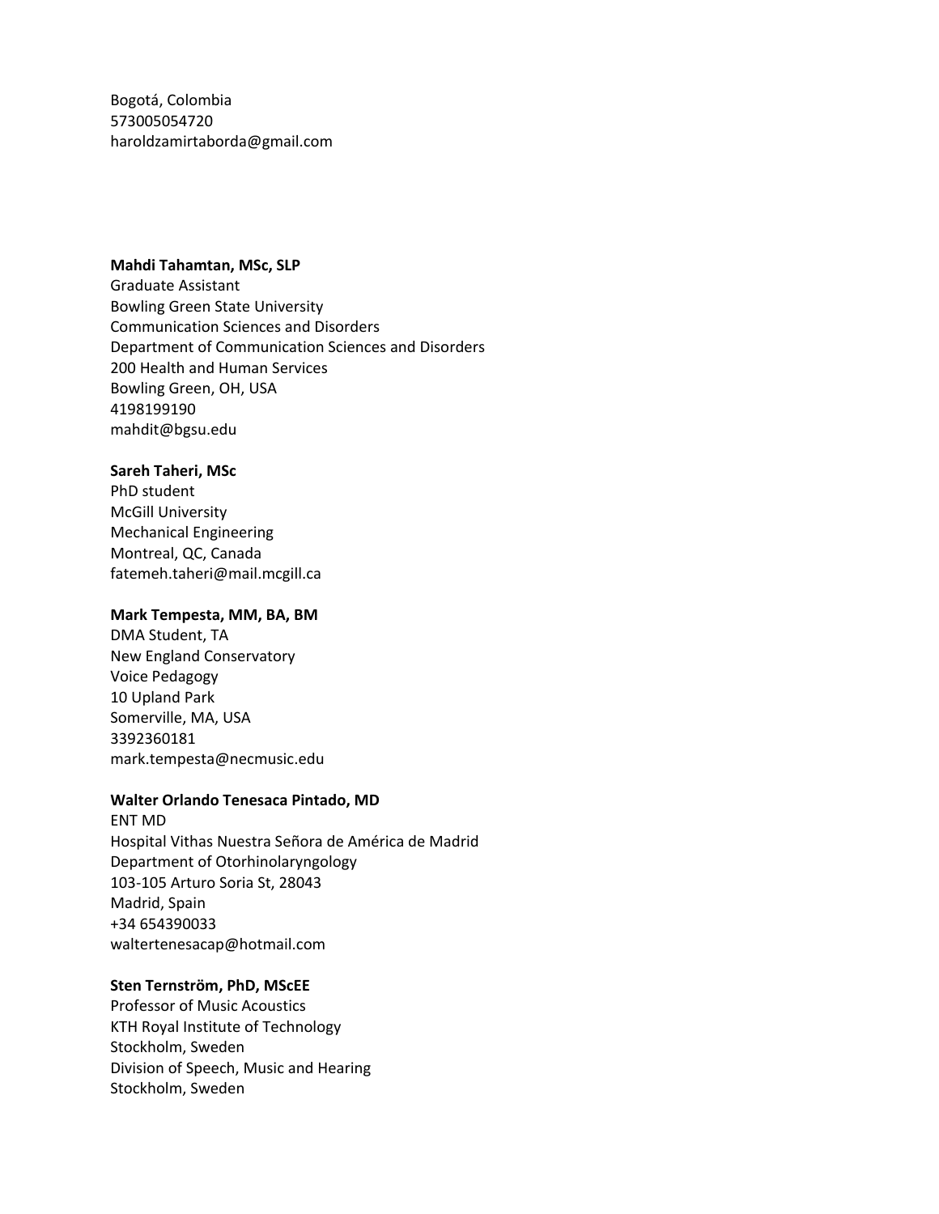Bogotá, Colombia
573005054720
haroldzamirtaborda@gmail.com

**Mahdi Tahamtan, MSc, SLP**
Graduate Assistant
Bowling Green State University
Communication Sciences and Disorders
Department of Communication Sciences and Disorders
200 Health and Human Services
Bowling Green, OH, USA
4198199190
mahdit@bgsu.edu

**Sareh Taheri, MSc**
PhD student
McGill University
Mechanical Engineering
Montreal, QC, Canada
fatemeh.taheri@mail.mcgill.ca

**Mark Tempesta, MM, BA, BM**
DMA Student, TA
New England Conservatory
Voice Pedagogy
10 Upland Park
Somerville, MA, USA
3392360181
mark.tempesta@necmusic.edu

**Walter Orlando Tenesaca Pintado, MD**
ENT MD
Hospital Vithas Nuestra Señora de América de Madrid
Department of Otorhinolaryngology
103-105 Arturo Soria St, 28043
Madrid, Spain
+34 654390033
waltertenesacap@hotmail.com

**Sten Ternström, PhD, MScEE**
Professor of Music Acoustics
KTH Royal Institute of Technology
Stockholm, Sweden
Division of Speech, Music and Hearing
Stockholm, Sweden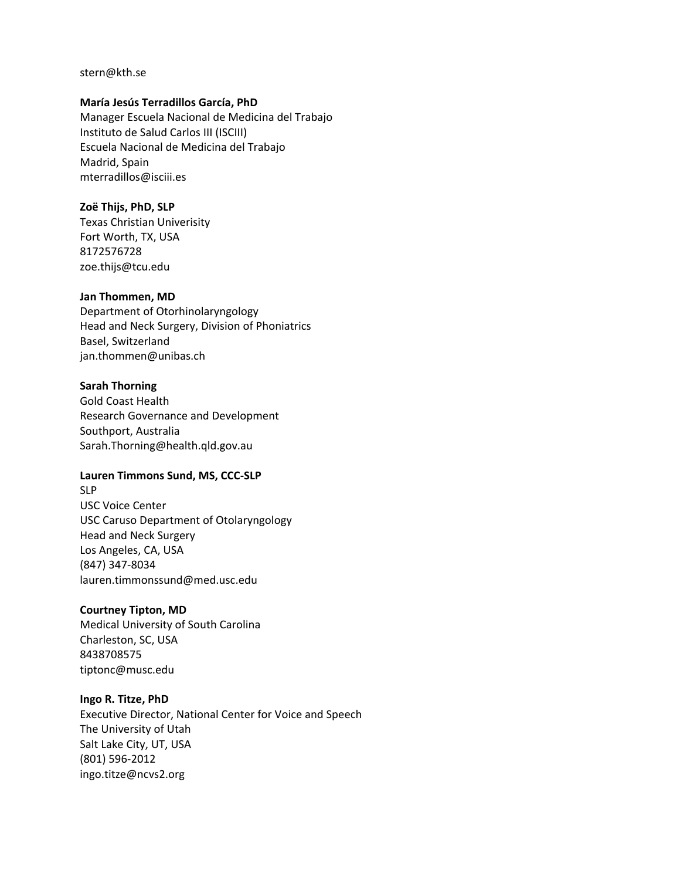stern@kth.se

**María Jesús Terradillos García, PhD**
Manager Escuela Nacional de Medicina del Trabajo
Instituto de Salud Carlos III (ISCIII)
Escuela Nacional de Medicina del Trabajo
Madrid, Spain
mterradillos@isciii.es

**Zoë Thijs, PhD, SLP**
Texas Christian Univerisity
Fort Worth, TX, USA
8172576728
zoe.thijs@tcu.edu

**Jan Thommen, MD**
Department of Otorhinolaryngology
Head and Neck Surgery, Division of Phoniatrics
Basel, Switzerland
jan.thommen@unibas.ch

**Sarah Thorning**
Gold Coast Health
Research Governance and Development
Southport, Australia
Sarah.Thorning@health.qld.gov.au

**Lauren Timmons Sund, MS, CCC-SLP**
SLP
USC Voice Center
USC Caruso Department of Otolaryngology
Head and Neck Surgery
Los Angeles, CA, USA
(847) 347-8034
lauren.timmonssund@med.usc.edu

**Courtney Tipton, MD**
Medical University of South Carolina
Charleston, SC, USA
8438708575
tiptonc@musc.edu

**Ingo R. Titze, PhD**
Executive Director, National Center for Voice and Speech
The University of Utah
Salt Lake City, UT, USA
(801) 596-2012
ingo.titze@ncvs2.org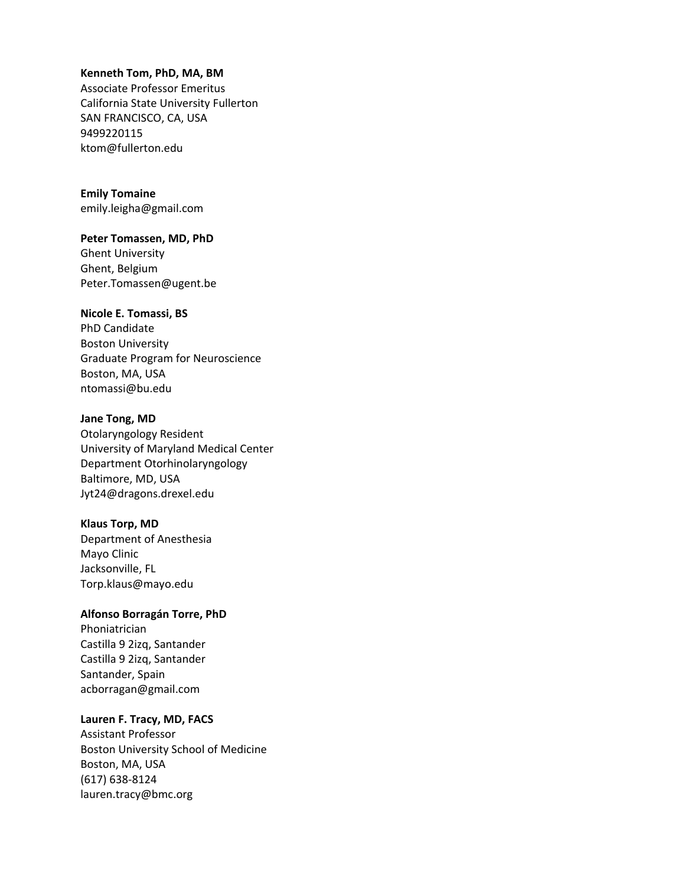**Kenneth Tom, PhD, MA, BM**
Associate Professor Emeritus
California State University Fullerton
SAN FRANCISCO, CA, USA
9499220115
ktom@fullerton.edu

**Emily Tomaine**
emily.leigha@gmail.com

**Peter Tomassen, MD, PhD**
Ghent University
Ghent, Belgium
Peter.Tomassen@ugent.be

**Nicole E. Tomassi, BS**
PhD Candidate
Boston University
Graduate Program for Neuroscience
Boston, MA, USA
ntomassi@bu.edu

**Jane Tong, MD**
Otolaryngology Resident
University of Maryland Medical Center
Department Otorhinolaryngology
Baltimore, MD, USA
Jyt24@dragons.drexel.edu

**Klaus Torp, MD**
Department of Anesthesia
Mayo Clinic
Jacksonville, FL
Torp.klaus@mayo.edu

**Alfonso Borragán Torre, PhD**
Phoniatrician
Castilla 9 2izq, Santander
Castilla 9 2izq, Santander
Santander, Spain
acborragan@gmail.com

**Lauren F. Tracy, MD, FACS**
Assistant Professor
Boston University School of Medicine
Boston, MA, USA
(617) 638-8124
lauren.tracy@bmc.org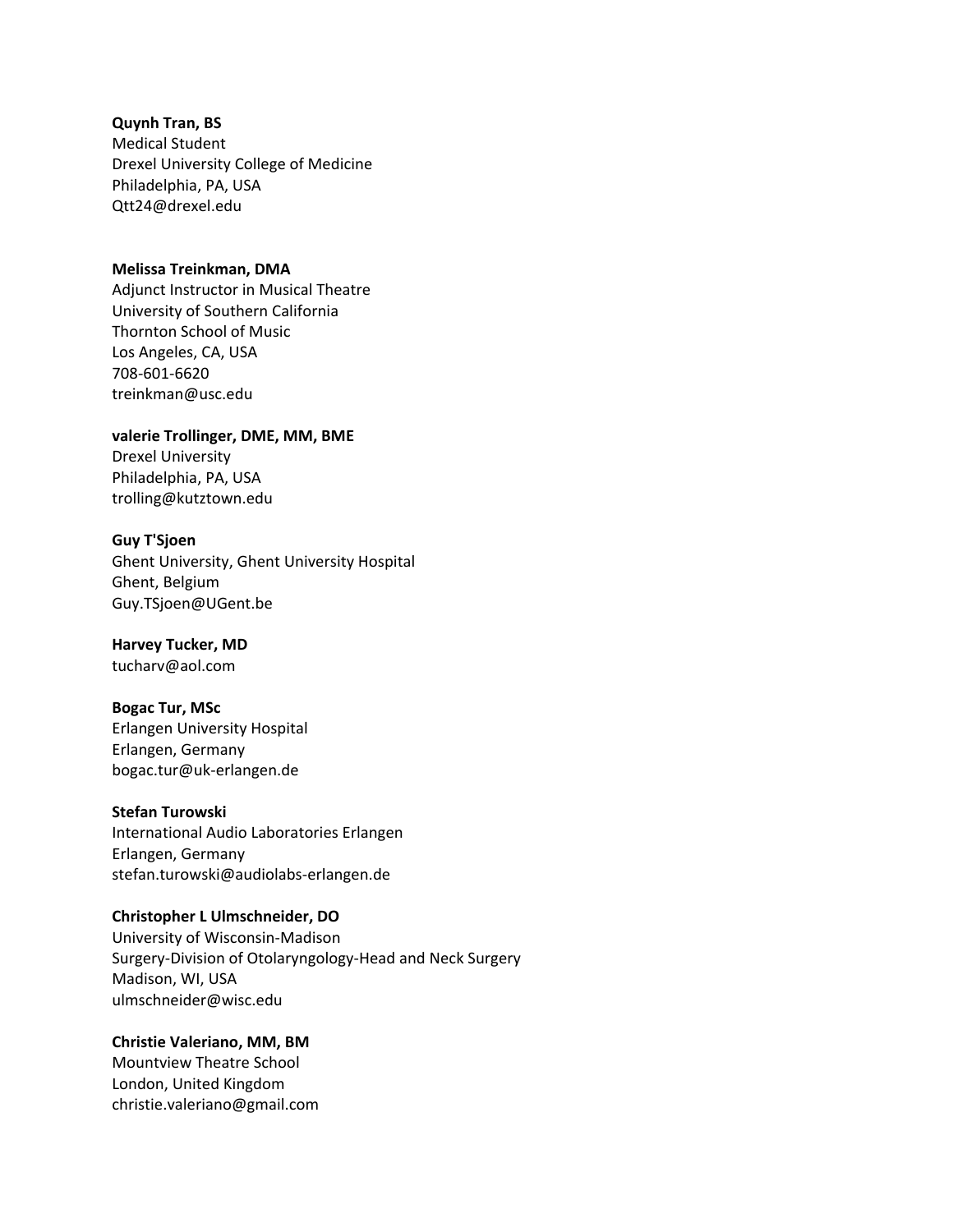**Quynh Tran, BS**
Medical Student
Drexel University College of Medicine
Philadelphia, PA, USA
Qtt24@drexel.edu

**Melissa Treinkman, DMA**
Adjunct Instructor in Musical Theatre
University of Southern California
Thornton School of Music
Los Angeles, CA, USA
708-601-6620
treinkman@usc.edu

**valerie Trollinger, DME, MM, BME**
Drexel University
Philadelphia, PA, USA
trolling@kutztown.edu

**Guy T'Sjoen**
Ghent University, Ghent University Hospital
Ghent, Belgium
Guy.TSjoen@UGent.be

**Harvey Tucker, MD**
tucharv@aol.com

**Bogac Tur, MSc**
Erlangen University Hospital
Erlangen, Germany
bogac.tur@uk-erlangen.de

**Stefan Turowski**
International Audio Laboratories Erlangen
Erlangen, Germany
stefan.turowski@audiolabs-erlangen.de

**Christopher L Ulmschneider, DO**
University of Wisconsin-Madison
Surgery-Division of Otolaryngology-Head and Neck Surgery
Madison, WI, USA
ulmschneider@wisc.edu

**Christie Valeriano, MM, BM**
Mountview Theatre School
London, United Kingdom
christie.valeriano@gmail.com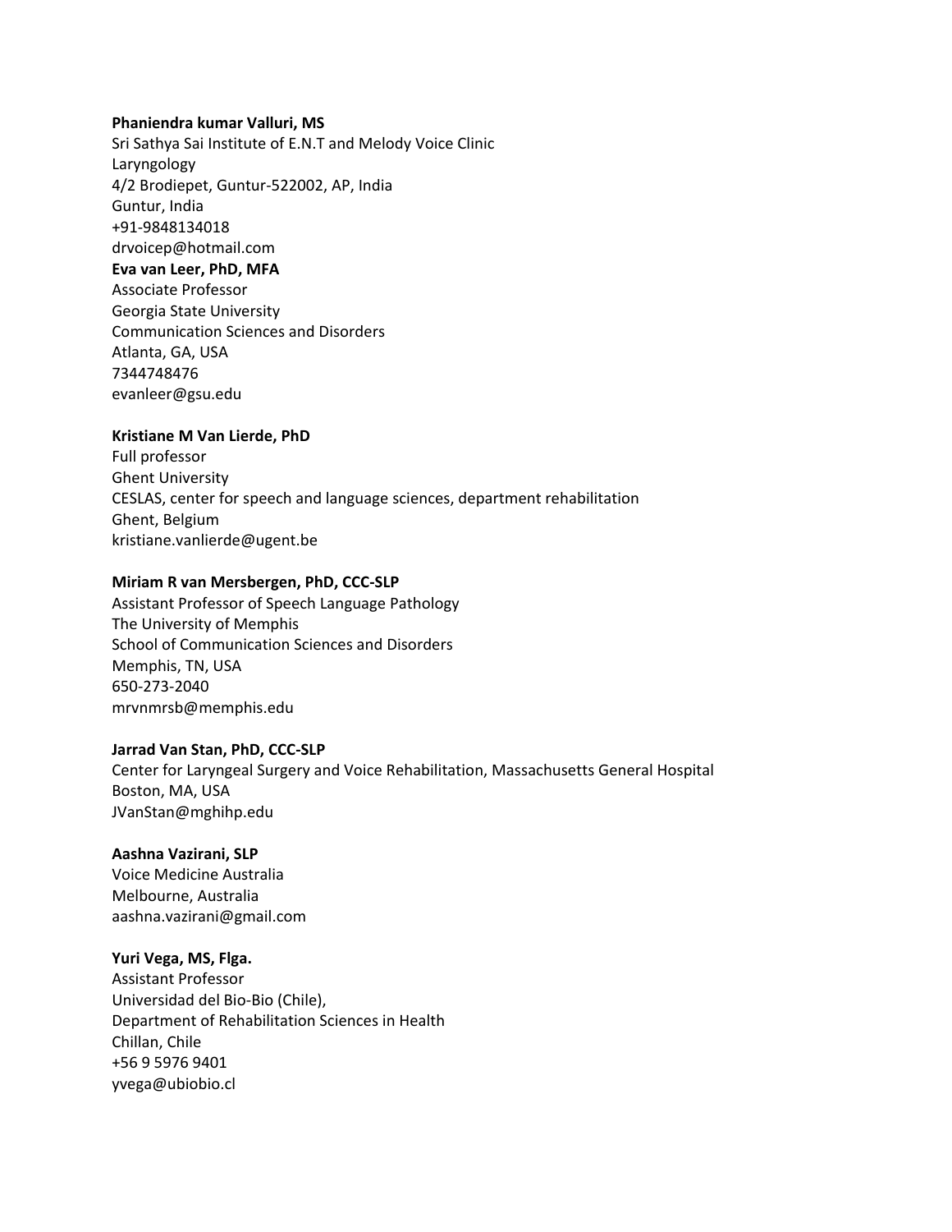**Phaniendra kumar Valluri, MS**
Sri Sathya Sai Institute of E.N.T and Melody Voice Clinic
Laryngology
4/2 Brodiepet, Guntur-522002, AP, India
Guntur, India
+91-9848134018
drvoicep@hotmail.com

**Eva van Leer, PhD, MFA**
Associate Professor
Georgia State University
Communication Sciences and Disorders
Atlanta, GA, USA
7344748476
evanleer@gsu.edu

**Kristiane M Van Lierde, PhD**
Full professor
Ghent University
CESLAS, center for speech and language sciences, department rehabilitation
Ghent, Belgium
kristiane.vanlierde@ugent.be

**Miriam R van Mersbergen, PhD, CCC-SLP**
Assistant Professor of Speech Language Pathology
The University of Memphis
School of Communication Sciences and Disorders
Memphis, TN, USA
650-273-2040
mrvnmrsb@memphis.edu

**Jarrad Van Stan, PhD, CCC-SLP**
Center for Laryngeal Surgery and Voice Rehabilitation, Massachusetts General Hospital
Boston, MA, USA
JVanStan@mghihp.edu

**Aashna Vazirani, SLP**
Voice Medicine Australia
Melbourne, Australia
aashna.vazirani@gmail.com

**Yuri Vega, MS, Flga.**
Assistant Professor
Universidad del Bio-Bio (Chile),
Department of Rehabilitation Sciences in Health
Chillan, Chile
+56 9 5976 9401
yvega@ubiobio.cl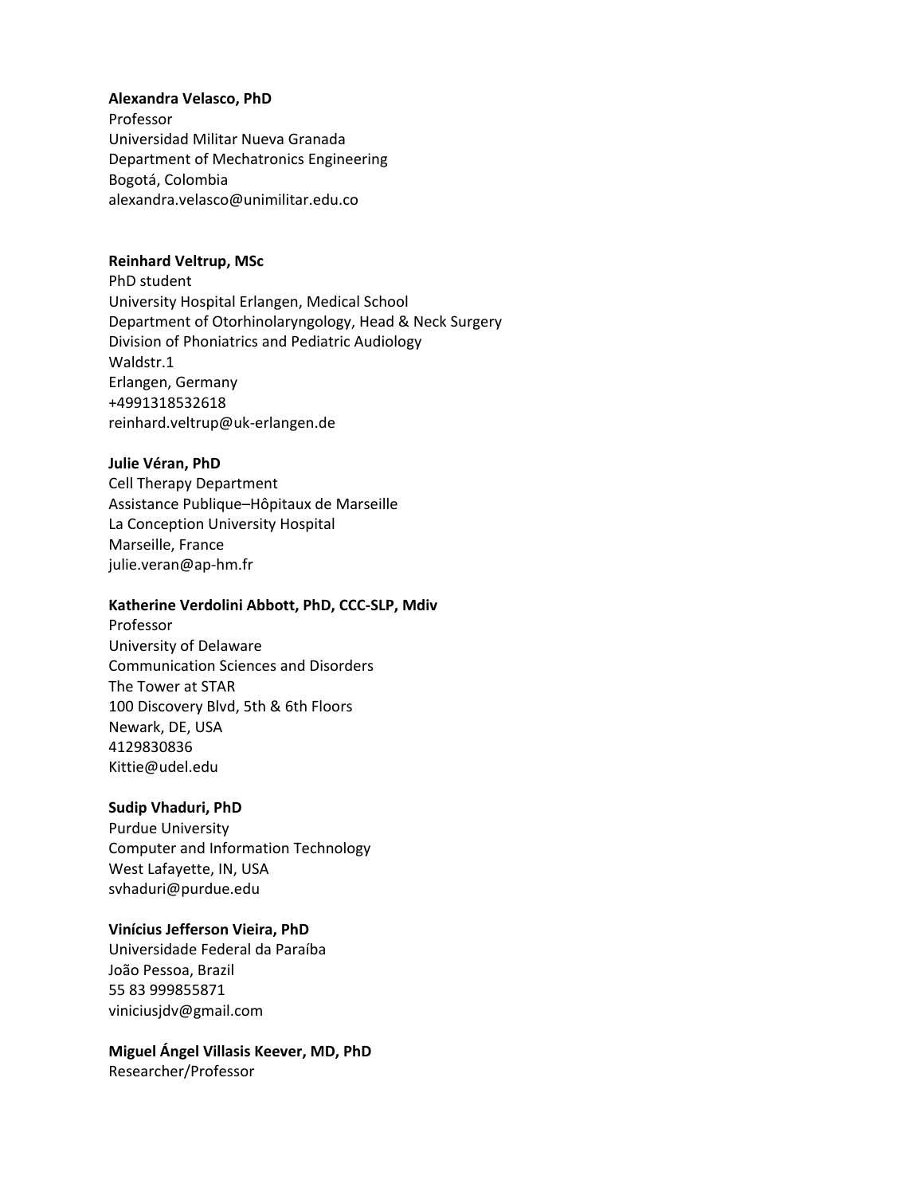**Alexandra Velasco, PhD**
Professor
Universidad Militar Nueva Granada
Department of Mechatronics Engineering
Bogotá, Colombia
alexandra.velasco@unimilitar.edu.co

**Reinhard Veltrup, MSc**
PhD student
University Hospital Erlangen, Medical School
Department of Otorhinolaryngology, Head & Neck Surgery
Division of Phoniatrics and Pediatric Audiology
Waldstr.1
Erlangen, Germany
+4991318532618
reinhard.veltrup@uk-erlangen.de

**Julie Véran, PhD**
Cell Therapy Department
Assistance Publique–Hôpitaux de Marseille
La Conception University Hospital
Marseille, France
julie.veran@ap-hm.fr

**Katherine Verdolini Abbott, PhD, CCC-SLP, Mdiv**
Professor
University of Delaware
Communication Sciences and Disorders
The Tower at STAR
100 Discovery Blvd, 5th & 6th Floors
Newark, DE, USA
4129830836
Kittie@udel.edu

**Sudip Vhaduri, PhD**
Purdue University
Computer and Information Technology
West Lafayette, IN, USA
svhaduri@purdue.edu

**Vinícius Jefferson Vieira, PhD**
Universidade Federal da Paraíba
João Pessoa, Brazil
55 83 999855871
viniciusjdv@gmail.com

**Miguel Ángel Villasis Keever, MD, PhD**
Researcher/Professor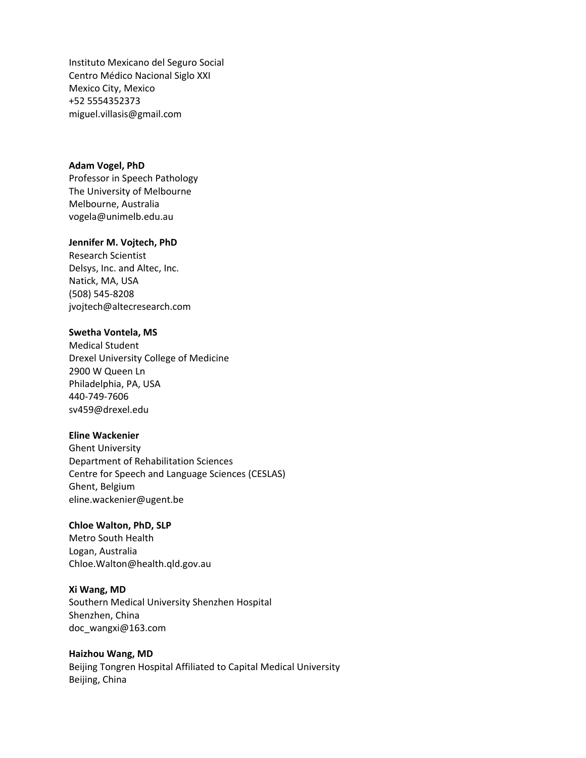Instituto Mexicano del Seguro Social
Centro Médico Nacional Siglo XXI
Mexico City, Mexico
+52 5554352373
miguel.villasis@gmail.com

**Adam Vogel, PhD**
Professor in Speech Pathology
The University of Melbourne
Melbourne, Australia
vogela@unimelb.edu.au

**Jennifer M. Vojtech, PhD**
Research Scientist
Delsys, Inc. and Altec, Inc.
Natick, MA, USA
(508) 545-8208
jvojtech@altecresearch.com

**Swetha Vontela, MS**
Medical Student
Drexel University College of Medicine
2900 W Queen Ln
Philadelphia, PA, USA
440-749-7606
sv459@drexel.edu

**Eline Wackenier**
Ghent University
Department of Rehabilitation Sciences
Centre for Speech and Language Sciences (CESLAS)
Ghent, Belgium
eline.wackenier@ugent.be

**Chloe Walton, PhD, SLP**
Metro South Health
Logan, Australia
Chloe.Walton@health.qld.gov.au

**Xi Wang, MD**
Southern Medical University Shenzhen Hospital
Shenzhen, China
doc_wangxi@163.com

**Haizhou Wang, MD**
Beijing Tongren Hospital Affiliated to Capital Medical University
Beijing, China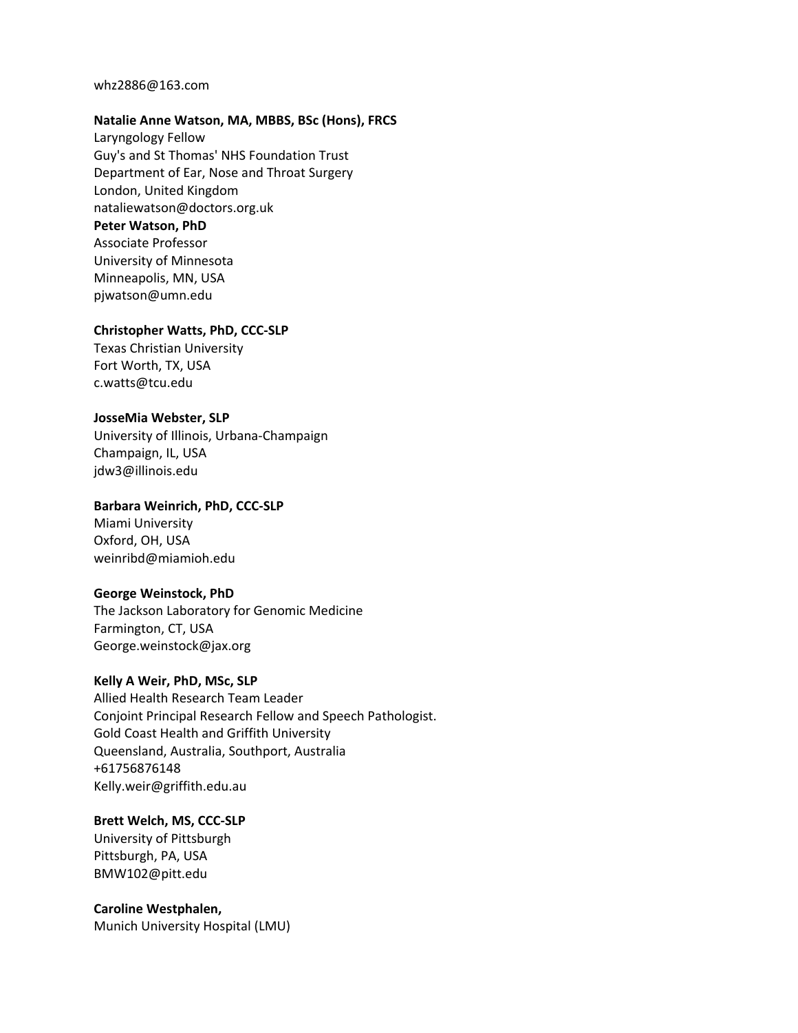whz2886@163.com

**Natalie Anne Watson, MA, MBBS, BSc (Hons), FRCS**
Laryngology Fellow
Guy's and St Thomas' NHS Foundation Trust
Department of Ear, Nose and Throat Surgery
London, United Kingdom
nataliewatson@doctors.org.uk

**Peter Watson, PhD**
Associate Professor
University of Minnesota
Minneapolis, MN, USA
pjwatson@umn.edu

**Christopher Watts, PhD, CCC-SLP**
Texas Christian University
Fort Worth, TX, USA
c.watts@tcu.edu

**JosseMia Webster, SLP**
University of Illinois, Urbana-Champaign
Champaign, IL, USA
jdw3@illinois.edu

**Barbara Weinrich, PhD, CCC-SLP**
Miami University
Oxford, OH, USA
weinribd@miamioh.edu

**George Weinstock, PhD**
The Jackson Laboratory for Genomic Medicine
Farmington, CT, USA
George.weinstock@jax.org

**Kelly A Weir, PhD, MSc, SLP**
Allied Health Research Team Leader
Conjoint Principal Research Fellow and Speech Pathologist.
Gold Coast Health and Griffith University
Queensland, Australia, Southport, Australia
+61756876148
Kelly.weir@griffith.edu.au

**Brett Welch, MS, CCC-SLP**
University of Pittsburgh
Pittsburgh, PA, USA
BMW102@pitt.edu

**Caroline Westphalen,**
Munich University Hospital (LMU)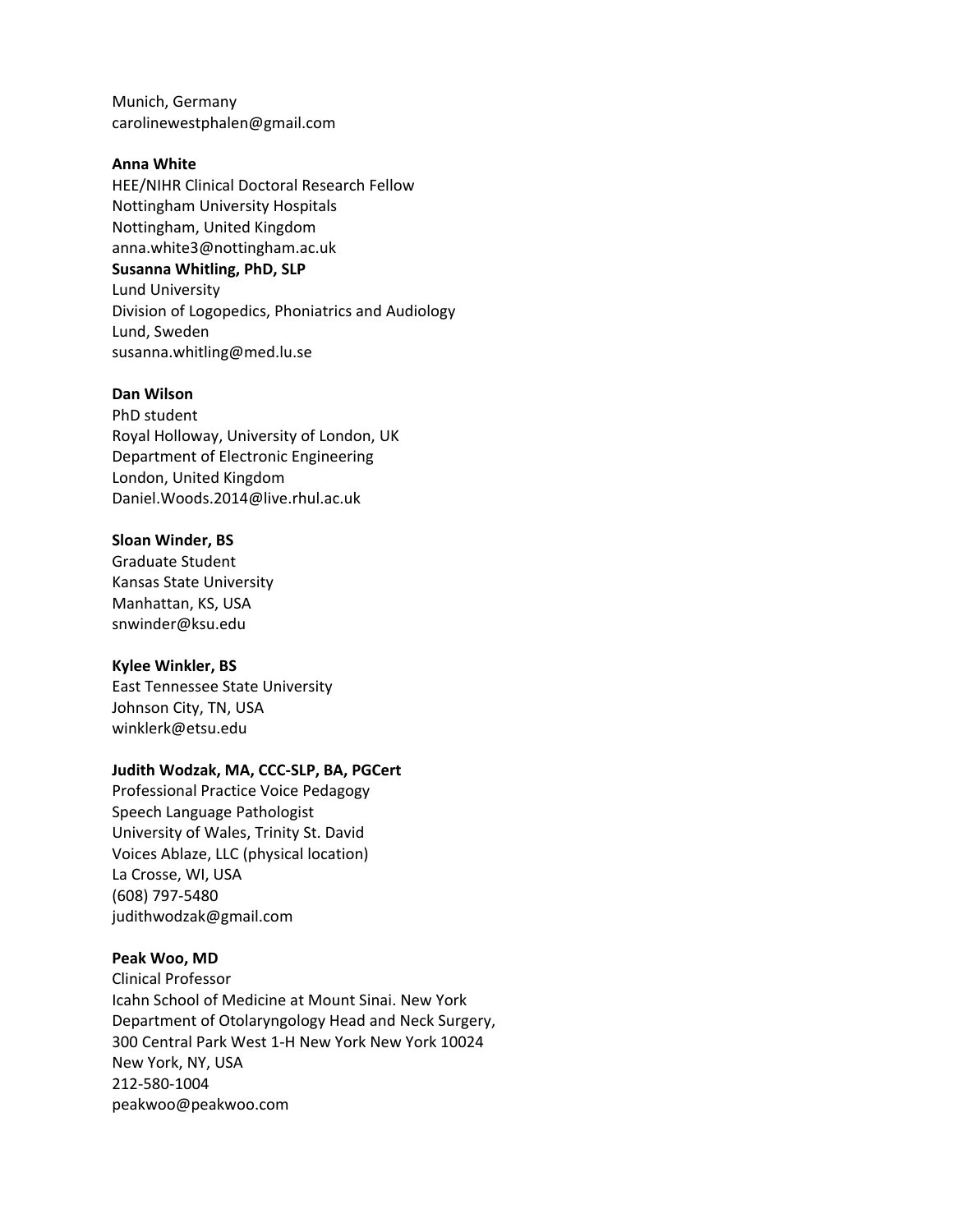Munich, Germany
carolinewestphalen@gmail.com

**Anna White**
HEE/NIHR Clinical Doctoral Research Fellow
Nottingham University Hospitals
Nottingham, United Kingdom
anna.white3@nottingham.ac.uk

**Susanna Whitling, PhD, SLP**
Lund University
Division of Logopedics, Phoniatrics and Audiology
Lund, Sweden
susanna.whitling@med.lu.se

**Dan Wilson**
PhD student
Royal Holloway, University of London, UK
Department of Electronic Engineering
London, United Kingdom
Daniel.Woods.2014@live.rhul.ac.uk

**Sloan Winder, BS**
Graduate Student
Kansas State University
Manhattan, KS, USA
snwinder@ksu.edu

**Kylee Winkler, BS**
East Tennessee State University
Johnson City, TN, USA
winklerk@etsu.edu

**Judith Wodzak, MA, CCC-SLP, BA, PGCert**
Professional Practice Voice Pedagogy
Speech Language Pathologist
University of Wales, Trinity St. David
Voices Ablaze, LLC (physical location)
La Crosse, WI, USA
(608) 797-5480
judithwodzak@gmail.com

**Peak Woo, MD**
Clinical Professor
Icahn School of Medicine at Mount Sinai. New York
Department of Otolaryngology Head and Neck Surgery,
300 Central Park West 1-H New York New York 10024
New York, NY, USA
212-580-1004
peakwoo@peakwoo.com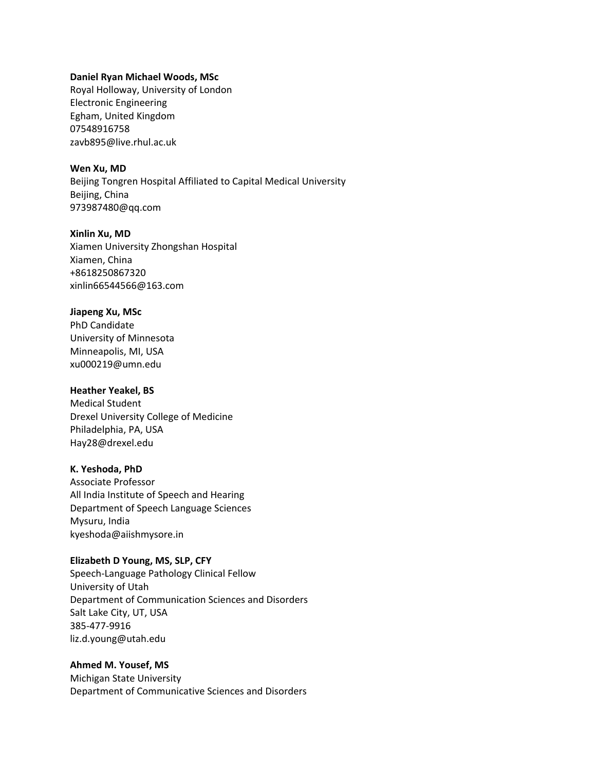**Daniel Ryan Michael Woods, MSc**
Royal Holloway, University of London
Electronic Engineering
Egham, United Kingdom
07548916758
zavb895@live.rhul.ac.uk

**Wen Xu, MD**
Beijing Tongren Hospital Affiliated to Capital Medical University
Beijing, China
973987480@qq.com

**Xinlin Xu, MD**
Xiamen University Zhongshan Hospital
Xiamen, China
+8618250867320
xinlin66544566@163.com

**Jiapeng Xu, MSc**
PhD Candidate
University of Minnesota
Minneapolis, MI, USA
xu000219@umn.edu

**Heather Yeakel, BS**
Medical Student
Drexel University College of Medicine
Philadelphia, PA, USA
Hay28@drexel.edu

**K. Yeshoda, PhD**
Associate Professor
All India Institute of Speech and Hearing
Department of Speech Language Sciences
Mysuru, India
kyeshoda@aiishmysore.in

**Elizabeth D Young, MS, SLP, CFY**
Speech-Language Pathology Clinical Fellow
University of Utah
Department of Communication Sciences and Disorders
Salt Lake City, UT, USA
385-477-9916
liz.d.young@utah.edu

**Ahmed M. Yousef, MS**
Michigan State University
Department of Communicative Sciences and Disorders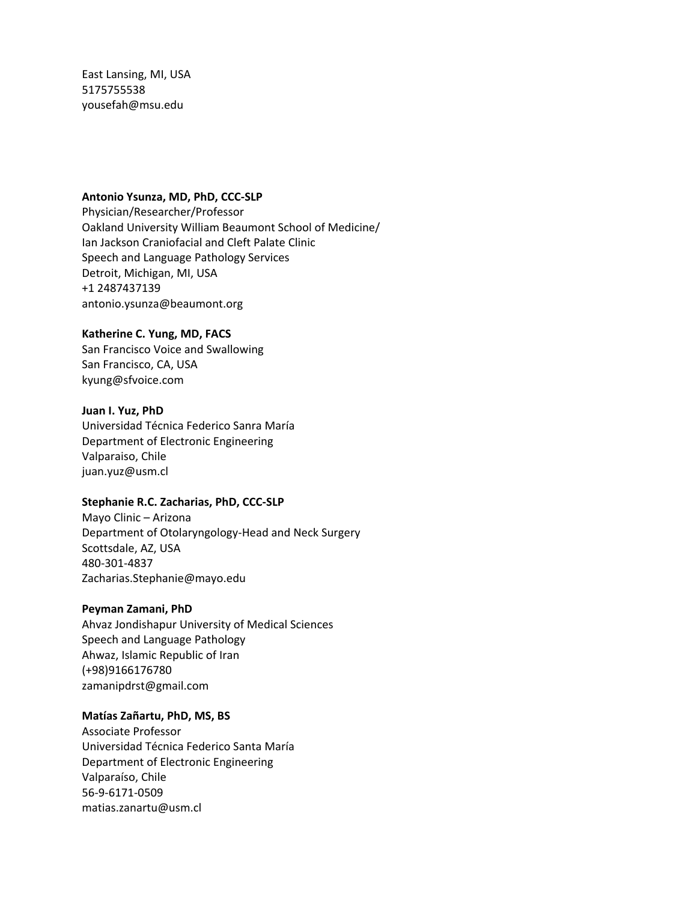East Lansing, MI, USA
5175755538
yousefah@msu.edu

**Antonio Ysunza, MD, PhD, CCC-SLP**
Physician/Researcher/Professor
Oakland University William Beaumont School of Medicine/
Ian Jackson Craniofacial and Cleft Palate Clinic
Speech and Language Pathology Services
Detroit, Michigan, MI, USA
+1 2487437139
antonio.ysunza@beaumont.org

**Katherine C. Yung, MD, FACS**
San Francisco Voice and Swallowing
San Francisco, CA, USA
kyung@sfvoice.com

**Juan I. Yuz, PhD**
Universidad Técnica Federico Sanra María
Department of Electronic Engineering
Valparaiso, Chile
juan.yuz@usm.cl

**Stephanie R.C. Zacharias, PhD, CCC-SLP**
Mayo Clinic – Arizona
Department of Otolaryngology-Head and Neck Surgery
Scottsdale, AZ, USA
480-301-4837
Zacharias.Stephanie@mayo.edu

**Peyman Zamani, PhD**
Ahvaz Jondishapur University of Medical Sciences
Speech and Language Pathology
Ahwaz, Islamic Republic of Iran
(+98)9166176780
zamanipdrst@gmail.com

**Matías Zañartu, PhD, MS, BS**
Associate Professor
Universidad Técnica Federico Santa María
Department of Electronic Engineering
Valparaíso, Chile
56-9-6171-0509
matias.zanartu@usm.cl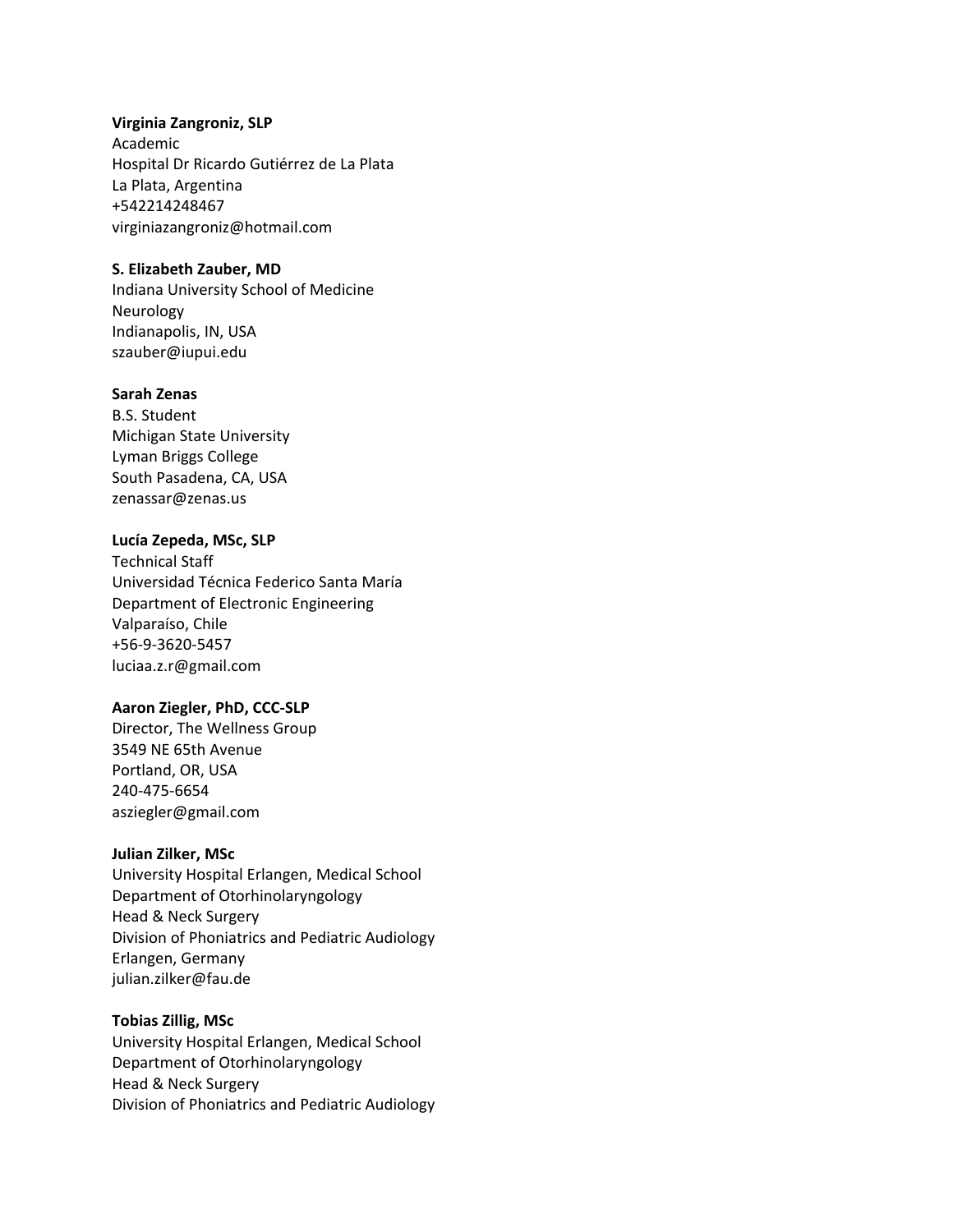**Virginia Zangroniz, SLP**
Academic
Hospital Dr Ricardo Gutiérrez de La Plata
La Plata, Argentina
+542214248467
virginiazangroniz@hotmail.com

**S. Elizabeth Zauber, MD**
Indiana University School of Medicine
Neurology
Indianapolis, IN, USA
szauber@iupui.edu

**Sarah Zenas**
B.S. Student
Michigan State University
Lyman Briggs College
South Pasadena, CA, USA
zenassar@zenas.us

**Lucía Zepeda, MSc, SLP**
Technical Staff
Universidad Técnica Federico Santa María
Department of Electronic Engineering
Valparaíso, Chile
+56-9-3620-5457
luciaa.z.r@gmail.com

**Aaron Ziegler, PhD, CCC-SLP**
Director, The Wellness Group
3549 NE 65th Avenue
Portland, OR, USA
240-475-6654
asziegler@gmail.com

**Julian Zilker, MSc**
University Hospital Erlangen, Medical School
Department of Otorhinolaryngology
Head & Neck Surgery
Division of Phoniatrics and Pediatric Audiology
Erlangen, Germany
julian.zilker@fau.de

**Tobias Zillig, MSc**
University Hospital Erlangen, Medical School
Department of Otorhinolaryngology
Head & Neck Surgery
Division of Phoniatrics and Pediatric Audiology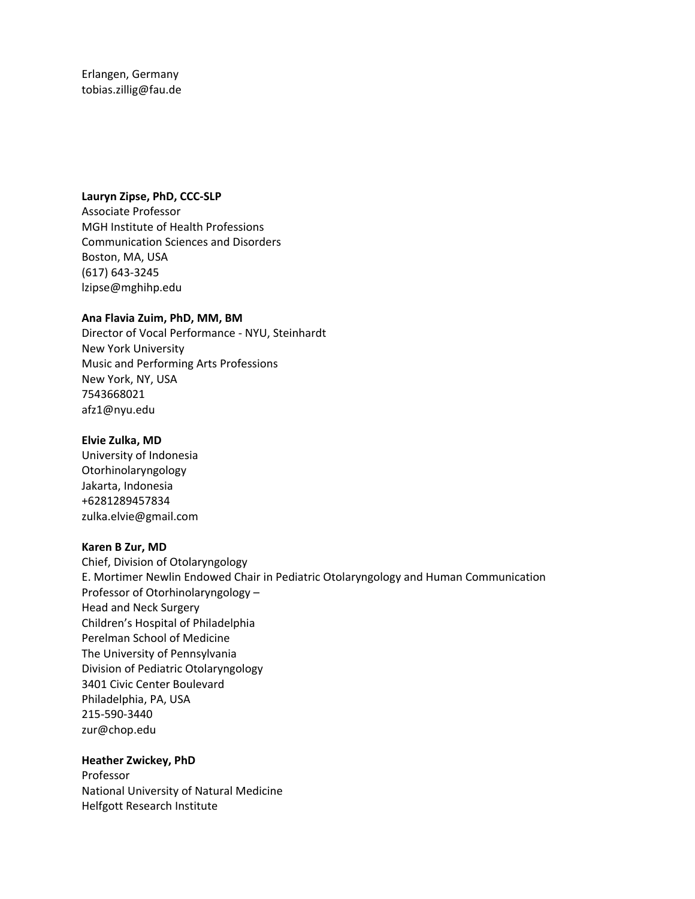Erlangen, Germany
tobias.zillig@fau.de

**Lauryn Zipse, PhD, CCC-SLP**
Associate Professor
MGH Institute of Health Professions
Communication Sciences and Disorders
Boston, MA, USA
(617) 643-3245
lzipse@mghihp.edu

**Ana Flavia Zuim, PhD, MM, BM**
Director of Vocal Performance - NYU, Steinhardt
New York University
Music and Performing Arts Professions
New York, NY, USA
7543668021
afz1@nyu.edu

**Elvie Zulka, MD**
University of Indonesia
Otorhinolaryngology
Jakarta, Indonesia
+6281289457834
zulka.elvie@gmail.com

**Karen B Zur, MD**
Chief, Division of Otolaryngology
E. Mortimer Newlin Endowed Chair in Pediatric Otolaryngology and Human Communication
Professor of Otorhinolaryngology –
Head and Neck Surgery
Children's Hospital of Philadelphia
Perelman School of Medicine
The University of Pennsylvania
Division of Pediatric Otolaryngology
3401 Civic Center Boulevard
Philadelphia, PA, USA
215-590-3440
zur@chop.edu

**Heather Zwickey, PhD**
Professor
National University of Natural Medicine
Helfgott Research Institute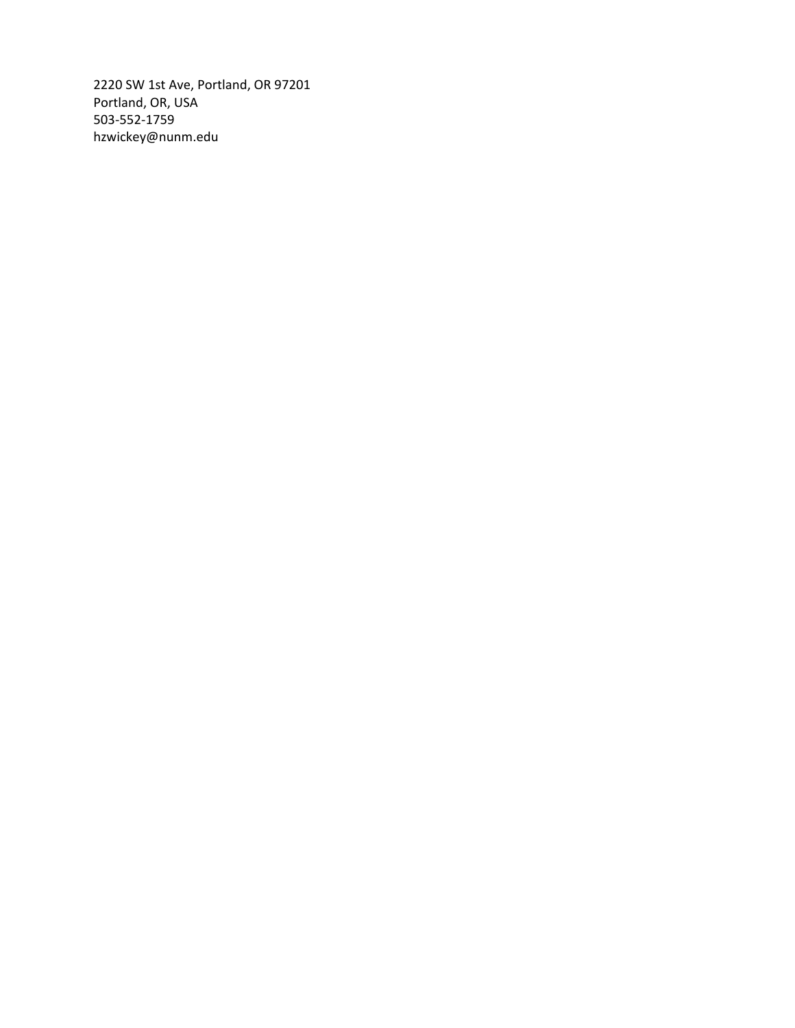2220 SW 1st Ave, Portland, OR 97201
Portland, OR, USA
503-552-1759
hzwickey@nunm.edu